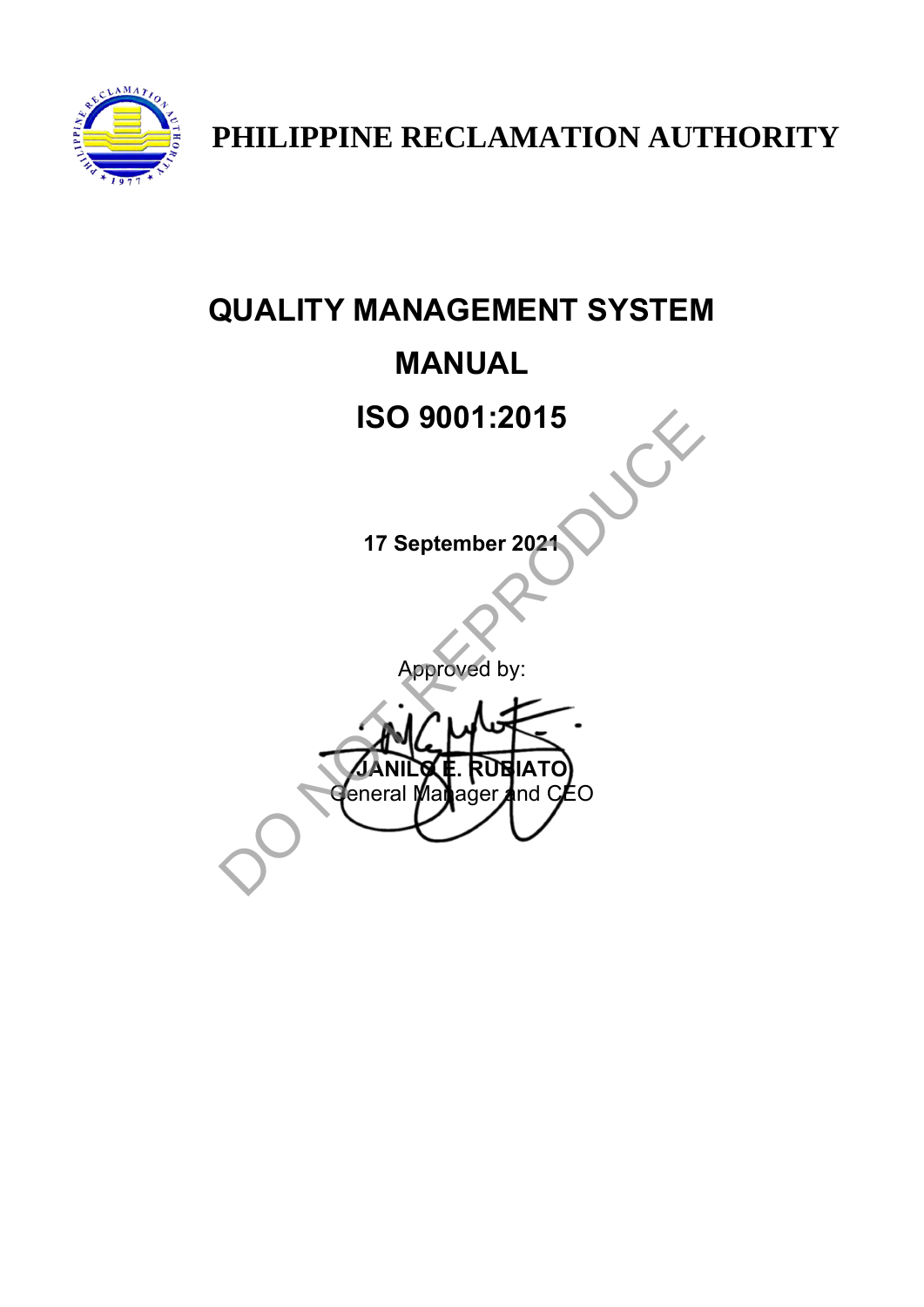# PHILIPPINE RECLAMATION AUTHORITY

# QUALITY MANAGEMENT SYSTEM

# MANUAL

# ISO 9001:2015

**17 September 2021**

Approved by:

**JANILO E. RUBIATO**
General Manager and CEO

DO NOT REPRODUCE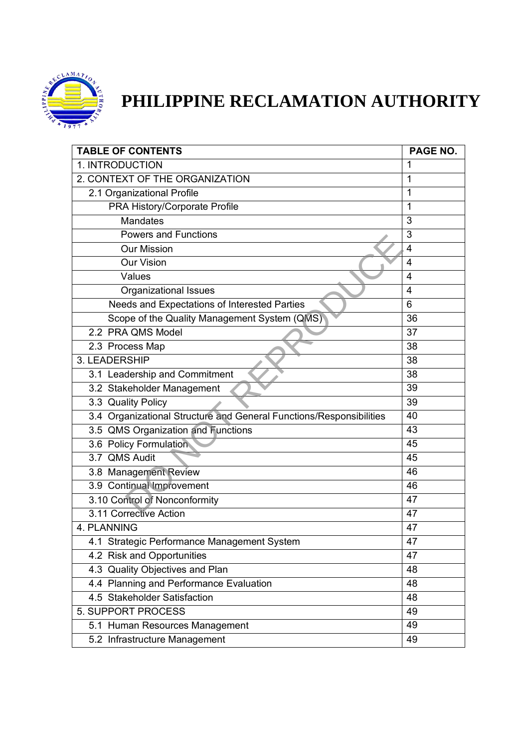# PHILIPPINE RECLAMATION AUTHORITY

| TABLE OF CONTENTS | PAGE NO. |
|---|---|
| 1. INTRODUCTION | 1 |
| 2. CONTEXT OF THE ORGANIZATION | 1 |
| 2.1 Organizational Profile | 1 |
| PRA History/Corporate Profile | 1 |
| Mandates | 3 |
| Powers and Functions | 3 |
| Our Mission | 4 |
| Our Vision | 4 |
| Values | 4 |
| Organizational Issues | 4 |
| Needs and Expectations of Interested Parties | 6 |
| Scope of the Quality Management System (QMS) | 36 |
| 2.2 PRA QMS Model | 37 |
| 2.3 Process Map | 38 |
| 3. LEADERSHIP | 38 |
| 3.1 Leadership and Commitment | 38 |
| 3.2 Stakeholder Management | 39 |
| 3.3 Quality Policy | 39 |
| 3.4 Organizational Structure and General Functions/Responsibilities | 40 |
| 3.5 QMS Organization and Functions | 43 |
| 3.6 Policy Formulation | 45 |
| 3.7 QMS Audit | 45 |
| 3.8 Management Review | 46 |
| 3.9 Continual Improvement | 46 |
| 3.10 Control of Nonconformity | 47 |
| 3.11 Corrective Action | 47 |
| 4. PLANNING | 47 |
| 4.1 Strategic Performance Management System | 47 |
| 4.2 Risk and Opportunities | 47 |
| 4.3 Quality Objectives and Plan | 48 |
| 4.4 Planning and Performance Evaluation | 48 |
| 4.5 Stakeholder Satisfaction | 48 |
| 5. SUPPORT PROCESS | 49 |
| 5.1 Human Resources Management | 49 |
| 5.2 Infrastructure Management | 49 |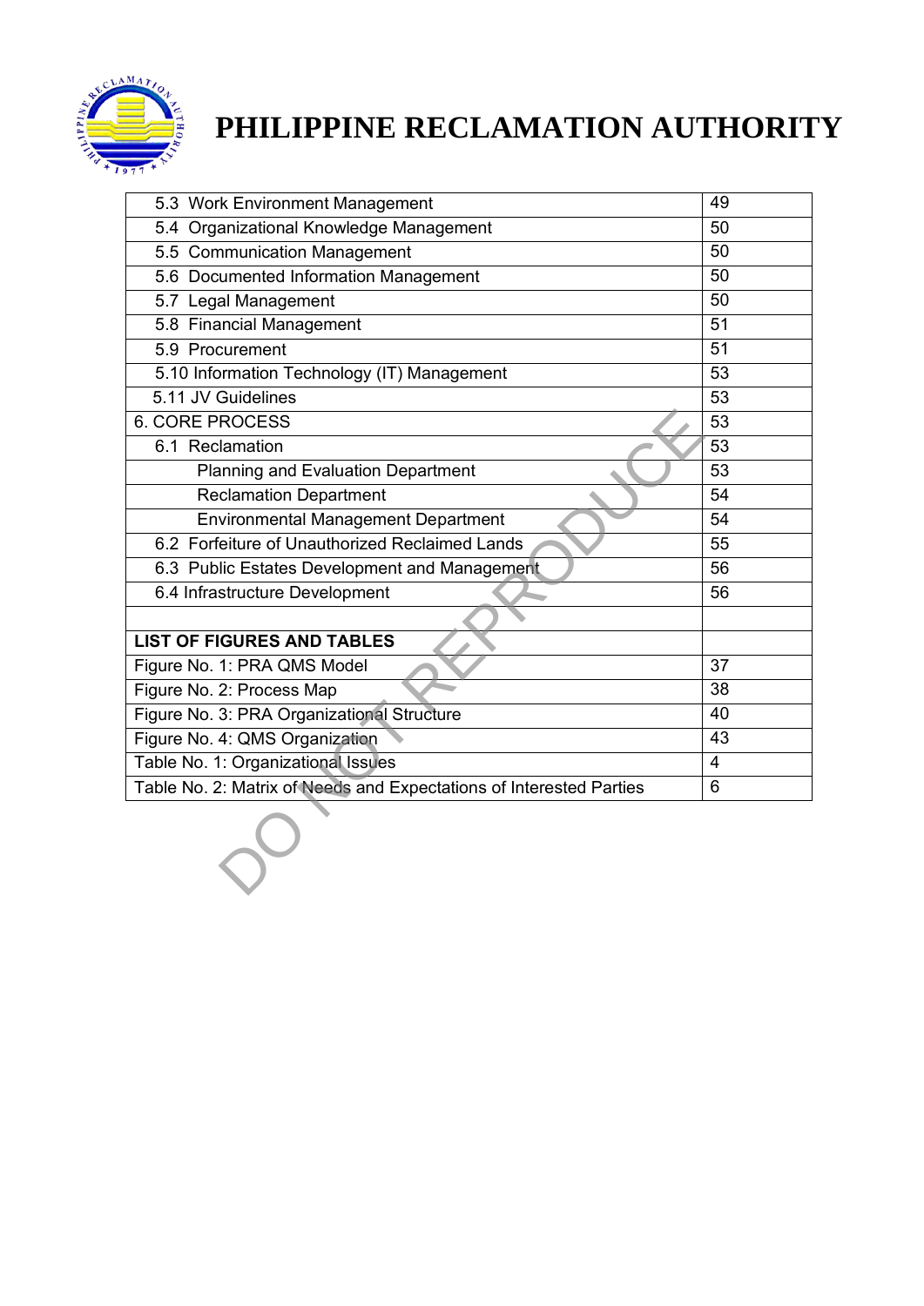| | |
|---|---|
| 5.3 Work Environment Management | 49 |
| 5.4 Organizational Knowledge Management | 50 |
| 5.5 Communication Management | 50 |
| 5.6 Documented Information Management | 50 |
| 5.7 Legal Management | 50 |
| 5.8 Financial Management | 51 |
| 5.9 Procurement | 51 |
| 5.10 Information Technology (IT) Management | 53 |
| 5.11 JV Guidelines | 53 |
| 6. CORE PROCESS | 53 |
| 6.1 Reclamation | 53 |
| Planning and Evaluation Department | 53 |
| Reclamation Department | 54 |
| Environmental Management Department | 54 |
| 6.2 Forfeiture of Unauthorized Reclaimed Lands | 55 |
| 6.3 Public Estates Development and Management | 56 |
| 6.4 Infrastructure Development | 56 |
| | |
| **LIST OF FIGURES AND TABLES** | |
| Figure No. 1: PRA QMS Model | 37 |
| Figure No. 2: Process Map | 38 |
| Figure No. 3: PRA Organizational Structure | 40 |
| Figure No. 4: QMS Organization | 43 |
| Table No. 1: Organizational Issues | 4 |
| Table No. 2: Matrix of Needs and Expectations of Interested Parties | 6 |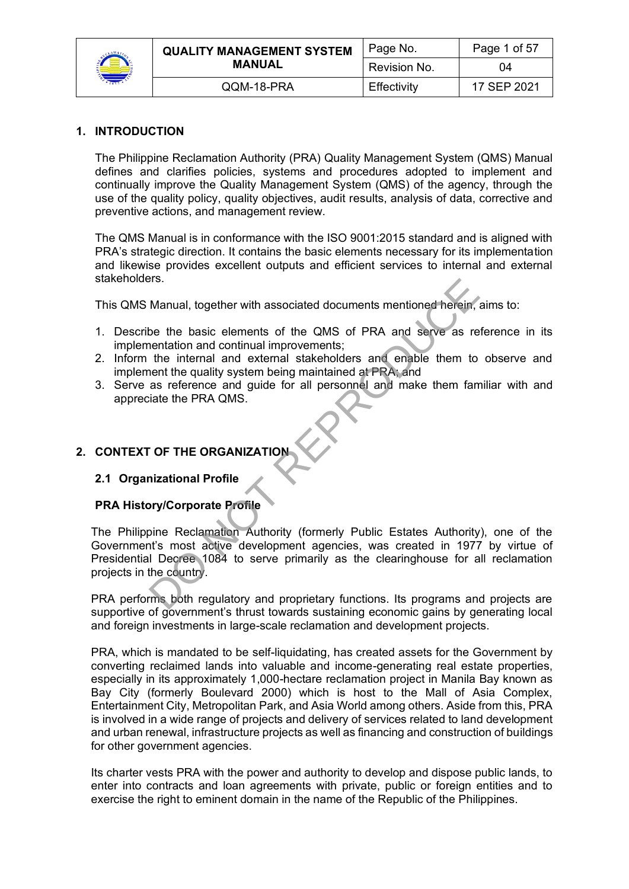## 1. INTRODUCTION

The Philippine Reclamation Authority (PRA) Quality Management System (QMS) Manual defines and clarifies policies, systems and procedures adopted to implement and continually improve the Quality Management System (QMS) of the agency, through the use of the quality policy, quality objectives, audit results, analysis of data, corrective and preventive actions, and management review.

The QMS Manual is in conformance with the ISO 9001:2015 standard and is aligned with PRA's strategic direction. It contains the basic elements necessary for its implementation and likewise provides excellent outputs and efficient services to internal and external stakeholders.

This QMS Manual, together with associated documents mentioned herein, aims to:

1. Describe the basic elements of the QMS of PRA and serve as reference in its implementation and continual improvements;
2. Inform the internal and external stakeholders and enable them to observe and implement the quality system being maintained at PRA; and
3. Serve as reference and guide for all personnel and make them familiar with and appreciate the PRA QMS.

## 2. CONTEXT OF THE ORGANIZATION

### 2.1 Organizational Profile

**PRA History/Corporate Profile**

The Philippine Reclamation Authority (formerly Public Estates Authority), one of the Government's most active development agencies, was created in 1977 by virtue of Presidential Decree 1084 to serve primarily as the clearinghouse for all reclamation projects in the country.

PRA performs both regulatory and proprietary functions. Its programs and projects are supportive of government's thrust towards sustaining economic gains by generating local and foreign investments in large-scale reclamation and development projects.

PRA, which is mandated to be self-liquidating, has created assets for the Government by converting reclaimed lands into valuable and income-generating real estate properties, especially in its approximately 1,000-hectare reclamation project in Manila Bay known as Bay City (formerly Boulevard 2000) which is host to the Mall of Asia Complex, Entertainment City, Metropolitan Park, and Asia World among others. Aside from this, PRA is involved in a wide range of projects and delivery of services related to land development and urban renewal, infrastructure projects as well as financing and construction of buildings for other government agencies.

Its charter vests PRA with the power and authority to develop and dispose public lands, to enter into contracts and loan agreements with private, public or foreign entities and to exercise the right to eminent domain in the name of the Republic of the Philippines.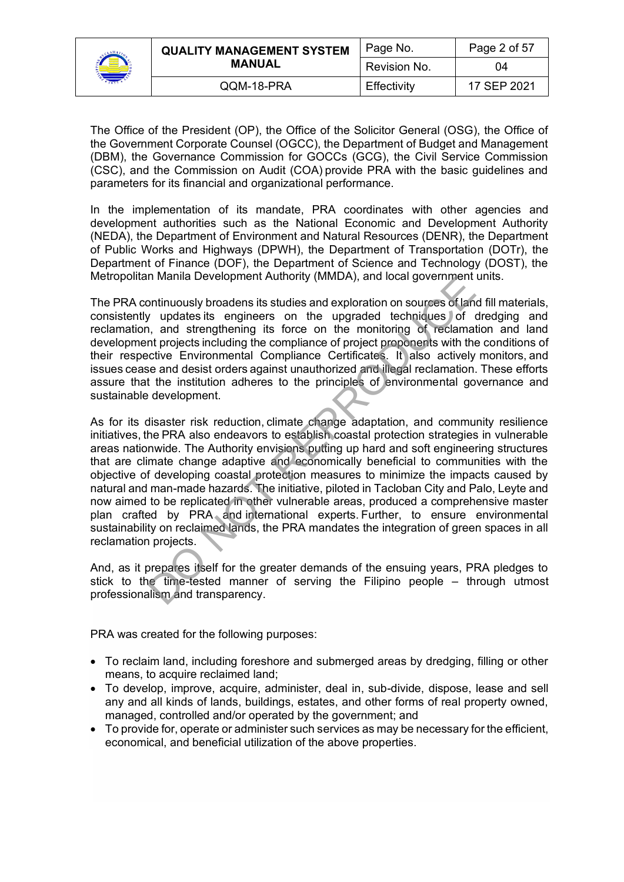The Office of the President (OP), the Office of the Solicitor General (OSG), the Office of the Government Corporate Counsel (OGCC), the Department of Budget and Management (DBM), the Governance Commission for GOCCs (GCG), the Civil Service Commission (CSC), and the Commission on Audit (COA) provide PRA with the basic guidelines and parameters for its financial and organizational performance.

In the implementation of its mandate, PRA coordinates with other agencies and development authorities such as the National Economic and Development Authority (NEDA), the Department of Environment and Natural Resources (DENR), the Department of Public Works and Highways (DPWH), the Department of Transportation (DOTr), the Department of Finance (DOF), the Department of Science and Technology (DOST), the Metropolitan Manila Development Authority (MMDA), and local government units.

The PRA continuously broadens its studies and exploration on sources of land fill materials, consistently updates its engineers on the upgraded techniques of dredging and reclamation, and strengthening its force on the monitoring of reclamation and land development projects including the compliance of project proponents with the conditions of their respective Environmental Compliance Certificates. It also actively monitors, and issues cease and desist orders against unauthorized and illegal reclamation. These efforts assure that the institution adheres to the principles of environmental governance and sustainable development.

As for its disaster risk reduction, climate change adaptation, and community resilience initiatives, the PRA also endeavors to establish coastal protection strategies in vulnerable areas nationwide. The Authority envisions putting up hard and soft engineering structures that are climate change adaptive and economically beneficial to communities with the objective of developing coastal protection measures to minimize the impacts caused by natural and man-made hazards. The initiative, piloted in Tacloban City and Palo, Leyte and now aimed to be replicated in other vulnerable areas, produced a comprehensive master plan crafted by PRA and international experts. Further, to ensure environmental sustainability on reclaimed lands, the PRA mandates the integration of green spaces in all reclamation projects.

And, as it prepares itself for the greater demands of the ensuing years, PRA pledges to stick to the time-tested manner of serving the Filipino people – through utmost professionalism and transparency.

PRA was created for the following purposes:

- To reclaim land, including foreshore and submerged areas by dredging, filling or other means, to acquire reclaimed land;
- To develop, improve, acquire, administer, deal in, sub-divide, dispose, lease and sell any and all kinds of lands, buildings, estates, and other forms of real property owned, managed, controlled and/or operated by the government; and
- To provide for, operate or administer such services as may be necessary for the efficient, economical, and beneficial utilization of the above properties.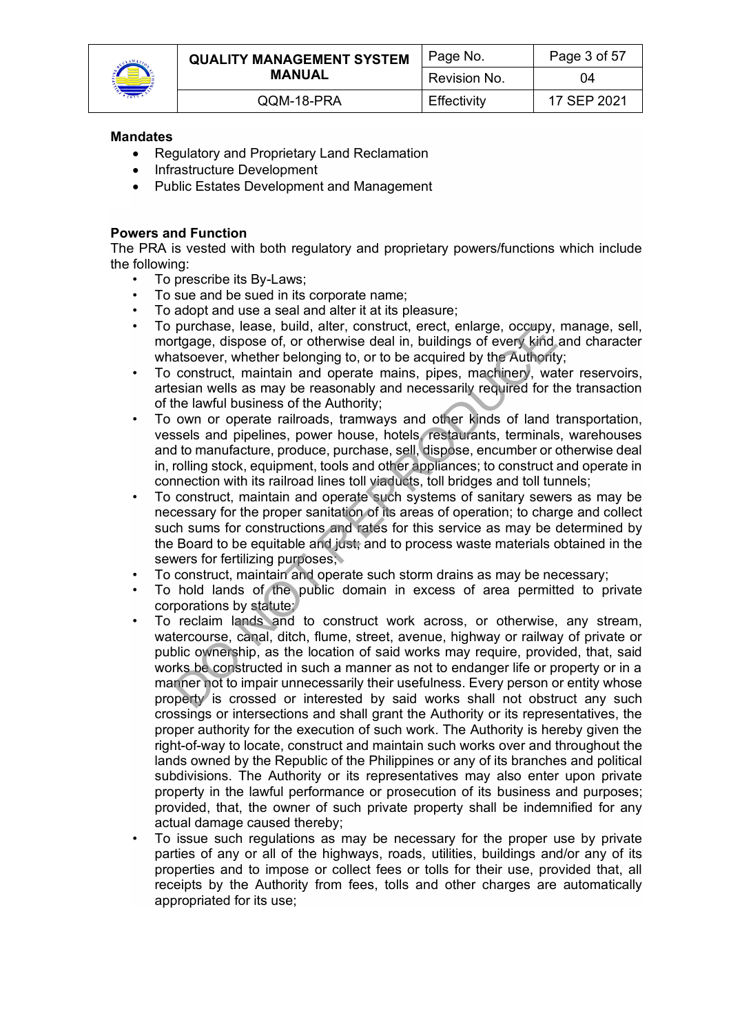**Mandates**

- Regulatory and Proprietary Land Reclamation
- Infrastructure Development
- Public Estates Development and Management

**Powers and Function**

The PRA is vested with both regulatory and proprietary powers/functions which include the following:

- To prescribe its By-Laws;
- To sue and be sued in its corporate name;
- To adopt and use a seal and alter it at its pleasure;
- To purchase, lease, build, alter, construct, erect, enlarge, occupy, manage, sell, mortgage, dispose of, or otherwise deal in, buildings of every kind and character whatsoever, whether belonging to, or to be acquired by the Authority;
- To construct, maintain and operate mains, pipes, machinery, water reservoirs, artesian wells as may be reasonably and necessarily required for the transaction of the lawful business of the Authority;
- To own or operate railroads, tramways and other kinds of land transportation, vessels and pipelines, power house, hotels, restaurants, terminals, warehouses and to manufacture, produce, purchase, sell, dispose, encumber or otherwise deal in, rolling stock, equipment, tools and other appliances; to construct and operate in connection with its railroad lines toll viaducts, toll bridges and toll tunnels;
- To construct, maintain and operate such systems of sanitary sewers as may be necessary for the proper sanitation of its areas of operation; to charge and collect such sums for constructions and rates for this service as may be determined by the Board to be equitable and just; and to process waste materials obtained in the sewers for fertilizing purposes;
- To construct, maintain and operate such storm drains as may be necessary;
- To hold lands of the public domain in excess of area permitted to private corporations by statute;
- To reclaim lands and to construct work across, or otherwise, any stream, watercourse, canal, ditch, flume, street, avenue, highway or railway of private or public ownership, as the location of said works may require, provided, that, said works be constructed in such a manner as not to endanger life or property or in a manner not to impair unnecessarily their usefulness. Every person or entity whose property is crossed or interested by said works shall not obstruct any such crossings or intersections and shall grant the Authority or its representatives, the proper authority for the execution of such work. The Authority is hereby given the right-of-way to locate, construct and maintain such works over and throughout the lands owned by the Republic of the Philippines or any of its branches and political subdivisions. The Authority or its representatives may also enter upon private property in the lawful performance or prosecution of its business and purposes; provided, that, the owner of such private property shall be indemnified for any actual damage caused thereby;
- To issue such regulations as may be necessary for the proper use by private parties of any or all of the highways, roads, utilities, buildings and/or any of its properties and to impose or collect fees or tolls for their use, provided that, all receipts by the Authority from fees, tolls and other charges are automatically appropriated for its use;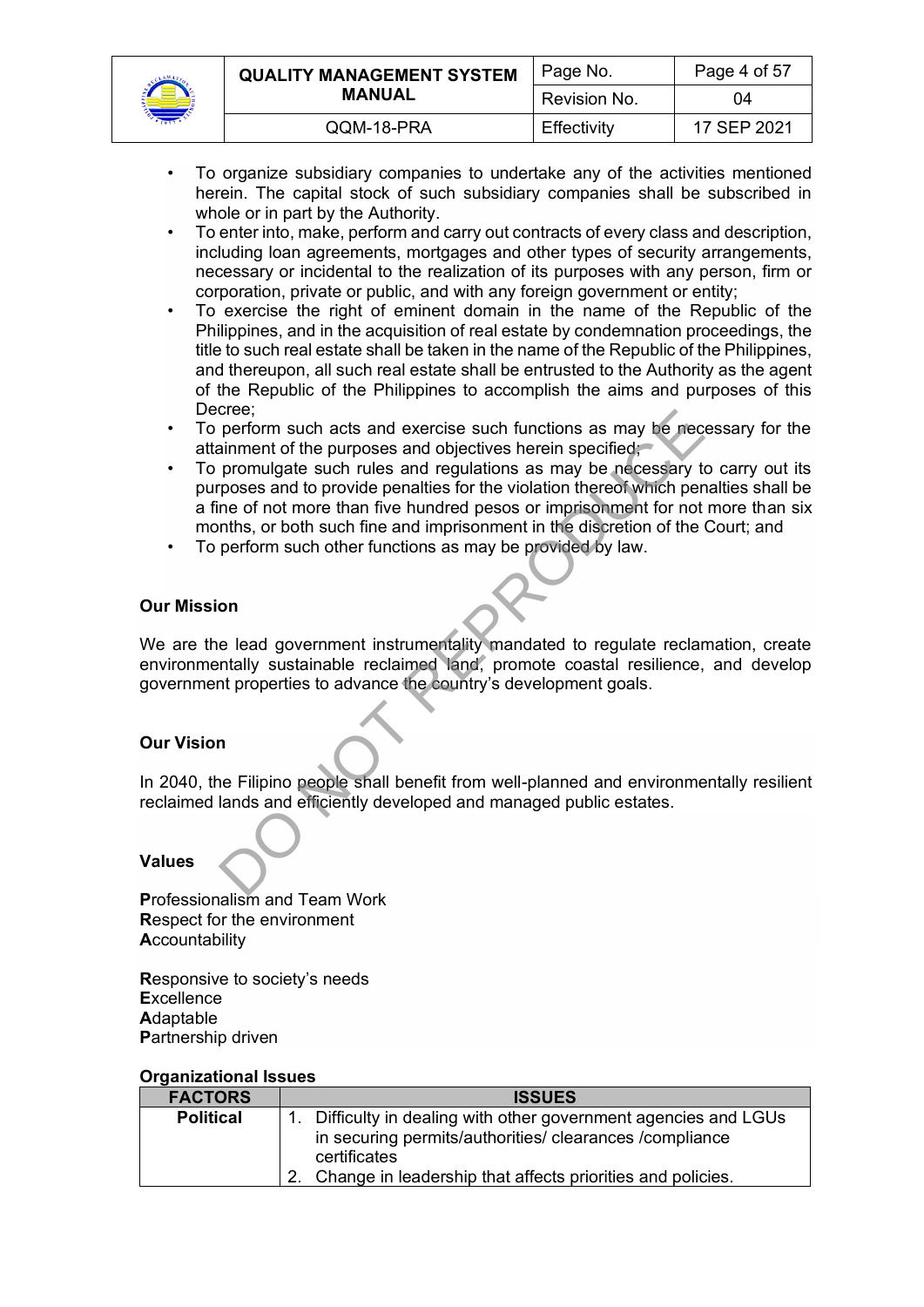- To organize subsidiary companies to undertake any of the activities mentioned herein. The capital stock of such subsidiary companies shall be subscribed in whole or in part by the Authority.
- To enter into, make, perform and carry out contracts of every class and description, including loan agreements, mortgages and other types of security arrangements, necessary or incidental to the realization of its purposes with any person, firm or corporation, private or public, and with any foreign government or entity;
- To exercise the right of eminent domain in the name of the Republic of the Philippines, and in the acquisition of real estate by condemnation proceedings, the title to such real estate shall be taken in the name of the Republic of the Philippines, and thereupon, all such real estate shall be entrusted to the Authority as the agent of the Republic of the Philippines to accomplish the aims and purposes of this Decree;
- To perform such acts and exercise such functions as may be necessary for the attainment of the purposes and objectives herein specified;
- To promulgate such rules and regulations as may be necessary to carry out its purposes and to provide penalties for the violation thereof which penalties shall be a fine of not more than five hundred pesos or imprisonment for not more than six months, or both such fine and imprisonment in the discretion of the Court; and
- To perform such other functions as may be provided by law.

**Our Mission**

We are the lead government instrumentality mandated to regulate reclamation, create environmentally sustainable reclaimed land, promote coastal resilience, and develop government properties to advance the country's development goals.

**Our Vision**

In 2040, the Filipino people shall benefit from well-planned and environmentally resilient reclaimed lands and efficiently developed and managed public estates.

**Values**

**P**rofessionalism and Team Work
**R**espect for the environment
**A**ccountability

**R**esponsive to society's needs
**E**xcellence
**A**daptable
**P**artnership driven

**Organizational Issues**

| FACTORS | ISSUES |
|---|---|
| **Political** | 1. Difficulty in dealing with other government agencies and LGUs in securing permits/authorities/ clearances /compliance certificates<br>2. Change in leadership that affects priorities and policies. |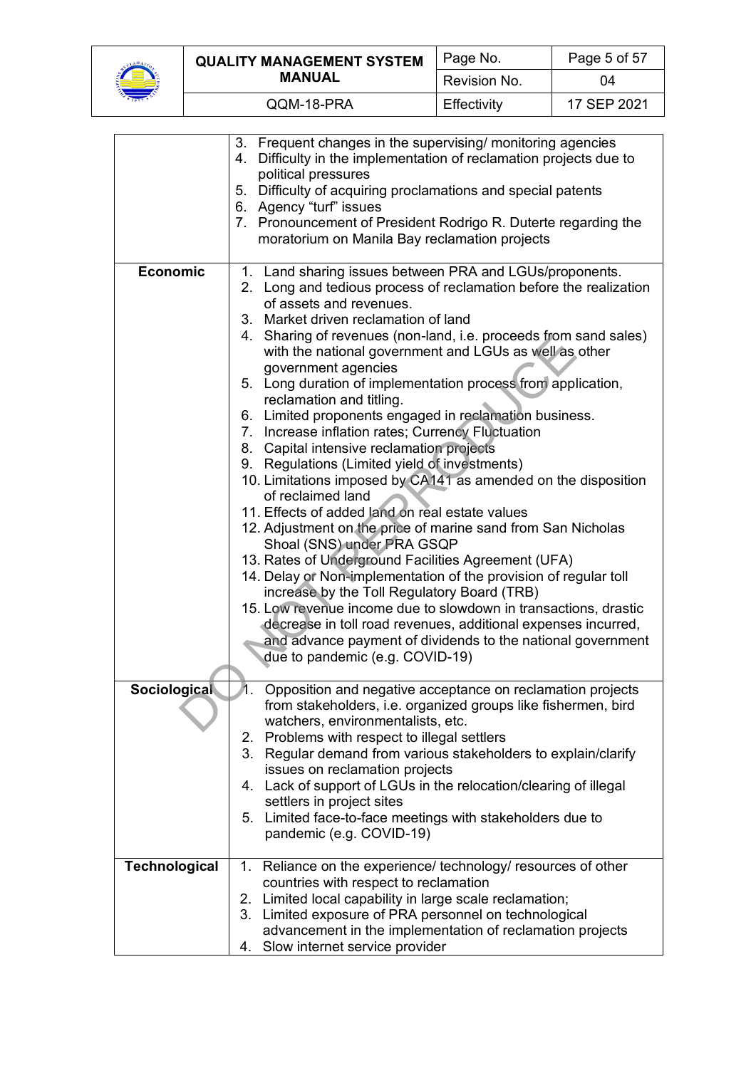| | |
|---|---|
| | 3. Frequent changes in the supervising/ monitoring agencies<br>4. Difficulty in the implementation of reclamation projects due to political pressures<br>5. Difficulty of acquiring proclamations and special patents<br>6. Agency “turf” issues<br>7. Pronouncement of President Rodrigo R. Duterte regarding the moratorium on Manila Bay reclamation projects |
| **Economic** | 1. Land sharing issues between PRA and LGUs/proponents.<br>2. Long and tedious process of reclamation before the realization of assets and revenues.<br>3. Market driven reclamation of land<br>4. Sharing of revenues (non-land, i.e. proceeds from sand sales) with the national government and LGUs as well as other government agencies<br>5. Long duration of implementation process from application, reclamation and titling.<br>6. Limited proponents engaged in reclamation business.<br>7. Increase inflation rates; Currency Fluctuation<br>8. Capital intensive reclamation projects<br>9. Regulations (Limited yield of investments)<br>10. Limitations imposed by CA141 as amended on the disposition of reclaimed land<br>11. Effects of added land on real estate values<br>12. Adjustment on the price of marine sand from San Nicholas Shoal (SNS) under PRA GSQP<br>13. Rates of Underground Facilities Agreement (UFA)<br>14. Delay or Non-implementation of the provision of regular toll increase by the Toll Regulatory Board (TRB)<br>15. Low revenue income due to slowdown in transactions, drastic decrease in toll road revenues, additional expenses incurred, and advance payment of dividends to the national government due to pandemic (e.g. COVID-19) |
| **Sociological** | 1. Opposition and negative acceptance on reclamation projects from stakeholders, i.e. organized groups like fishermen, bird watchers, environmentalists, etc.<br>2. Problems with respect to illegal settlers<br>3. Regular demand from various stakeholders to explain/clarify issues on reclamation projects<br>4. Lack of support of LGUs in the relocation/clearing of illegal settlers in project sites<br>5. Limited face-to-face meetings with stakeholders due to pandemic (e.g. COVID-19) |
| **Technological** | 1. Reliance on the experience/ technology/ resources of other countries with respect to reclamation<br>2. Limited local capability in large scale reclamation;<br>3. Limited exposure of PRA personnel on technological advancement in the implementation of reclamation projects<br>4. Slow internet service provider |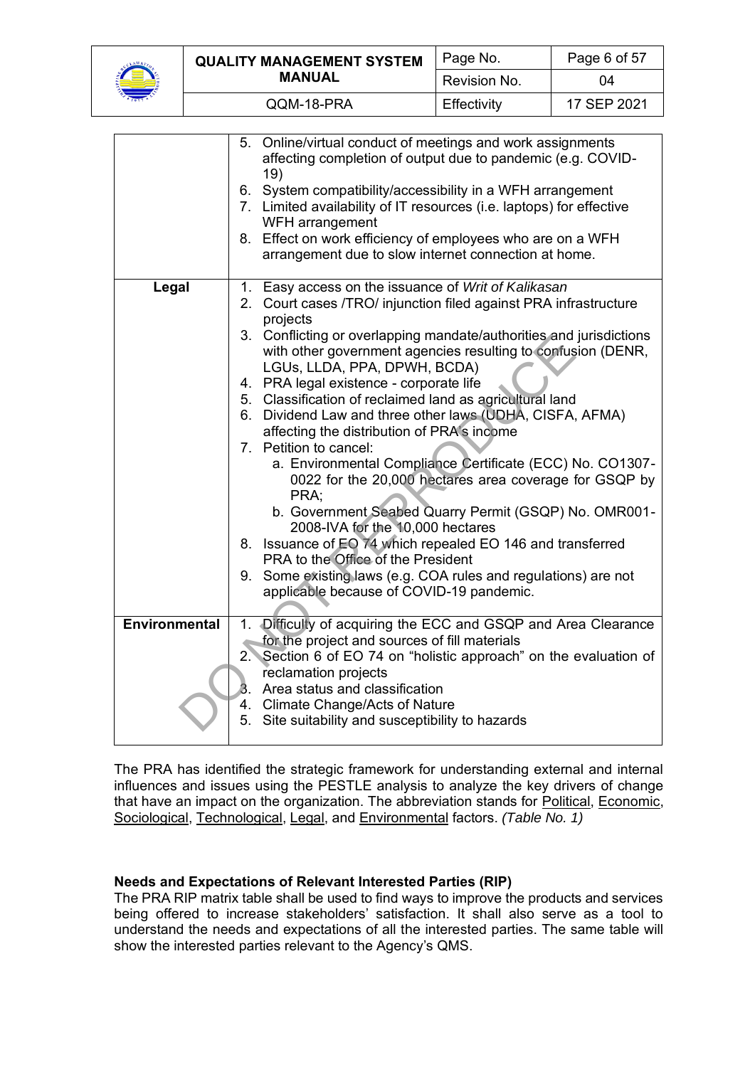| | |
|---|---|
| | 5. Online/virtual conduct of meetings and work assignments affecting completion of output due to pandemic (e.g. COVID-19)<br>6. System compatibility/accessibility in a WFH arrangement<br>7. Limited availability of IT resources (i.e. laptops) for effective WFH arrangement<br>8. Effect on work efficiency of employees who are on a WFH arrangement due to slow internet connection at home. |
| **Legal** | 1. Easy access on the issuance of *Writ of Kalikasan*<br>2. Court cases /TRO/ injunction filed against PRA infrastructure projects<br>3. Conflicting or overlapping mandate/authorities and jurisdictions with other government agencies resulting to confusion (DENR, LGUs, LLDA, PPA, DPWH, BCDA)<br>4. PRA legal existence - corporate life<br>5. Classification of reclaimed land as agricultural land<br>6. Dividend Law and three other laws (UDHA, CISFA, AFMA) affecting the distribution of PRA's income<br>7. Petition to cancel:<br>a. Environmental Compliance Certificate (ECC) No. CO1307-0022 for the 20,000 hectares area coverage for GSQP by PRA;<br>b. Government Seabed Quarry Permit (GSQP) No. OMR001-2008-IVA for the 10,000 hectares<br>8. Issuance of EO 74 which repealed EO 146 and transferred PRA to the Office of the President<br>9. Some existing laws (e.g. COA rules and regulations) are not applicable because of COVID-19 pandemic. |
| **Environmental** | 1. Difficulty of acquiring the ECC and GSQP and Area Clearance for the project and sources of fill materials<br>2. Section 6 of EO 74 on "holistic approach" on the evaluation of reclamation projects<br>3. Area status and classification<br>4. Climate Change/Acts of Nature<br>5. Site suitability and susceptibility to hazards |

The PRA has identified the strategic framework for understanding external and internal influences and issues using the PESTLE analysis to analyze the key drivers of change that have an impact on the organization. The abbreviation stands for Political, Economic, Sociological, Technological, Legal, and Environmental factors. *(Table No. 1)*

**Needs and Expectations of Relevant Interested Parties (RIP)**

The PRA RIP matrix table shall be used to find ways to improve the products and services being offered to increase stakeholders' satisfaction. It shall also serve as a tool to understand the needs and expectations of all the interested parties. The same table will show the interested parties relevant to the Agency's QMS.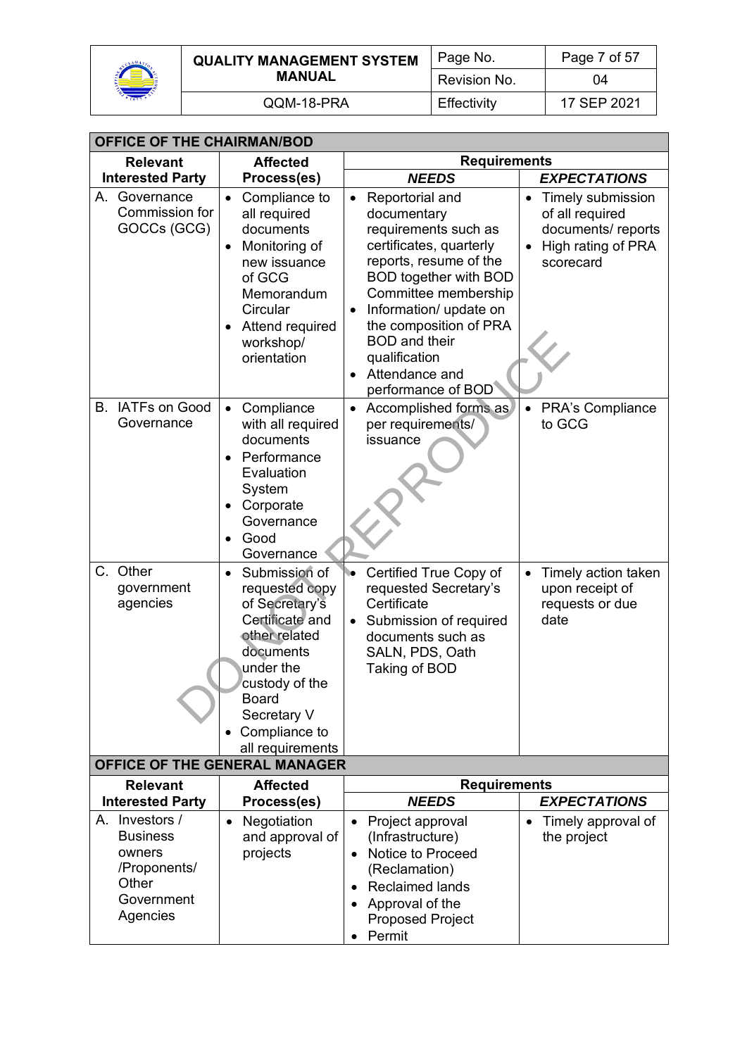| OFFICE OF THE CHAIRMAN/BOD | | | |
|---|---|---|---|
| **Relevant Interested Party** | **Affected Process(es)** | **Requirements** | |
| | | ***NEEDS*** | ***EXPECTATIONS*** |
| A. Governance Commission for GOCCs (GCG) | • Compliance to all required documents<br>• Monitoring of new issuance of GCG Memorandum Circular<br>• Attend required workshop/ orientation | • Reportorial and documentary requirements such as certificates, quarterly reports, resume of the BOD together with BOD Committee membership<br>• Information/ update on the composition of PRA BOD and their qualification<br>• Attendance and performance of BOD | • Timely submission of all required documents/ reports<br>• High rating of PRA scorecard |
| B. IATFs on Good Governance | • Compliance with all required documents<br>• Performance Evaluation System<br>• Corporate Governance<br>• Good Governance | • Accomplished forms as per requirements/ issuance | • PRA's Compliance to GCG |
| C. Other government agencies | • Submission of requested copy of Secretary's Certificate and other related documents under the custody of the Board Secretary V<br>• Compliance to all requirements | • Certified True Copy of requested Secretary's Certificate<br>• Submission of required documents such as SALN, PDS, Oath Taking of BOD | • Timely action taken upon receipt of requests or due date |

| OFFICE OF THE GENERAL MANAGER | | | |
|---|---|---|---|
| **Relevant Interested Party** | **Affected Process(es)** | **Requirements** | |
| | | ***NEEDS*** | ***EXPECTATIONS*** |
| A. Investors / Business owners /Proponents/ Other Government Agencies | • Negotiation and approval of projects | • Project approval (Infrastructure)<br>• Notice to Proceed (Reclamation)<br>• Reclaimed lands<br>• Approval of the Proposed Project<br>• Permit | • Timely approval of the project |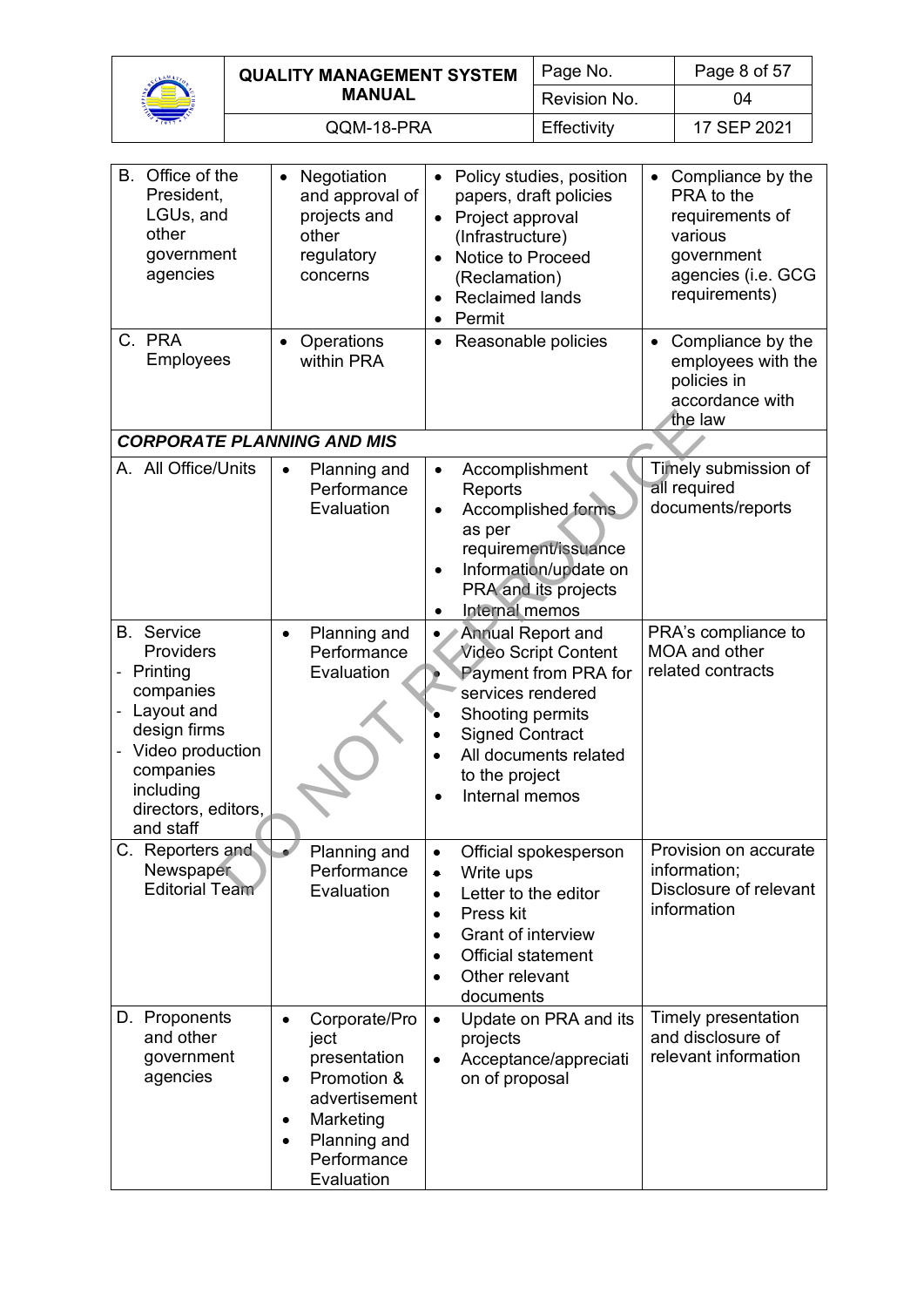| | | | |
|---|---|---|---|
| B. Office of the President, LGUs, and other government agencies | • Negotiation and approval of projects and other regulatory concerns | • Policy studies, position papers, draft policies<br>• Project approval (Infrastructure)<br>• Notice to Proceed (Reclamation)<br>• Reclaimed lands<br>• Permit | • Compliance by the PRA to the requirements of various government agencies (i.e. GCG requirements) |
| C. PRA Employees | • Operations within PRA | • Reasonable policies | • Compliance by the employees with the policies in accordance with the law |
| ***CORPORATE PLANNING AND MIS*** | | | |
| A. All Office/Units | • Planning and Performance Evaluation | • Accomplishment Reports<br>• Accomplished forms as per requirement/issuance<br>• Information/update on PRA and its projects<br>• Internal memos | Timely submission of all required documents/reports |
| B. Service Providers<br>- Printing companies<br>- Layout and design firms<br>- Video production companies including directors, editors, and staff | • Planning and Performance Evaluation | • Annual Report and Video Script Content<br>• Payment from PRA for services rendered<br>• Shooting permits<br>• Signed Contract<br>• All documents related to the project<br>• Internal memos | PRA's compliance to MOA and other related contracts |
| C. Reporters and Newspaper Editorial Team | • Planning and Performance Evaluation | • Official spokesperson<br>• Write ups<br>• Letter to the editor<br>• Press kit<br>• Grant of interview<br>• Official statement<br>• Other relevant documents | Provision on accurate information; Disclosure of relevant information |
| D. Proponents and other government agencies | • Corporate/Project presentation<br>• Promotion & advertisement<br>• Marketing<br>• Planning and Performance Evaluation | • Update on PRA and its projects<br>• Acceptance/appreciation of proposal | Timely presentation and disclosure of relevant information |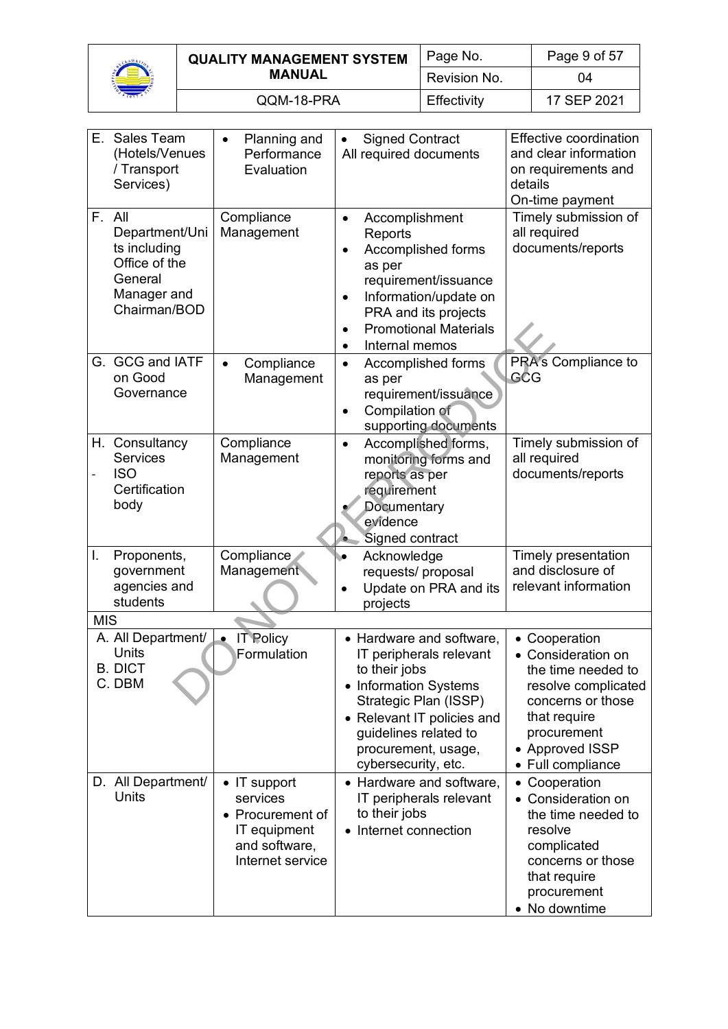| | | | |
|---|---|---|---|
| E. Sales Team (Hotels/Venues / Transport Services) | • Planning and Performance Evaluation | • Signed Contract<br>All required documents | Effective coordination and clear information on requirements and details<br>On-time payment |
| F. All Department/Units including Office of the General Manager and Chairman/BOD | Compliance Management | • Accomplishment Reports<br>• Accomplished forms as per requirement/issuance<br>• Information/update on PRA and its projects<br>• Promotional Materials<br>• Internal memos | Timely submission of all required documents/reports |
| G. GCG and IATF on Good Governance | • Compliance Management | • Accomplished forms as per requirement/issuance<br>• Compilation of supporting documents | PRA's Compliance to GCG |
| H. Consultancy Services<br>- ISO Certification body | Compliance Management | • Accomplished forms, monitoring forms and reports as per requirement<br>• Documentary evidence<br>• Signed contract | Timely submission of all required documents/reports |
| I. Proponents, government agencies and students | Compliance Management | • Acknowledge requests/ proposal<br>• Update on PRA and its projects | Timely presentation and disclosure of relevant information |
| MIS | | | |
| A. All Department/ Units<br>B. DICT<br>C. DBM | • IT Policy Formulation | • Hardware and software, IT peripherals relevant to their jobs<br>• Information Systems Strategic Plan (ISSP)<br>• Relevant IT policies and guidelines related to procurement, usage, cybersecurity, etc. | • Cooperation<br>• Consideration on the time needed to resolve complicated concerns or those that require procurement<br>• Approved ISSP<br>• Full compliance |
| D. All Department/ Units | • IT support services<br>• Procurement of IT equipment and software, Internet service | • Hardware and software, IT peripherals relevant to their jobs<br>• Internet connection | • Cooperation<br>• Consideration on the time needed to resolve complicated concerns or those that require procurement<br>• No downtime |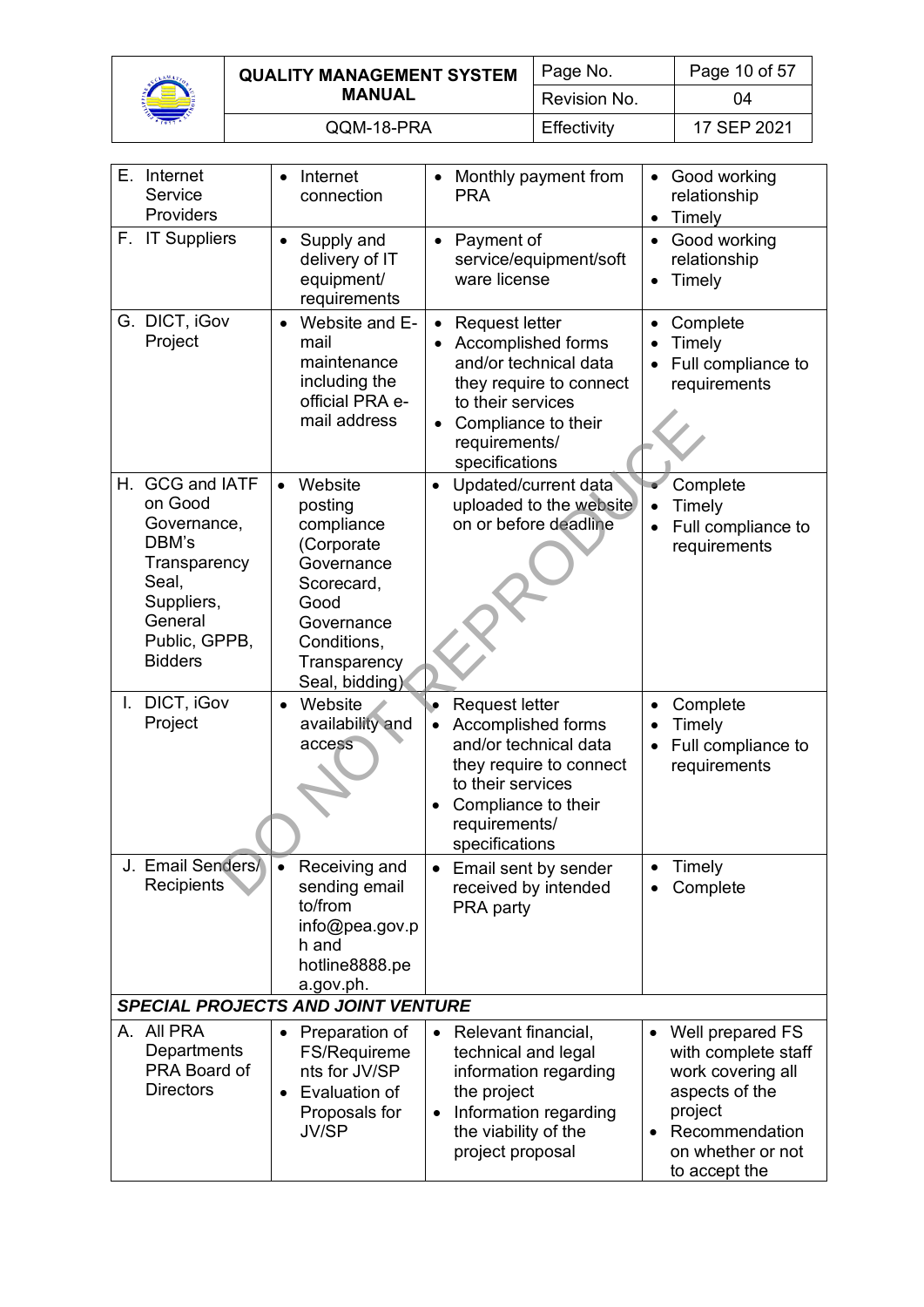| E. Internet Service Providers | • Internet connection | • Monthly payment from PRA | • Good working relationship<br>• Timely |
|---|---|---|---|
| F. IT Suppliers | • Supply and delivery of IT equipment/ requirements | • Payment of service/equipment/software license | • Good working relationship<br>• Timely |
| G. DICT, iGov Project | • Website and E-mail maintenance including the official PRA e-mail address | • Request letter<br>• Accomplished forms and/or technical data they require to connect to their services<br>• Compliance to their requirements/ specifications | • Complete<br>• Timely<br>• Full compliance to requirements |
| H. GCG and IATF on Good Governance, DBM's Transparency Seal, Suppliers, General Public, GPPB, Bidders | • Website posting compliance (Corporate Governance Scorecard, Good Governance Conditions, Transparency Seal, bidding) | • Updated/current data uploaded to the website on or before deadline | • Complete<br>• Timely<br>• Full compliance to requirements |
| I. DICT, iGov Project | • Website availability and access | • Request letter<br>• Accomplished forms and/or technical data they require to connect to their services<br>• Compliance to their requirements/ specifications | • Complete<br>• Timely<br>• Full compliance to requirements |
| J. Email Senders/ Recipients | • Receiving and sending email to/from info@pea.gov.ph and hotline8888.pea.gov.ph. | • Email sent by sender received by intended PRA party | • Timely<br>• Complete |
| ***SPECIAL PROJECTS AND JOINT VENTURE*** | | | |
| A. All PRA Departments PRA Board of Directors | • Preparation of FS/Requirements for JV/SP<br>• Evaluation of Proposals for JV/SP | • Relevant financial, technical and legal information regarding the project<br>• Information regarding the viability of the project proposal | • Well prepared FS with complete staff work covering all aspects of the project<br>• Recommendation on whether or not to accept the |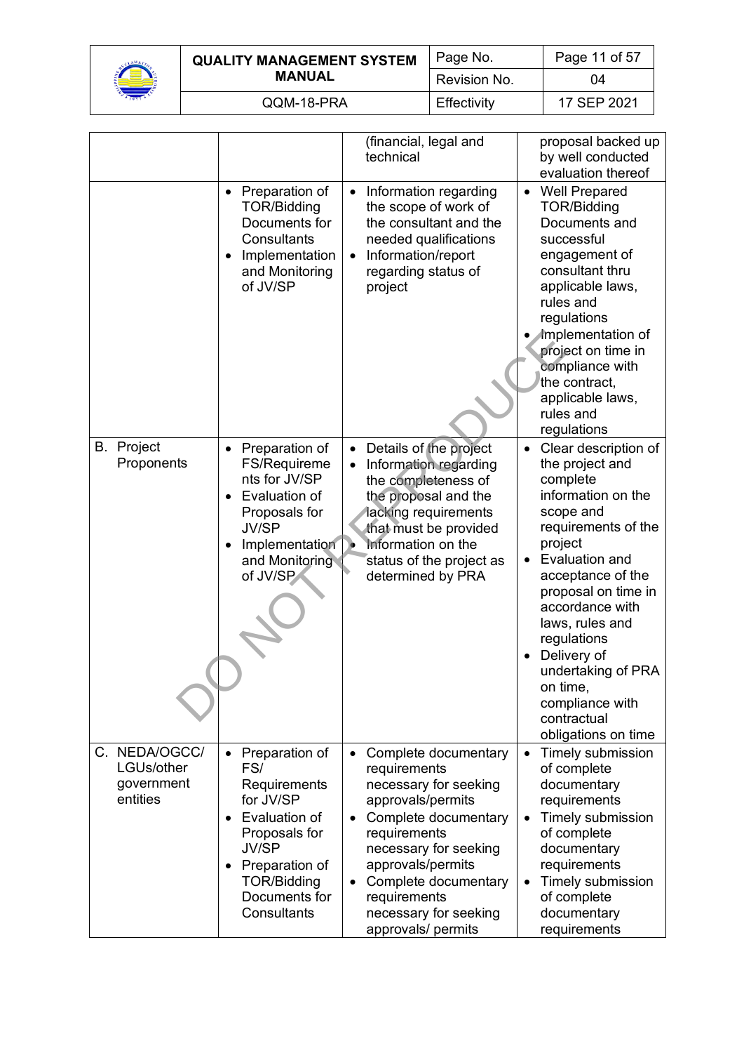| | | (financial, legal and technical | proposal backed up by well conducted evaluation thereof |
|---|---|---|---|
| | • Preparation of TOR/Bidding Documents for Consultants<br>• Implementation and Monitoring of JV/SP | • Information regarding the scope of work of the consultant and the needed qualifications<br>• Information/report regarding status of project | • Well Prepared TOR/Bidding Documents and successful engagement of consultant thru applicable laws, rules and regulations<br>• Implementation of project on time in compliance with the contract, applicable laws, rules and regulations |
| B. Project Proponents | • Preparation of FS/Requirements for JV/SP<br>• Evaluation of Proposals for JV/SP<br>• Implementation and Monitoring of JV/SP | • Details of the project<br>• Information regarding the completeness of the proposal and the lacking requirements that must be provided<br>• Information on the status of the project as determined by PRA | • Clear description of the project and complete information on the scope and requirements of the project<br>• Evaluation and acceptance of the proposal on time in accordance with laws, rules and regulations<br>• Delivery of undertaking of PRA on time, compliance with contractual obligations on time |
| C. NEDA/OGCC/ LGUs/other government entities | • Preparation of FS/ Requirements for JV/SP<br>• Evaluation of Proposals for JV/SP<br>• Preparation of TOR/Bidding Documents for Consultants | • Complete documentary requirements necessary for seeking approvals/permits<br>• Complete documentary requirements necessary for seeking approvals/permits<br>• Complete documentary requirements necessary for seeking approvals/ permits | • Timely submission of complete documentary requirements<br>• Timely submission of complete documentary requirements<br>• Timely submission of complete documentary requirements |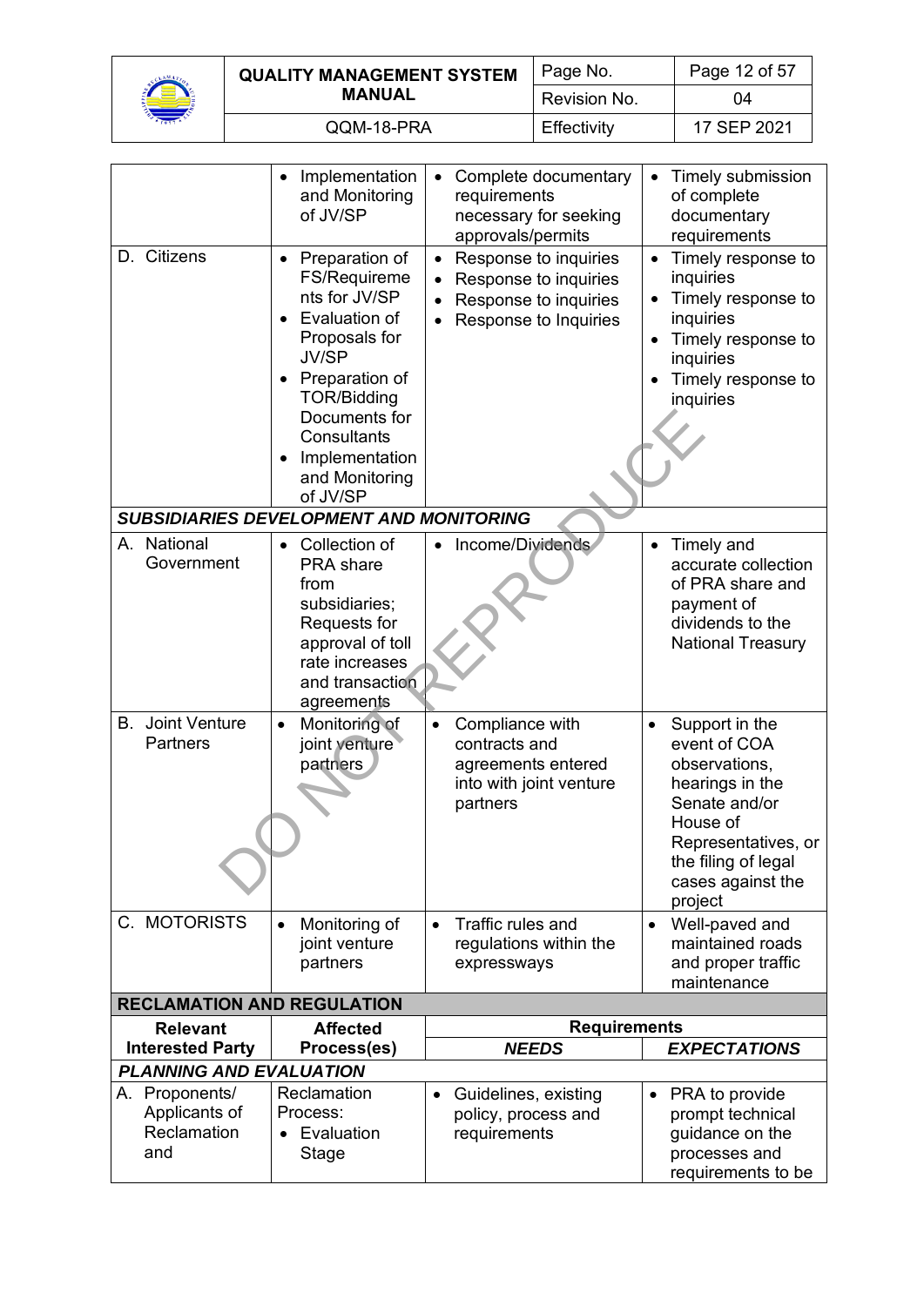| | | | |
|---|---|---|---|
| | • Implementation and Monitoring of JV/SP | • Complete documentary requirements necessary for seeking approvals/permits | • Timely submission of complete documentary requirements |
| D. Citizens | • Preparation of FS/Requirements for JV/SP<br>• Evaluation of Proposals for JV/SP<br>• Preparation of TOR/Bidding Documents for Consultants<br>• Implementation and Monitoring of JV/SP | • Response to inquiries<br>• Response to inquiries<br>• Response to inquiries<br>• Response to Inquiries | • Timely response to inquiries<br>• Timely response to inquiries<br>• Timely response to inquiries<br>• Timely response to inquiries |
| ***SUBSIDIARIES DEVELOPMENT AND MONITORING*** | | | |
| A. National Government | • Collection of PRA share from subsidiaries; Requests for approval of toll rate increases and transaction agreements | • Income/Dividends | • Timely and accurate collection of PRA share and payment of dividends to the National Treasury |
| B. Joint Venture Partners | • Monitoring of joint venture partners | • Compliance with contracts and agreements entered into with joint venture partners | • Support in the event of COA observations, hearings in the Senate and/or House of Representatives, or the filing of legal cases against the project |
| C. MOTORISTS | • Monitoring of joint venture partners | • Traffic rules and regulations within the expressways | • Well-paved and maintained roads and proper traffic maintenance |
| **RECLAMATION AND REGULATION** | | | |
| **Relevant Interested Party** | **Affected Process(es)** | **Requirements** | |
| | | ***NEEDS*** | ***EXPECTATIONS*** |
| ***PLANNING AND EVALUATION*** | | | |
| A. Proponents/ Applicants of Reclamation and | Reclamation Process:<br>• Evaluation Stage | • Guidelines, existing policy, process and requirements | • PRA to provide prompt technical guidance on the processes and requirements to be |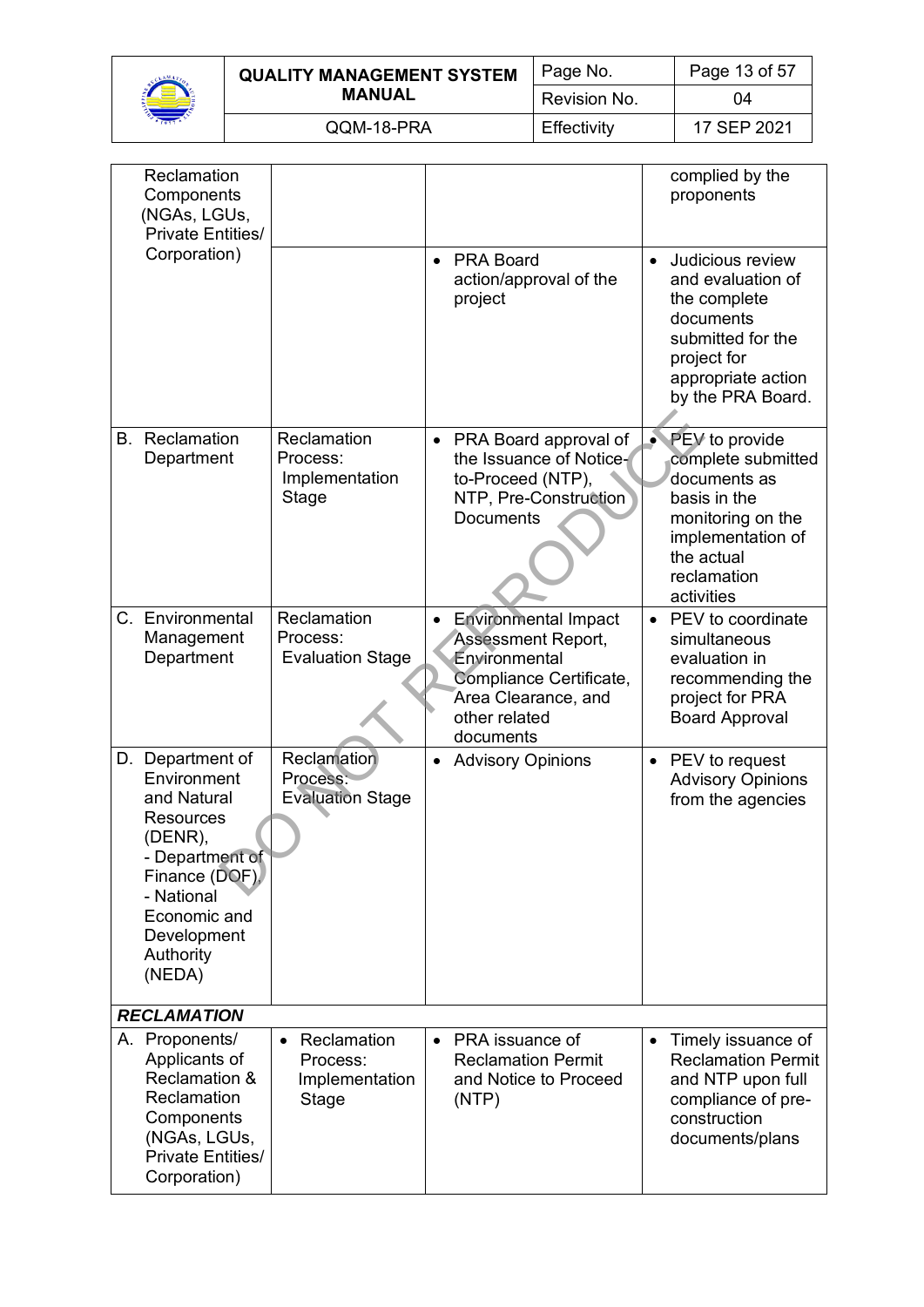| | | | |
|---|---|---|---|
| Reclamation Components (NGAs, LGUs, Private Entities/ Corporation) | | | complied by the proponents |
| | | • PRA Board action/approval of the project | • Judicious review and evaluation of the complete documents submitted for the project for appropriate action by the PRA Board. |
| B. Reclamation Department | Reclamation Process: Implementation Stage | • PRA Board approval of the Issuance of Notice-to-Proceed (NTP), NTP, Pre-Construction Documents | • PEV to provide complete submitted documents as basis in the monitoring on the implementation of the actual reclamation activities |
| C. Environmental Management Department | Reclamation Process: Evaluation Stage | • Environmental Impact Assessment Report, Environmental Compliance Certificate, Area Clearance, and other related documents | • PEV to coordinate simultaneous evaluation in recommending the project for PRA Board Approval |
| D. Department of Environment and Natural Resources (DENR), - Department of Finance (DOF), - National Economic and Development Authority (NEDA) | Reclamation Process: Evaluation Stage | • Advisory Opinions | • PEV to request Advisory Opinions from the agencies |
| ***RECLAMATION*** | | | |
| A. Proponents/ Applicants of Reclamation & Reclamation Components (NGAs, LGUs, Private Entities/ Corporation) | • Reclamation Process: Implementation Stage | • PRA issuance of Reclamation Permit and Notice to Proceed (NTP) | • Timely issuance of Reclamation Permit and NTP upon full compliance of pre-construction documents/plans |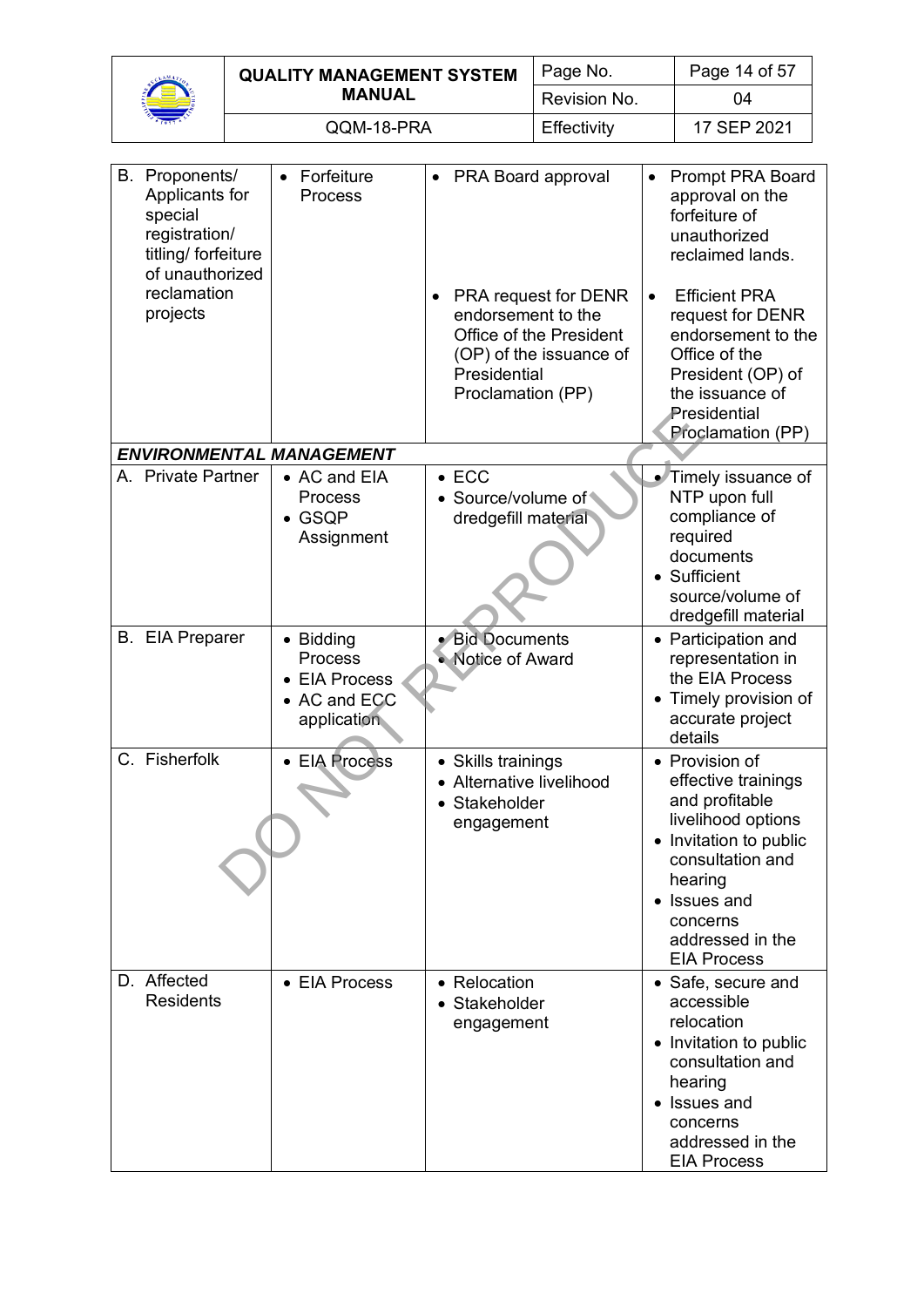| | | | |
|---|---|---|---|
| B. Proponents/ Applicants for special registration/ titling/ forfeiture of unauthorized reclamation projects | • Forfeiture Process | • PRA Board approval<br><br>• PRA request for DENR endorsement to the Office of the President (OP) of the issuance of Presidential Proclamation (PP) | • Prompt PRA Board approval on the forfeiture of unauthorized reclaimed lands.<br><br>• Efficient PRA request for DENR endorsement to the Office of the President (OP) of the issuance of Presidential Proclamation (PP) |
| ***ENVIRONMENTAL MANAGEMENT*** | | | |
| A. Private Partner | • AC and EIA Process<br>• GSQP Assignment | • ECC<br>• Source/volume of dredgefill material | • Timely issuance of NTP upon full compliance of required documents<br>• Sufficient source/volume of dredgefill material |
| B. EIA Preparer | • Bidding Process<br>• EIA Process<br>• AC and ECC application | • Bid Documents<br>• Notice of Award | • Participation and representation in the EIA Process<br>• Timely provision of accurate project details |
| C. Fisherfolk | • EIA Process | • Skills trainings<br>• Alternative livelihood<br>• Stakeholder engagement | • Provision of effective trainings and profitable livelihood options<br>• Invitation to public consultation and hearing<br>• Issues and concerns addressed in the EIA Process |
| D. Affected Residents | • EIA Process | • Relocation<br>• Stakeholder engagement | • Safe, secure and accessible relocation<br>• Invitation to public consultation and hearing<br>• Issues and concerns addressed in the EIA Process |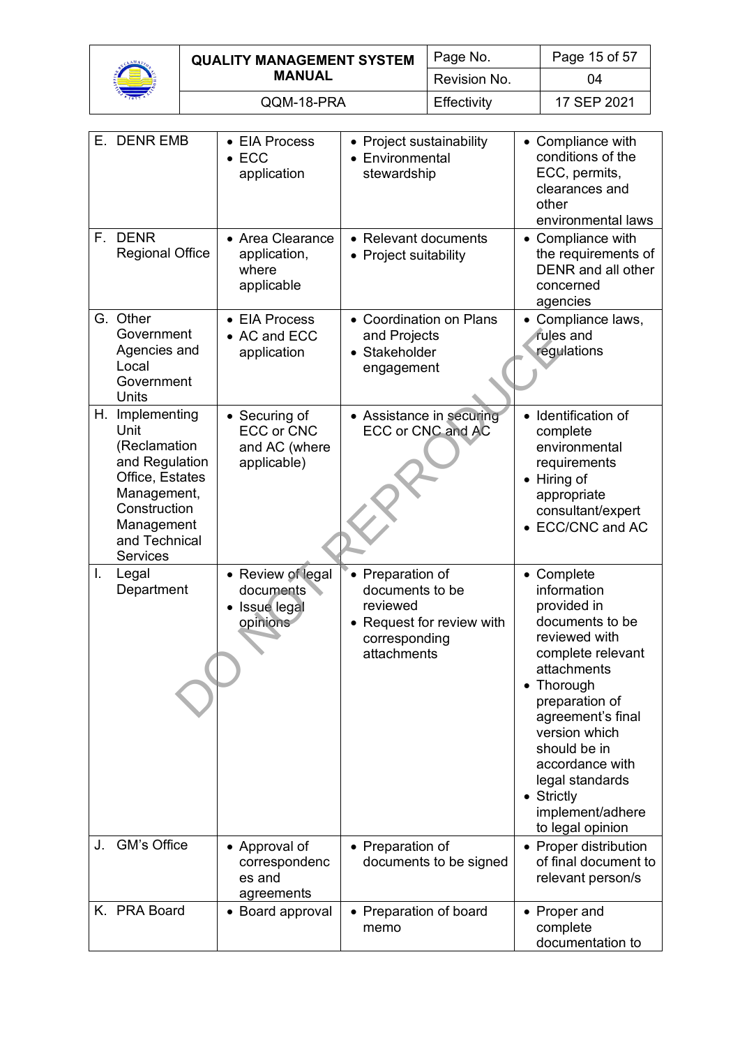| | | | |
|---|---|---|---|
| E. DENR EMB | • EIA Process<br>• ECC application | • Project sustainability<br>• Environmental stewardship | • Compliance with conditions of the ECC, permits, clearances and other environmental laws |
| F. DENR Regional Office | • Area Clearance application, where applicable | • Relevant documents<br>• Project suitability | • Compliance with the requirements of DENR and all other concerned agencies |
| G. Other Government Agencies and Local Government Units | • EIA Process<br>• AC and ECC application | • Coordination on Plans and Projects<br>• Stakeholder engagement | • Compliance laws, rules and regulations |
| H. Implementing Unit (Reclamation and Regulation Office, Estates Management, Construction Management and Technical Services | • Securing of ECC or CNC and AC (where applicable) | • Assistance in securing ECC or CNC and AC | • Identification of complete environmental requirements<br>• Hiring of appropriate consultant/expert<br>• ECC/CNC and AC |
| I. Legal Department | • Review of legal documents<br>• Issue legal opinions | • Preparation of documents to be reviewed<br>• Request for review with corresponding attachments | • Complete information provided in documents to be reviewed with complete relevant attachments<br>• Thorough preparation of agreement's final version which should be in accordance with legal standards<br>• Strictly implement/adhere to legal opinion |
| J. GM's Office | • Approval of correspondences and agreements | • Preparation of documents to be signed | • Proper distribution of final document to relevant person/s |
| K. PRA Board | • Board approval | • Preparation of board memo | • Proper and complete documentation to |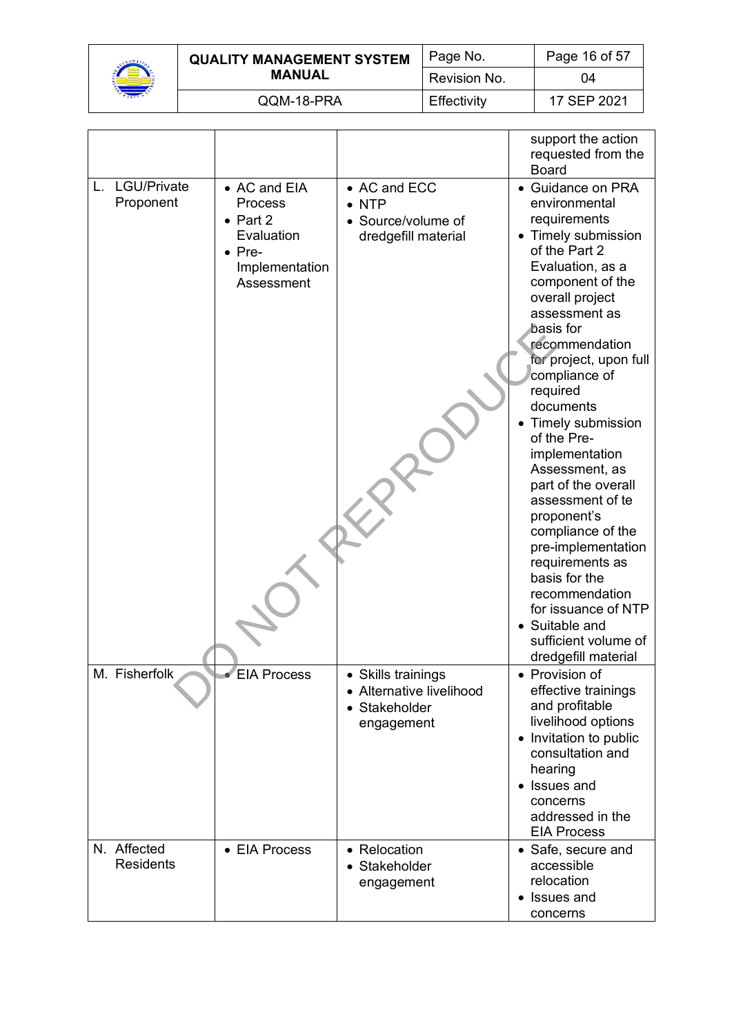|  |  |  | support the action requested from the Board |
|---|---|---|---|
| L. LGU/Private Proponent | • AC and EIA Process<br>• Part 2 Evaluation<br>• Pre-Implementation Assessment | • AC and ECC<br>• NTP<br>• Source/volume of dredgefill material | • Guidance on PRA environmental requirements<br>• Timely submission of the Part 2 Evaluation, as a component of the overall project assessment as basis for recommendation for project, upon full compliance of required documents<br>• Timely submission of the Pre-implementation Assessment, as part of the overall assessment of te proponent's compliance of the pre-implementation requirements as basis for the recommendation for issuance of NTP<br>• Suitable and sufficient volume of dredgefill material |
| M. Fisherfolk | • EIA Process | • Skills trainings<br>• Alternative livelihood<br>• Stakeholder engagement | • Provision of effective trainings and profitable livelihood options<br>• Invitation to public consultation and hearing<br>• Issues and concerns addressed in the EIA Process |
| N. Affected Residents | • EIA Process | • Relocation<br>• Stakeholder engagement | • Safe, secure and accessible relocation<br>• Issues and concerns |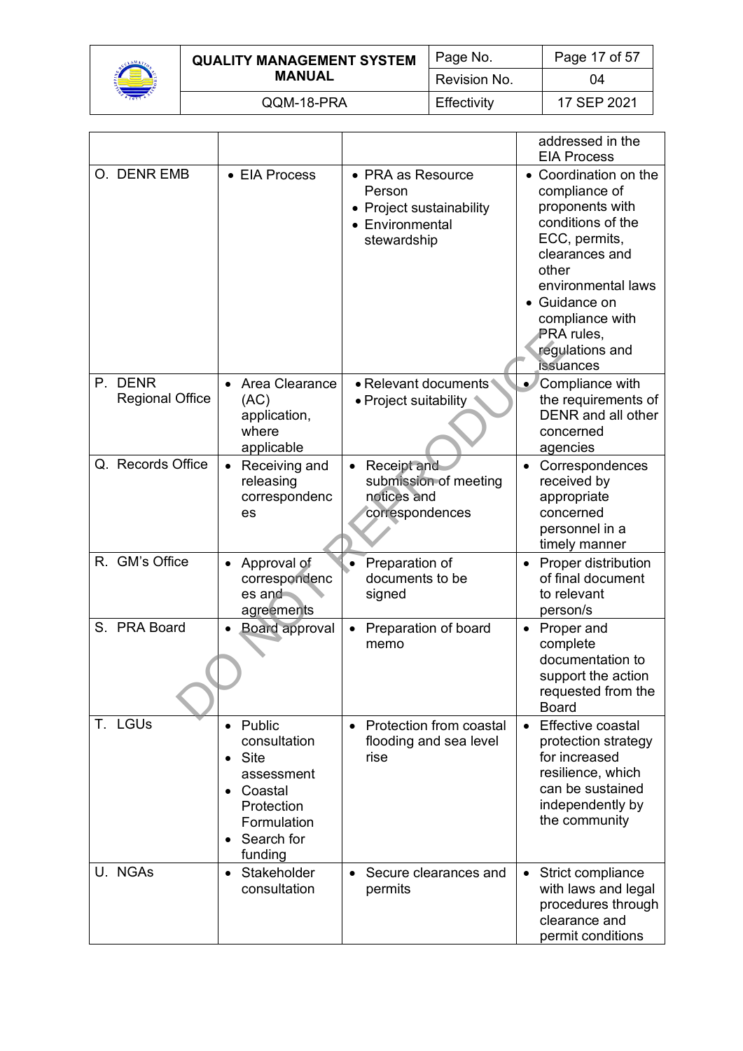| | | | addressed in the EIA Process |
|---|---|---|---|
| O. DENR EMB | • EIA Process | • PRA as Resource Person<br>• Project sustainability<br>• Environmental stewardship | • Coordination on the compliance of proponents with conditions of the ECC, permits, clearances and other environmental laws<br>• Guidance on compliance with PRA rules, regulations and issuances |
| P. DENR Regional Office | • Area Clearance (AC) application, where applicable | • Relevant documents<br>• Project suitability | • Compliance with the requirements of DENR and all other concerned agencies |
| Q. Records Office | • Receiving and releasing correspondences | • Receipt and submission of meeting notices and correspondences | • Correspondences received by appropriate concerned personnel in a timely manner |
| R. GM's Office | • Approval of correspondences and agreements | • Preparation of documents to be signed | • Proper distribution of final document to relevant person/s |
| S. PRA Board | • Board approval | • Preparation of board memo | • Proper and complete documentation to support the action requested from the Board |
| T. LGUs | • Public consultation<br>• Site assessment<br>• Coastal Protection Formulation<br>• Search for funding | • Protection from coastal flooding and sea level rise | • Effective coastal protection strategy for increased resilience, which can be sustained independently by the community |
| U. NGAs | • Stakeholder consultation | • Secure clearances and permits | • Strict compliance with laws and legal procedures through clearance and permit conditions |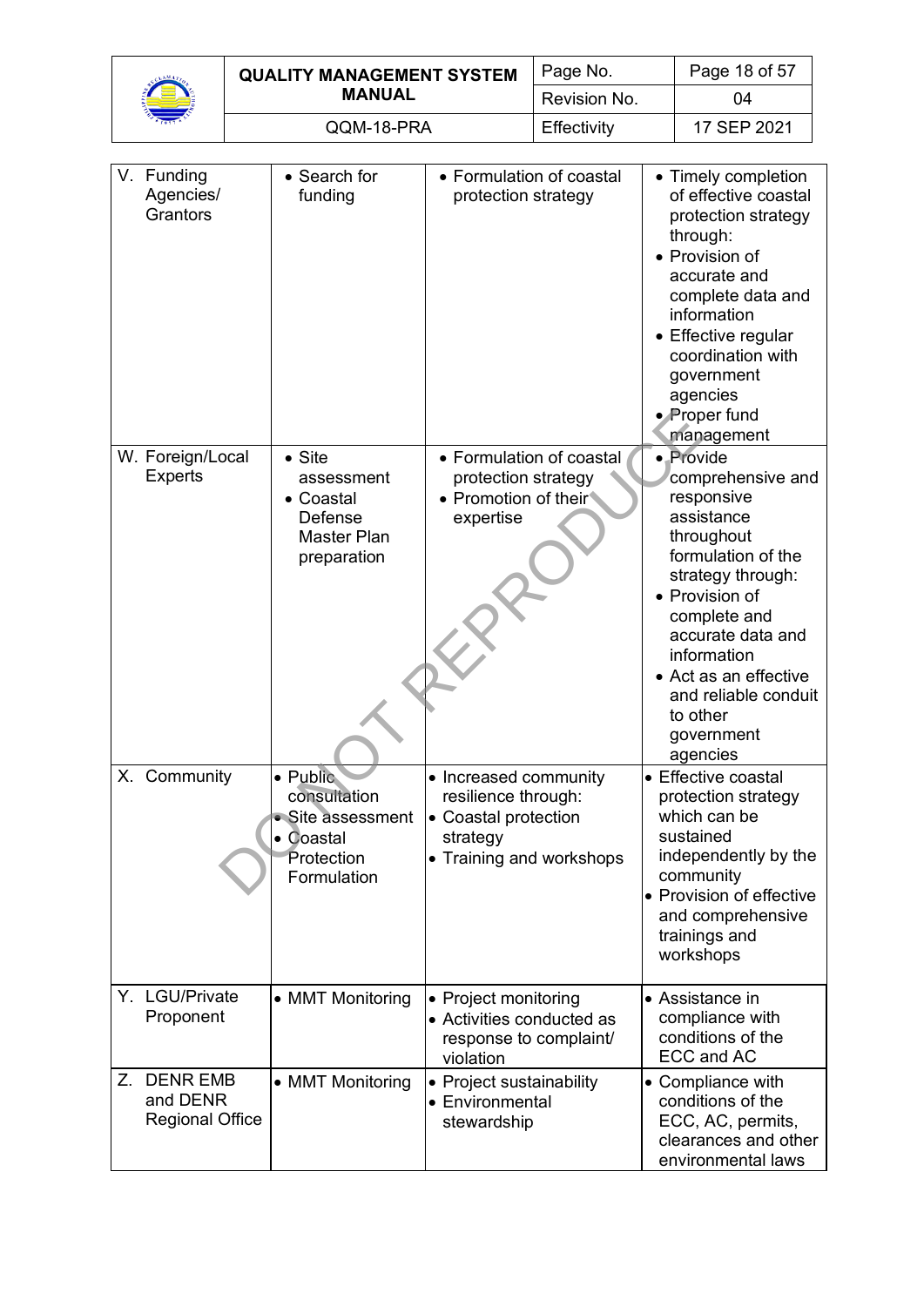| | | | |
|---|---|---|---|
| V. Funding Agencies/ Grantors | • Search for funding | • Formulation of coastal protection strategy | • Timely completion of effective coastal protection strategy through:<br>• Provision of accurate and complete data and information<br>• Effective regular coordination with government agencies<br>• Proper fund management |
| W. Foreign/Local Experts | • Site assessment<br>• Coastal Defense Master Plan preparation | • Formulation of coastal protection strategy<br>• Promotion of their expertise | • Provide comprehensive and responsive assistance throughout formulation of the strategy through:<br>• Provision of complete and accurate data and information<br>• Act as an effective and reliable conduit to other government agencies |
| X. Community | • Public consultation<br>• Site assessment<br>• Coastal Protection Formulation | • Increased community resilience through:<br>• Coastal protection strategy<br>• Training and workshops | • Effective coastal protection strategy which can be sustained independently by the community<br>• Provision of effective and comprehensive trainings and workshops |
| Y. LGU/Private Proponent | • MMT Monitoring | • Project monitoring<br>• Activities conducted as response to complaint/ violation | • Assistance in compliance with conditions of the ECC and AC |
| Z. DENR EMB and DENR Regional Office | • MMT Monitoring | • Project sustainability<br>• Environmental stewardship | • Compliance with conditions of the ECC, AC, permits, clearances and other environmental laws |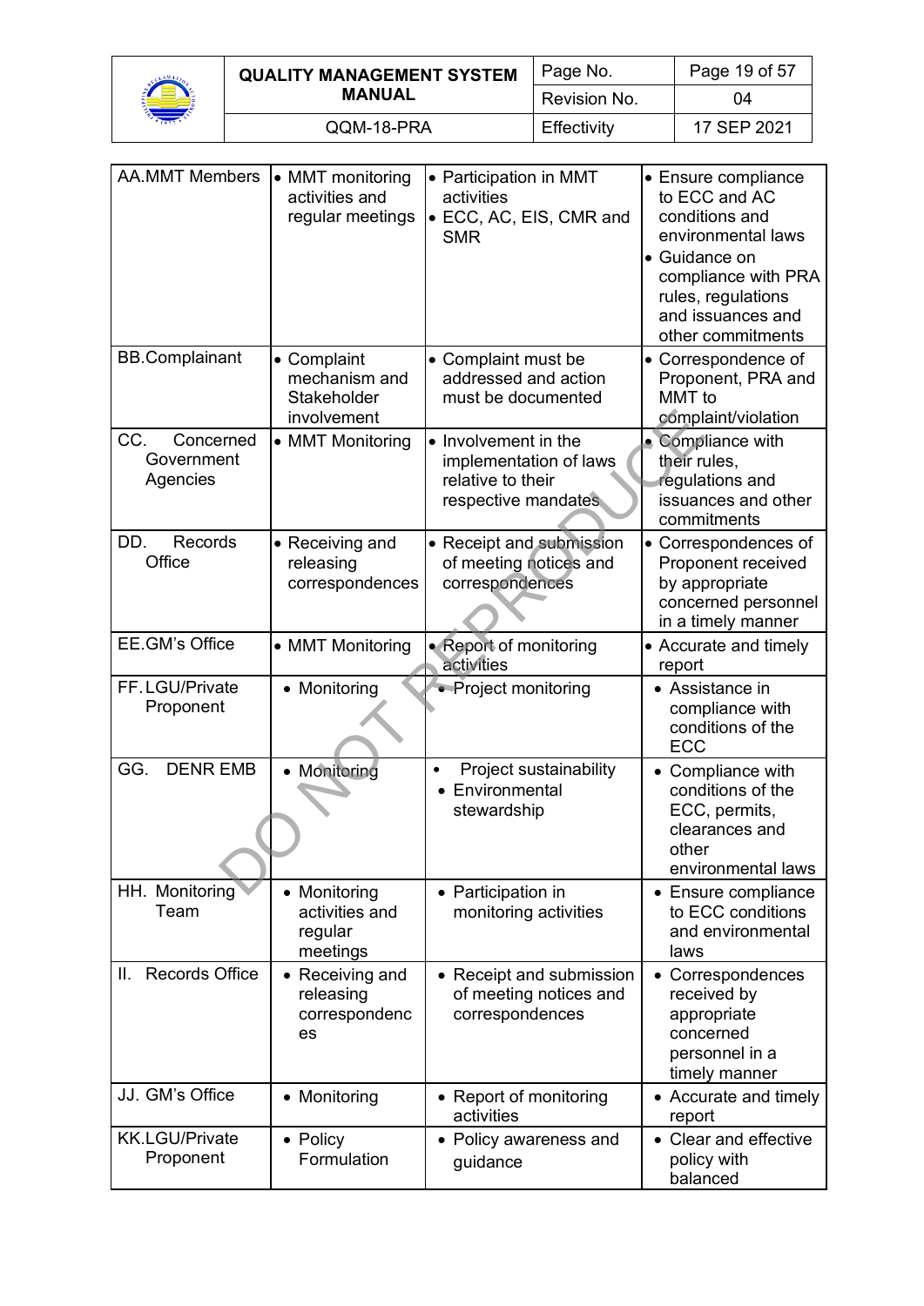| AA. MMT Members | • MMT monitoring activities and regular meetings | • Participation in MMT activities<br>• ECC, AC, EIS, CMR and SMR | • Ensure compliance to ECC and AC conditions and environmental laws<br>• Guidance on compliance with PRA rules, regulations and issuances and other commitments |
|---|---|---|---|
| BB. Complainant | • Complaint mechanism and Stakeholder involvement | • Complaint must be addressed and action must be documented | • Correspondence of Proponent, PRA and MMT to complaint/violation |
| CC. Concerned Government Agencies | • MMT Monitoring | • Involvement in the implementation of laws relative to their respective mandates | • Compliance with their rules, regulations and issuances and other commitments |
| DD. Records Office | • Receiving and releasing correspondences | • Receipt and submission of meeting notices and correspondences | • Correspondences of Proponent received by appropriate concerned personnel in a timely manner |
| EE. GM's Office | • MMT Monitoring | • Report of monitoring activities | • Accurate and timely report |
| FF. LGU/Private Proponent | • Monitoring | • Project monitoring | • Assistance in compliance with conditions of the ECC |
| GG. DENR EMB | • Monitoring | • Project sustainability<br>• Environmental stewardship | • Compliance with conditions of the ECC, permits, clearances and other environmental laws |
| HH. Monitoring Team | • Monitoring activities and regular meetings | • Participation in monitoring activities | • Ensure compliance to ECC conditions and environmental laws |
| II. Records Office | • Receiving and releasing correspondences | • Receipt and submission of meeting notices and correspondences | • Correspondences received by appropriate concerned personnel in a timely manner |
| JJ. GM's Office | • Monitoring | • Report of monitoring activities | • Accurate and timely report |
| KK. LGU/Private Proponent | • Policy Formulation | • Policy awareness and guidance | • Clear and effective policy with balanced |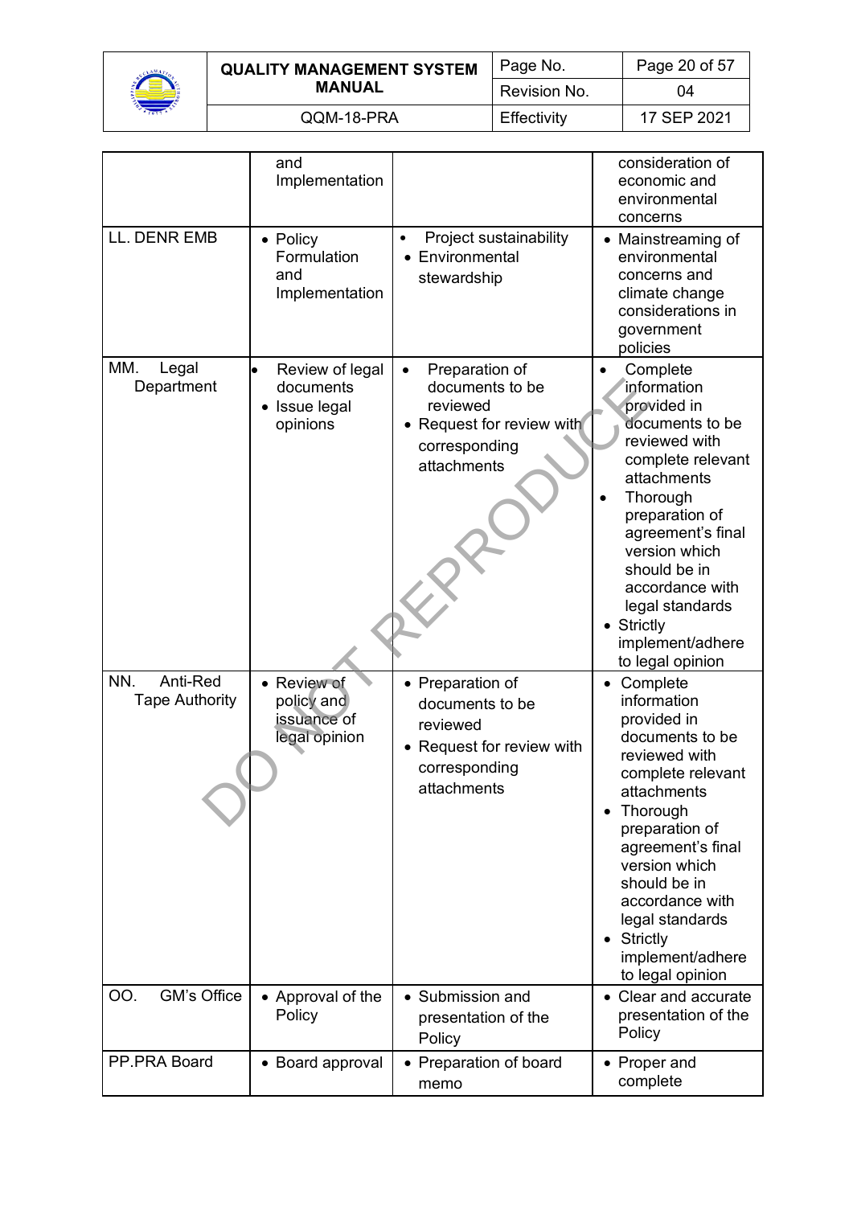|  | and Implementation |  | consideration of economic and environmental concerns |
| --- | --- | --- | --- |
| LL. DENR EMB | • Policy Formulation and Implementation | • Project sustainability<br>• Environmental stewardship | • Mainstreaming of environmental concerns and climate change considerations in government policies |
| MM. Legal Department | • Review of legal documents<br>• Issue legal opinions | • Preparation of documents to be reviewed<br>• Request for review with corresponding attachments | • Complete information provided in documents to be reviewed with complete relevant attachments<br>• Thorough preparation of agreement's final version which should be in accordance with legal standards<br>• Strictly implement/adhere to legal opinion |
| NN. Anti-Red Tape Authority | • Review of policy and issuance of legal opinion | • Preparation of documents to be reviewed<br>• Request for review with corresponding attachments | • Complete information provided in documents to be reviewed with complete relevant attachments<br>• Thorough preparation of agreement's final version which should be in accordance with legal standards<br>• Strictly implement/adhere to legal opinion |
| OO. GM's Office | • Approval of the Policy | • Submission and presentation of the Policy | • Clear and accurate presentation of the Policy |
| PP. PRA Board | • Board approval | • Preparation of board memo | • Proper and complete |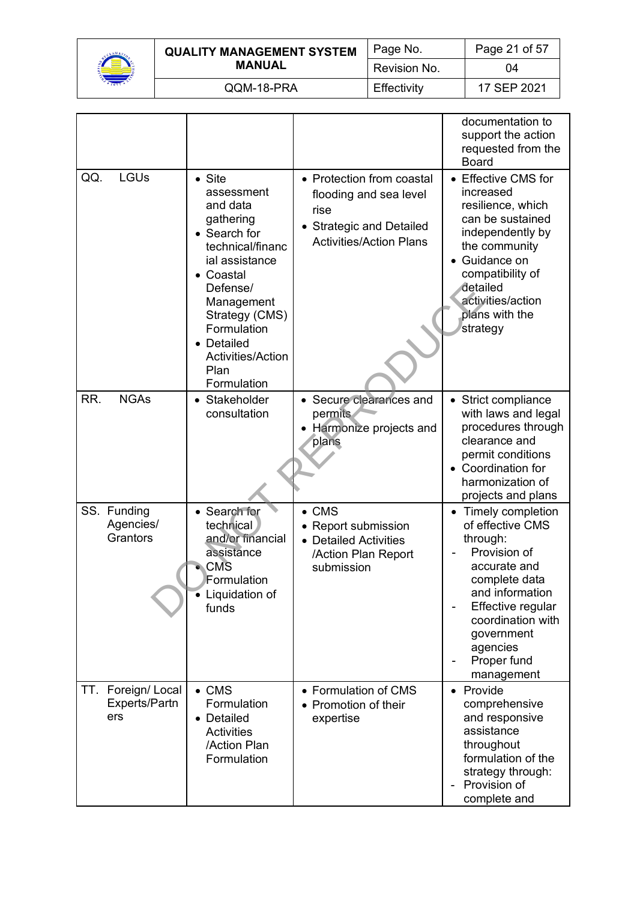| | | | |
|---|---|---|---|
| | | | documentation to support the action requested from the Board |
| QQ. LGUs | • Site assessment and data gathering<br>• Search for technical/financial assistance<br>• Coastal Defense/ Management Strategy (CMS) Formulation<br>• Detailed Activities/Action Plan Formulation | • Protection from coastal flooding and sea level rise<br>• Strategic and Detailed Activities/Action Plans | • Effective CMS for increased resilience, which can be sustained independently by the community<br>• Guidance on compatibility of detailed activities/action plans with the strategy |
| RR. NGAs | • Stakeholder consultation | • Secure clearances and permits<br>• Harmonize projects and plans | • Strict compliance with laws and legal procedures through clearance and permit conditions<br>• Coordination for harmonization of projects and plans |
| SS. Funding Agencies/ Grantors | • Search for technical and/or financial assistance<br>• CMS Formulation<br>• Liquidation of funds | • CMS<br>• Report submission<br>• Detailed Activities /Action Plan Report submission | • Timely completion of effective CMS through:<br>- Provision of accurate and complete data and information<br>- Effective regular coordination with government agencies<br>- Proper fund management |
| TT. Foreign/ Local Experts/Partners | • CMS Formulation<br>• Detailed Activities /Action Plan Formulation | • Formulation of CMS<br>• Promotion of their expertise | • Provide comprehensive and responsive assistance throughout formulation of the strategy through:<br>- Provision of complete and |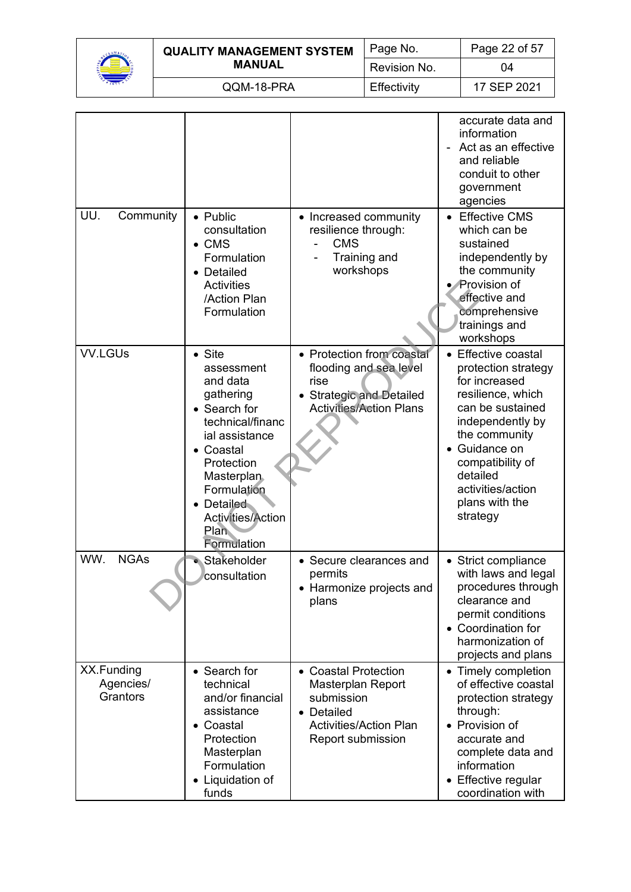| | | | |
|---|---|---|---|
| | | | accurate data and information<br>- Act as an effective and reliable conduit to other government agencies |
| UU. Community | • Public consultation<br>• CMS Formulation<br>• Detailed Activities /Action Plan Formulation | • Increased community resilience through:<br>- CMS<br>- Training and workshops | • Effective CMS which can be sustained independently by the community<br>• Provision of effective and comprehensive trainings and workshops |
| VV.LGUs | • Site assessment and data gathering<br>• Search for technical/financial assistance<br>• Coastal Protection Masterplan Formulation<br>• Detailed Activities/Action Plan Formulation | • Protection from coastal flooding and sea level rise<br>• Strategic and Detailed Activities/Action Plans | • Effective coastal protection strategy for increased resilience, which can be sustained independently by the community<br>• Guidance on compatibility of detailed activities/action plans with the strategy |
| WW. NGAs | • Stakeholder consultation | • Secure clearances and permits<br>• Harmonize projects and plans | • Strict compliance with laws and legal procedures through clearance and permit conditions<br>• Coordination for harmonization of projects and plans |
| XX.Funding Agencies/ Grantors | • Search for technical and/or financial assistance<br>• Coastal Protection Masterplan Formulation<br>• Liquidation of funds | • Coastal Protection Masterplan Report submission<br>• Detailed Activities/Action Plan Report submission | • Timely completion of effective coastal protection strategy through:<br>• Provision of accurate and complete data and information<br>• Effective regular coordination with |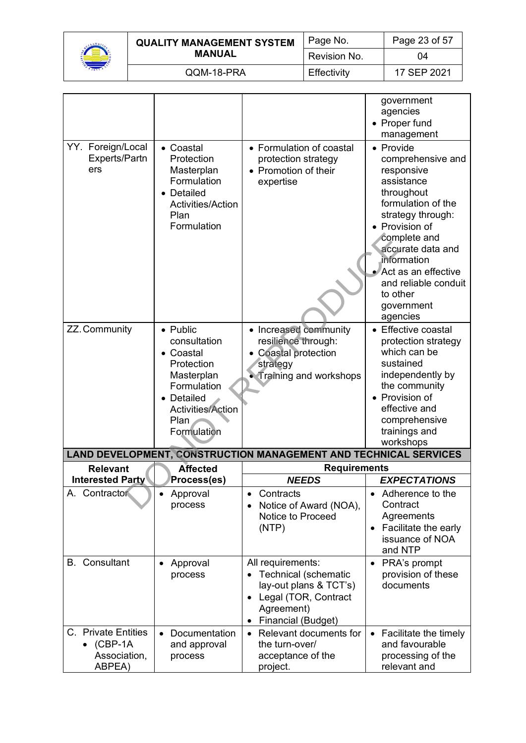| | | | • government agencies<br>• Proper fund management |
|---|---|---|---|
| YY. Foreign/Local Experts/Partners | • Coastal Protection Masterplan Formulation<br>• Detailed Activities/Action Plan Formulation | • Formulation of coastal protection strategy<br>• Promotion of their expertise | • Provide comprehensive and responsive assistance throughout formulation of the strategy through:<br>• Provision of complete and accurate data and information<br>• Act as an effective and reliable conduit to other government agencies |
| ZZ. Community | • Public consultation<br>• Coastal Protection Masterplan Formulation<br>• Detailed Activities/Action Plan Formulation | • Increased community resilience through:<br>• Coastal protection strategy<br>• Training and workshops | • Effective coastal protection strategy which can be sustained independently by the community<br>• Provision of effective and comprehensive trainings and workshops |

**LAND DEVELOPMENT, CONSTRUCTION MANAGEMENT AND TECHNICAL SERVICES**

| Relevant Interested Party | Affected Process(es) | Requirements | |
|---|---|---|---|
| | | ***NEEDS*** | ***EXPECTATIONS*** |
| A. Contractor | • Approval process | • Contracts<br>• Notice of Award (NOA), Notice to Proceed (NTP) | • Adherence to the Contract Agreements<br>• Facilitate the early issuance of NOA and NTP |
| B. Consultant | • Approval process | All requirements:<br>• Technical (schematic lay-out plans & TCT's)<br>• Legal (TOR, Contract Agreement)<br>• Financial (Budget) | • PRA's prompt provision of these documents |
| C. Private Entities<br>• (CBP-1A Association, ABPEA) | • Documentation and approval process | • Relevant documents for the turn-over/ acceptance of the project. | • Facilitate the timely and favourable processing of the relevant and |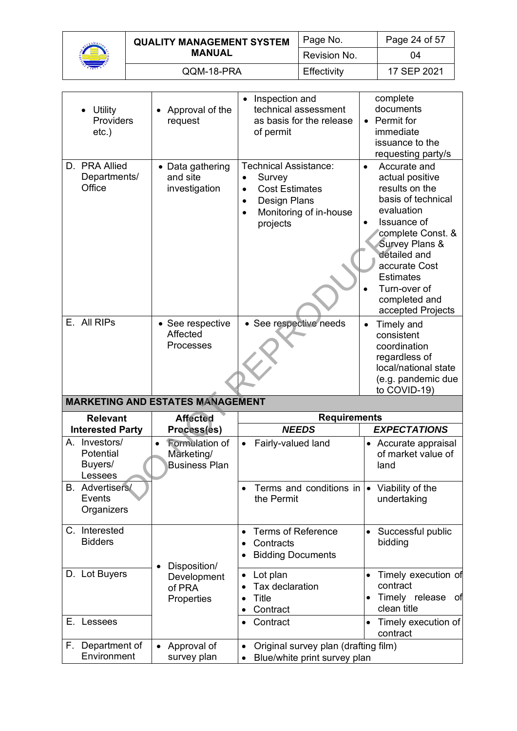| | | | |
|---|---|---|---|
| • Utility Providers etc.) | • Approval of the request | • Inspection and technical assessment as basis for the release of permit | complete documents<br>• Permit for immediate issuance to the requesting party/s |
| D. PRA Allied Departments/ Office | • Data gathering and site investigation | Technical Assistance:<br>• Survey<br>• Cost Estimates<br>• Design Plans<br>• Monitoring of in-house projects | • Accurate and actual positive results on the basis of technical evaluation<br>• Issuance of complete Const. & Survey Plans & detailed and accurate Cost Estimates<br>• Turn-over of completed and accepted Projects |
| E. All RIPs | • See respective Affected Processes | • See respective needs | • Timely and consistent coordination regardless of local/national state (e.g. pandemic due to COVID-19) |

**MARKETING AND ESTATES MANAGEMENT**

| Relevant Interested Party | Affected Process(es) | Requirements | |
|---|---|---|---|
| | | ***NEEDS*** | ***EXPECTATIONS*** |
| A. Investors/ Potential Buyers/ Lessees | • Formulation of Marketing/ Business Plan | • Fairly-valued land | • Accurate appraisal of market value of land |
| B. Advertisers/ Events Organizers | | • Terms and conditions in the Permit | • Viability of the undertaking |
| C. Interested Bidders | • Disposition/ Development of PRA Properties | • Terms of Reference<br>• Contracts<br>• Bidding Documents | • Successful public bidding |
| D. Lot Buyers | | • Lot plan<br>• Tax declaration<br>• Title<br>• Contract | • Timely execution of contract<br>• Timely release of clean title |
| E. Lessees | | • Contract | • Timely execution of contract |
| F. Department of Environment | • Approval of survey plan | • Original survey plan (drafting film)<br>• Blue/white print survey plan | |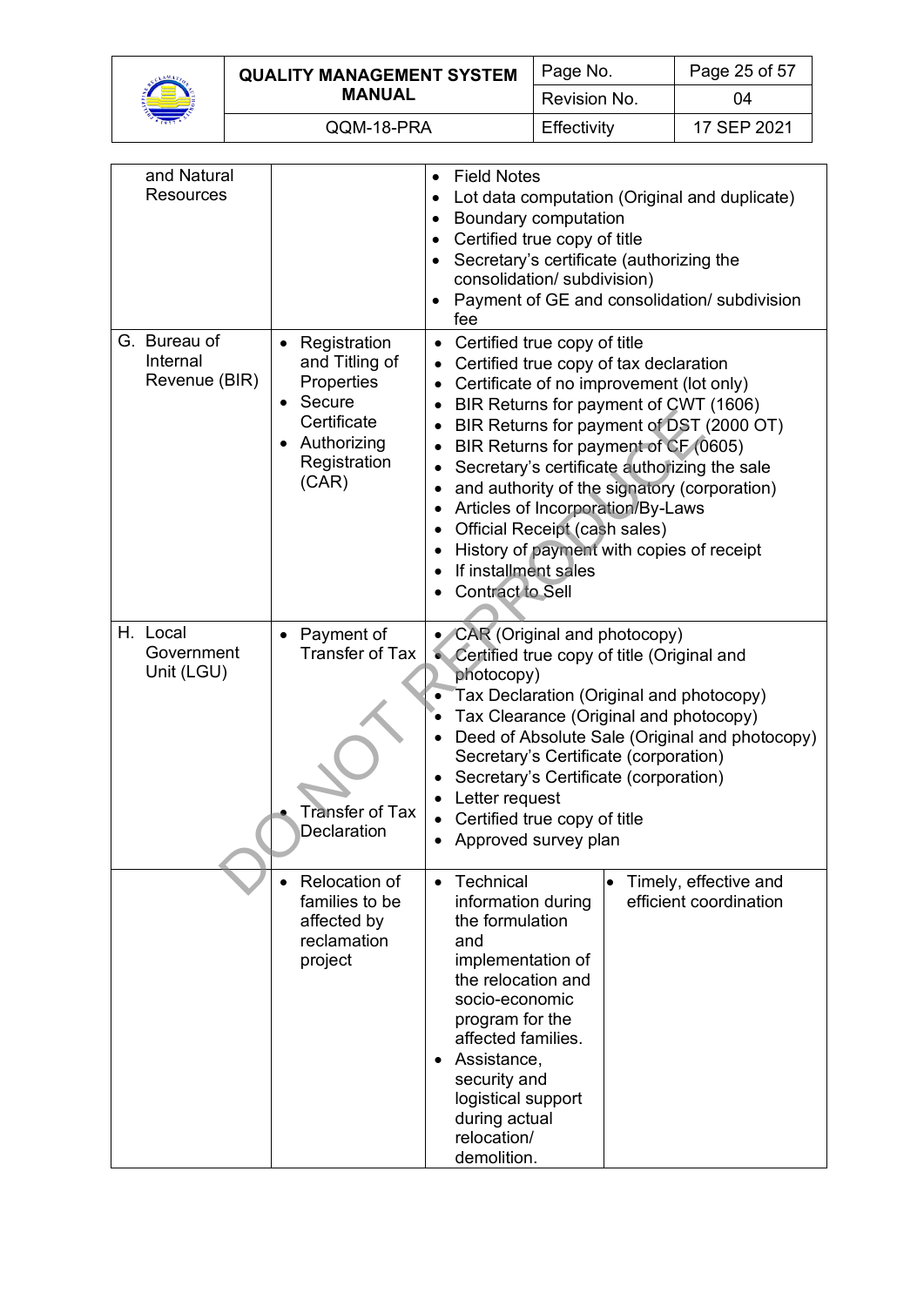| | | | |
|---|---|---|---|
| and Natural Resources | | • Field Notes<br>• Lot data computation (Original and duplicate)<br>• Boundary computation<br>• Certified true copy of title<br>• Secretary's certificate (authorizing the consolidation/ subdivision)<br>• Payment of GE and consolidation/ subdivision fee | |
| G. Bureau of Internal Revenue (BIR) | • Registration and Titling of Properties<br>• Secure Certificate<br>• Authorizing Registration (CAR) | • Certified true copy of title<br>• Certified true copy of tax declaration<br>• Certificate of no improvement (lot only)<br>• BIR Returns for payment of CWT (1606)<br>• BIR Returns for payment of DST (2000 OT)<br>• BIR Returns for payment of CF (0605)<br>• Secretary's certificate authorizing the sale<br>• and authority of the signatory (corporation)<br>• Articles of Incorporation/By-Laws<br>• Official Receipt (cash sales)<br>• History of payment with copies of receipt<br>• If installment sales<br>• Contract to Sell | |
| H. Local Government Unit (LGU) | • Payment of Transfer of Tax<br>• Transfer of Tax Declaration | • CAR (Original and photocopy)<br>• Certified true copy of title (Original and photocopy)<br>• Tax Declaration (Original and photocopy)<br>• Tax Clearance (Original and photocopy)<br>• Deed of Absolute Sale (Original and photocopy) Secretary's Certificate (corporation)<br>• Secretary's Certificate (corporation)<br>• Letter request<br>• Certified true copy of title<br>• Approved survey plan | |
| | • Relocation of families to be affected by reclamation project | • Technical information during the formulation and implementation of the relocation and socio-economic program for the affected families.<br>• Assistance, security and logistical support during actual relocation/ demolition. | • Timely, effective and efficient coordination |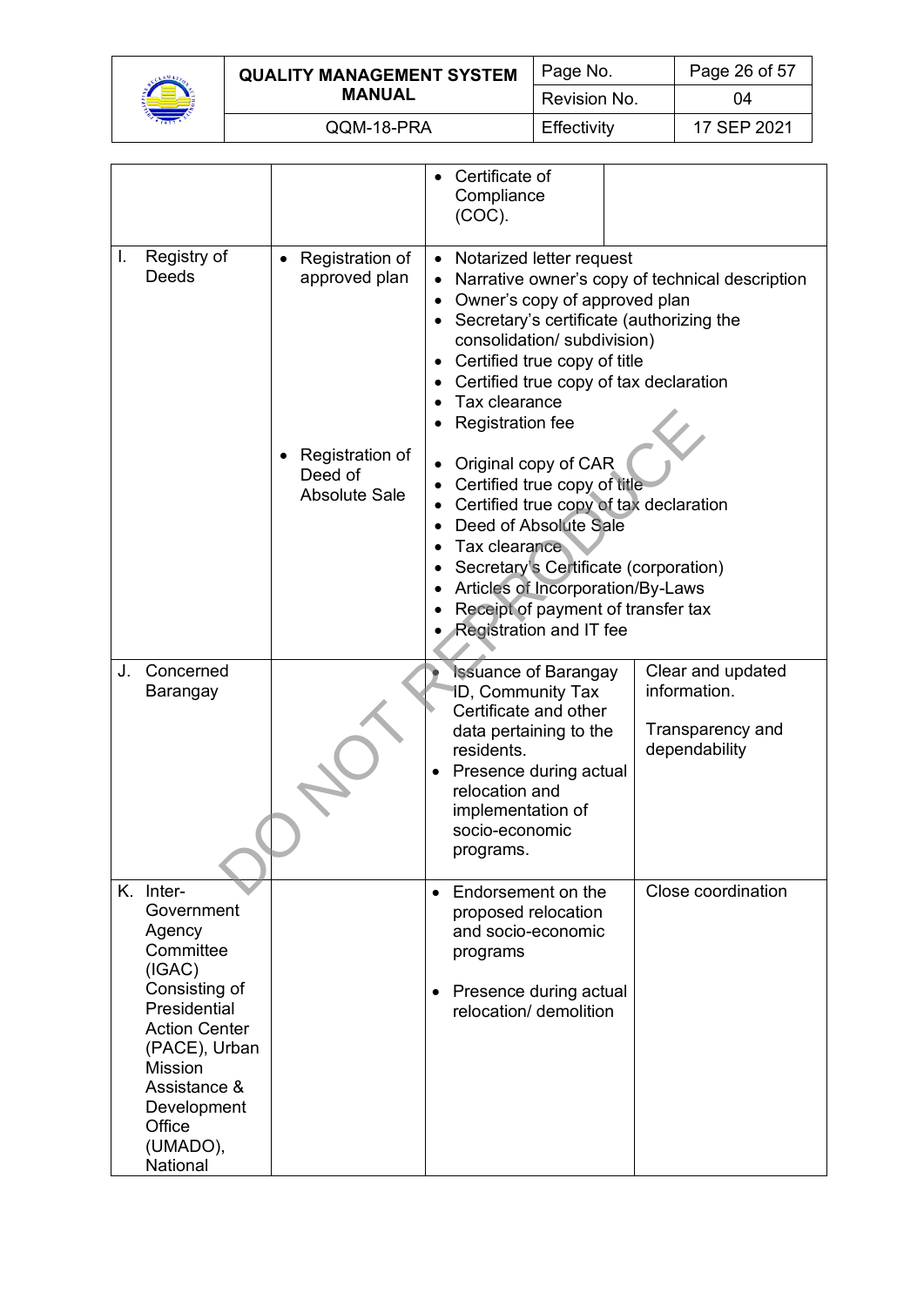| | | | |
|---|---|---|---|
| | | • Certificate of Compliance (COC). | |
| I. Registry of Deeds | • Registration of approved plan | • Notarized letter request<br>• Narrative owner's copy of technical description<br>• Owner's copy of approved plan<br>• Secretary's certificate (authorizing the consolidation/ subdivision)<br>• Certified true copy of title<br>• Certified true copy of tax declaration<br>• Tax clearance<br>• Registration fee | |
| | • Registration of Deed of Absolute Sale | • Original copy of CAR<br>• Certified true copy of title<br>• Certified true copy of tax declaration<br>• Deed of Absolute Sale<br>• Tax clearance<br>• Secretary's Certificate (corporation)<br>• Articles of Incorporation/By-Laws<br>• Receipt of payment of transfer tax<br>• Registration and IT fee | |
| J. Concerned Barangay | | • Issuance of Barangay ID, Community Tax Certificate and other data pertaining to the residents.<br>• Presence during actual relocation and implementation of socio-economic programs. | Clear and updated information.<br><br>Transparency and dependability |
| K. Inter-Government Agency Committee (IGAC) Consisting of Presidential Action Center (PACE), Urban Mission Assistance & Development Office (UMADO), National | | • Endorsement on the proposed relocation and socio-economic programs<br><br>• Presence during actual relocation/ demolition | Close coordination |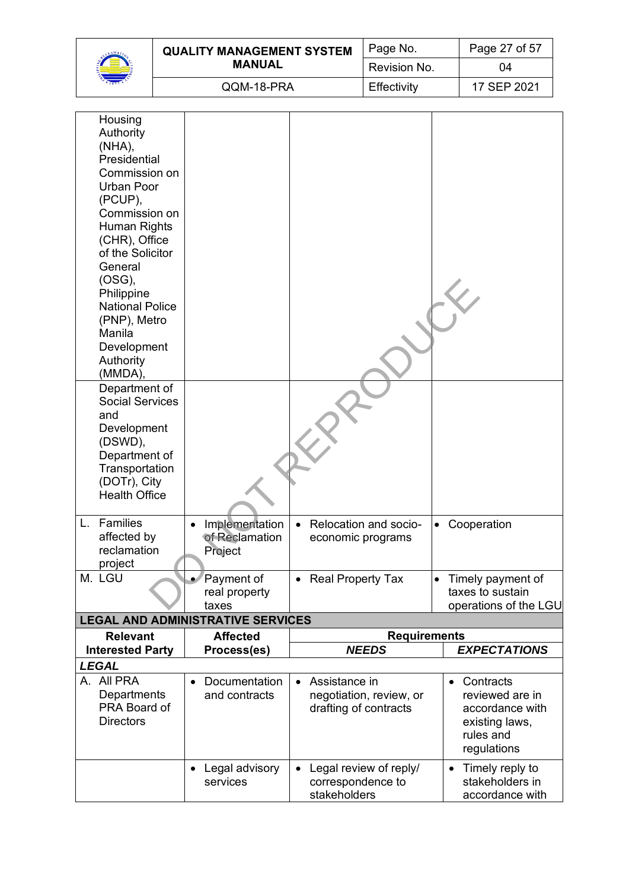| | | | |
|---|---|---|---|
| Housing Authority (NHA), Presidential Commission on Urban Poor (PCUP), Commission on Human Rights (CHR), Office of the Solicitor General (OSG), Philippine National Police (PNP), Metro Manila Development Authority (MMDA), | | | |
| Department of Social Services and Development (DSWD), Department of Transportation (DOTr), City Health Office | | | |
| L. Families affected by reclamation project | • Implementation of Reclamation Project | • Relocation and socio-economic programs | • Cooperation |
| M. LGU | • Payment of real property taxes | • Real Property Tax | • Timely payment of taxes to sustain operations of the LGU |
| **LEGAL AND ADMINISTRATIVE SERVICES** | | | |
| **Relevant Interested Party** | **Affected Process(es)** | **Requirements** | |
| | | ***NEEDS*** | ***EXPECTATIONS*** |
| ***LEGAL*** | | | |
| A. All PRA Departments PRA Board of Directors | • Documentation and contracts | • Assistance in negotiation, review, or drafting of contracts | • Contracts reviewed are in accordance with existing laws, rules and regulations |
| | • Legal advisory services | • Legal review of reply/ correspondence to stakeholders | • Timely reply to stakeholders in accordance with |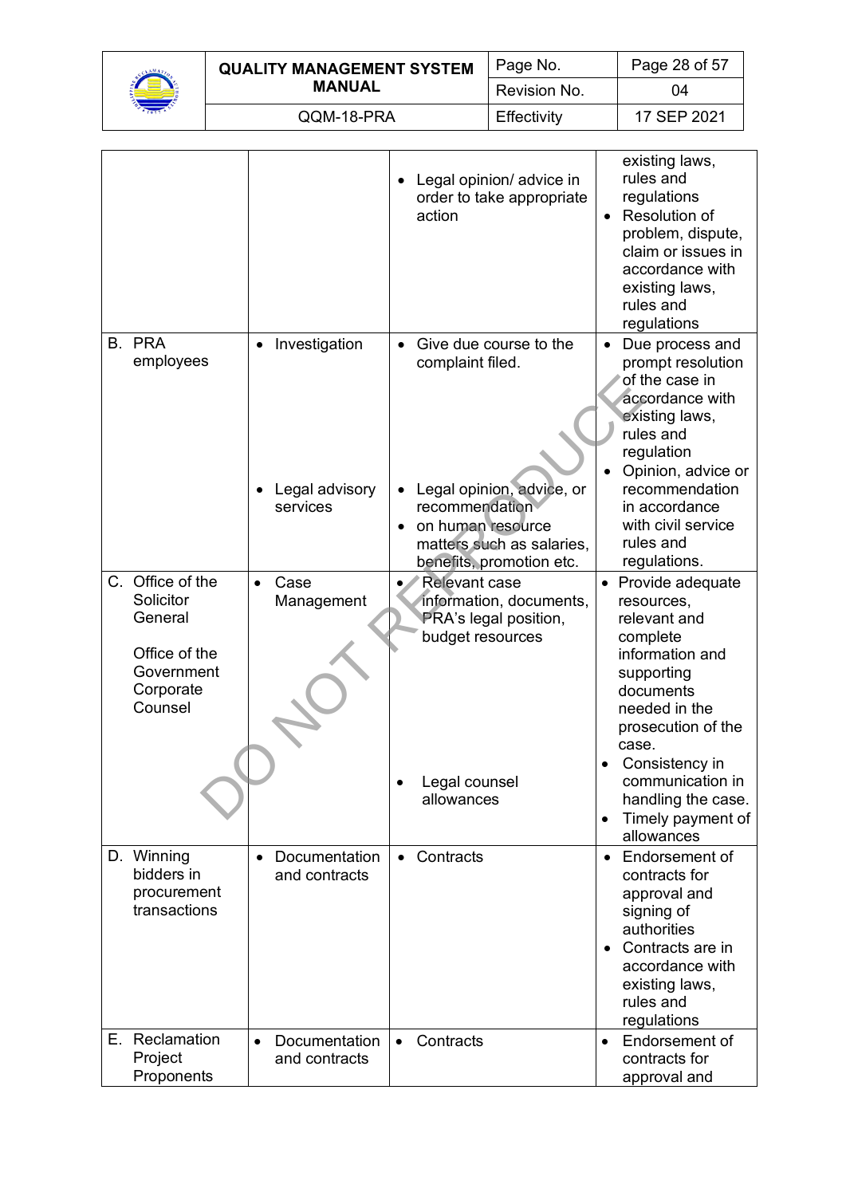|  |  | • Legal opinion/ advice in order to take appropriate action | existing laws, rules and regulations<br>• Resolution of problem, dispute, claim or issues in accordance with existing laws, rules and regulations |
|---|---|---|---|
| B. PRA employees | • Investigation<br><br>• Legal advisory services | • Give due course to the complaint filed.<br><br>• Legal opinion, advice, or recommendation<br>• on human resource matters such as salaries, benefits, promotion etc. | • Due process and prompt resolution of the case in accordance with existing laws, rules and regulation<br>• Opinion, advice or recommendation in accordance with civil service rules and regulations. |
| C. Office of the Solicitor General<br><br>Office of the Government Corporate Counsel | • Case Management | • Relevant case information, documents, PRA's legal position, budget resources<br><br>• Legal counsel allowances | • Provide adequate resources, relevant and complete information and supporting documents needed in the prosecution of the case.<br>• Consistency in communication in handling the case.<br>• Timely payment of allowances |
| D. Winning bidders in procurement transactions | • Documentation and contracts | • Contracts | • Endorsement of contracts for approval and signing of authorities<br>• Contracts are in accordance with existing laws, rules and regulations |
| E. Reclamation Project Proponents | • Documentation and contracts | • Contracts | • Endorsement of contracts for approval and |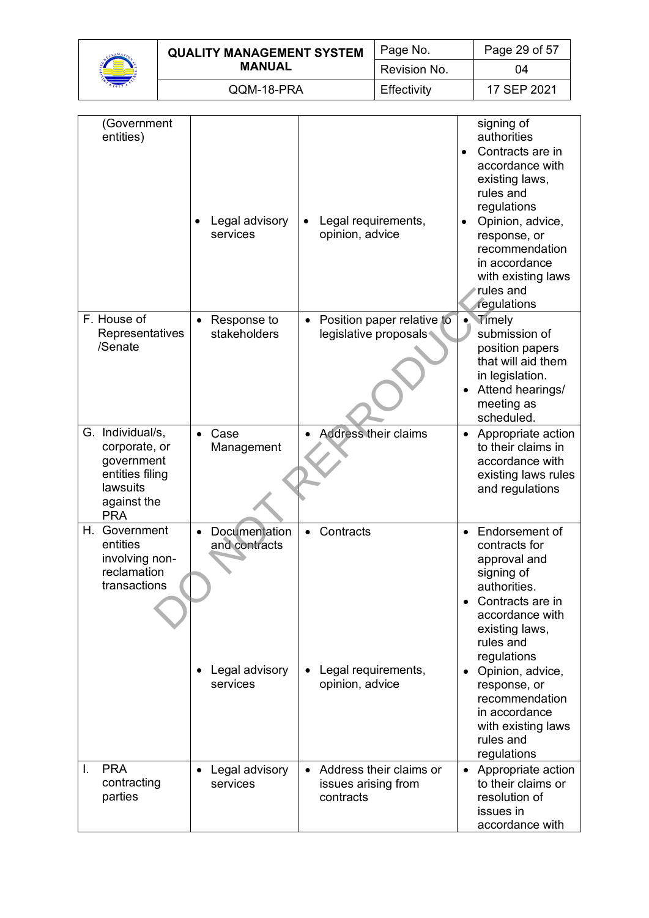| | | | |
|---|---|---|---|
| (Government entities) | • Legal advisory services | • Legal requirements, opinion, advice | signing of authorities<br>• Contracts are in accordance with existing laws, rules and regulations<br>• Opinion, advice, response, or recommendation in accordance with existing laws rules and regulations |
| F. House of Representatives /Senate | • Response to stakeholders | • Position paper relative to legislative proposals | • Timely submission of position papers that will aid them in legislation.<br>• Attend hearings/ meeting as scheduled. |
| G. Individual/s, corporate, or government entities filing lawsuits against the PRA | • Case Management | • Address their claims | • Appropriate action to their claims in accordance with existing laws rules and regulations |
| H. Government entities involving non-reclamation transactions | • Documentation and contracts<br><br>• Legal advisory services | • Contracts<br><br>• Legal requirements, opinion, advice | • Endorsement of contracts for approval and signing of authorities.<br>• Contracts are in accordance with existing laws, rules and regulations<br>• Opinion, advice, response, or recommendation in accordance with existing laws rules and regulations |
| I. PRA contracting parties | • Legal advisory services | • Address their claims or issues arising from contracts | • Appropriate action to their claims or resolution of issues in accordance with |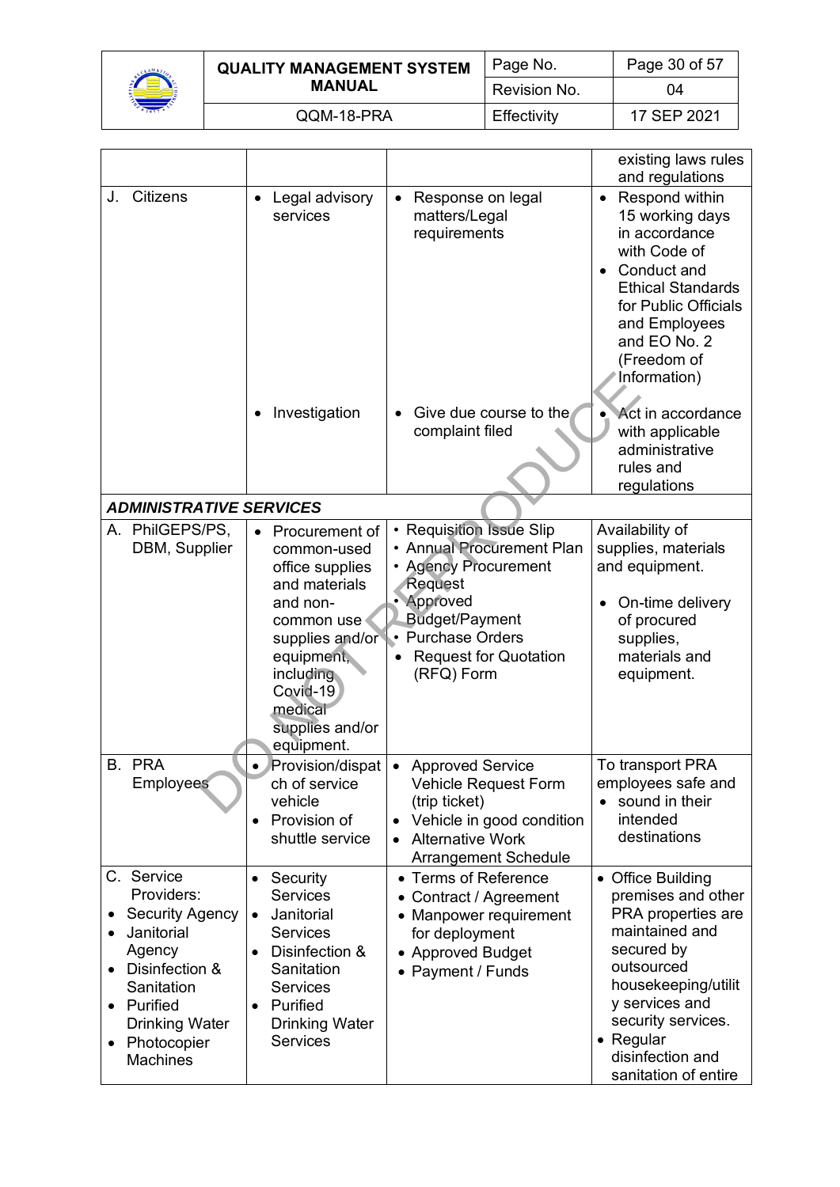| | | | existing laws rules and regulations |
|---|---|---|---|
| J. Citizens | • Legal advisory services | • Response on legal matters/Legal requirements | • Respond within 15 working days in accordance with Code of<br>• Conduct and Ethical Standards for Public Officials and Employees and EO No. 2 (Freedom of Information) |
| | • Investigation | • Give due course to the complaint filed | • Act in accordance with applicable administrative rules and regulations |
| ***ADMINISTRATIVE SERVICES*** | | | |
| A. PhilGEPS/PS, DBM, Supplier | • Procurement of common-used office supplies and materials and non-common use supplies and/or equipment, including Covid-19 medical supplies and/or equipment. | • Requisition Issue Slip<br>• Annual Procurement Plan<br>• Agency Procurement Request<br>• Approved Budget/Payment<br>• Purchase Orders<br>• Request for Quotation (RFQ) Form | Availability of supplies, materials and equipment.<br><br>• On-time delivery of procured supplies, materials and equipment. |
| B. PRA Employees | • Provision/dispatch of service vehicle<br>• Provision of shuttle service | • Approved Service Vehicle Request Form (trip ticket)<br>• Vehicle in good condition<br>• Alternative Work Arrangement Schedule | To transport PRA employees safe and<br>• sound in their intended destinations |
| C. Service Providers:<br>• Security Agency<br>• Janitorial Agency<br>• Disinfection & Sanitation<br>• Purified Drinking Water<br>• Photocopier Machines | • Security Services<br>• Janitorial Services<br>• Disinfection & Sanitation Services<br>• Purified Drinking Water Services | • Terms of Reference<br>• Contract / Agreement<br>• Manpower requirement for deployment<br>• Approved Budget<br>• Payment / Funds | • Office Building premises and other PRA properties are maintained and secured by outsourced housekeeping/utility services and security services.<br>• Regular disinfection and sanitation of entire |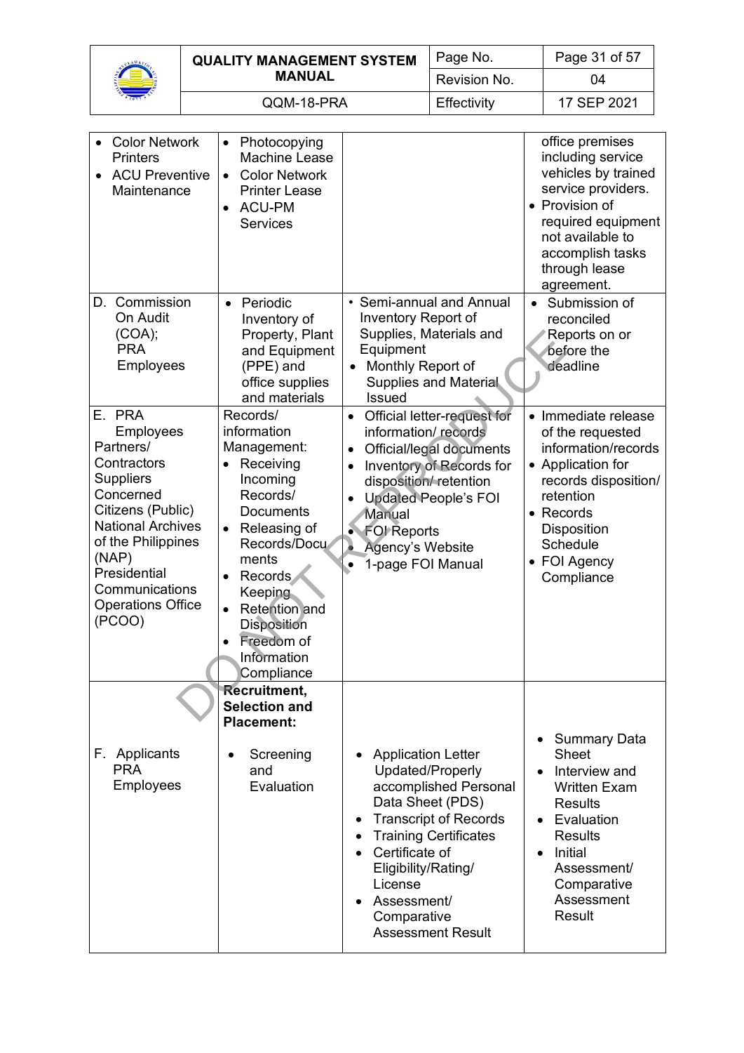| | | | |
|---|---|---|---|
| • Color Network Printers<br>• ACU Preventive Maintenance | • Photocopying Machine Lease<br>• Color Network Printer Lease<br>• ACU-PM Services | | office premises including service vehicles by trained service providers.<br>• Provision of required equipment not available to accomplish tasks through lease agreement. |
| D. Commission On Audit (COA);<br>PRA Employees | • Periodic Inventory of Property, Plant and Equipment (PPE) and office supplies and materials | • Semi-annual and Annual Inventory Report of Supplies, Materials and Equipment<br>• Monthly Report of Supplies and Material Issued | • Submission of reconciled Reports on or before the deadline |
| E. PRA Employees Partners/ Contractors Suppliers Concerned Citizens (Public) National Archives of the Philippines (NAP) Presidential Communications Operations Office (PCOO) | Records/ information Management:<br>• Receiving Incoming Records/ Documents<br>• Releasing of Records/Documents<br>• Records Keeping<br>• Retention and Disposition<br>• Freedom of Information Compliance | • Official letter-request for information/ records<br>• Official/legal documents<br>• Inventory of Records for disposition/ retention<br>• Updated People's FOI Manual<br>• FOI Reports<br>• Agency's Website<br>• 1-page FOI Manual | • Immediate release of the requested information/records<br>• Application for records disposition/ retention<br>• Records Disposition Schedule<br>• FOI Agency Compliance |
| F. Applicants PRA Employees | **Recruitment, Selection and Placement:**<br>• Screening and Evaluation | • Application Letter Updated/Properly accomplished Personal Data Sheet (PDS)<br>• Transcript of Records<br>• Training Certificates<br>• Certificate of Eligibility/Rating/ License<br>• Assessment/ Comparative Assessment Result | • Summary Data Sheet<br>• Interview and Written Exam Results<br>• Evaluation Results<br>• Initial Assessment/ Comparative Assessment Result |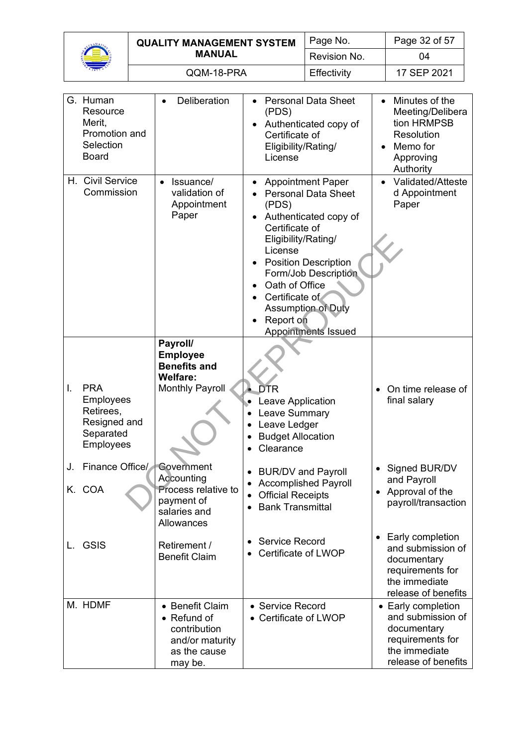| | | | |
|---|---|---|---|
| G. Human Resource Merit, Promotion and Selection Board | • Deliberation | • Personal Data Sheet (PDS)<br>• Authenticated copy of Certificate of Eligibility/Rating/ License | • Minutes of the Meeting/Deliberation HRMPSB Resolution<br>• Memo for Approving Authority |
| H. Civil Service Commission | • Issuance/ validation of Appointment Paper | • Appointment Paper<br>• Personal Data Sheet (PDS)<br>• Authenticated copy of Certificate of Eligibility/Rating/ License<br>• Position Description Form/Job Description<br>• Oath of Office<br>• Certificate of Assumption of Duty<br>• Report on Appointments Issued | • Validated/Attested Appointment Paper |
| I. PRA Employees Retirees, Resigned and Separated Employees | **Payroll/ Employee Benefits and Welfare:**<br>Monthly Payroll | • DTR<br>• Leave Application<br>• Leave Summary<br>• Leave Ledger<br>• Budget Allocation<br>• Clearance | • On time release of final salary |
| J. Finance Office/<br>K. COA | Government Accounting Process relative to payment of salaries and Allowances | • BUR/DV and Payroll<br>• Accomplished Payroll<br>• Official Receipts<br>• Bank Transmittal | • Signed BUR/DV and Payroll<br>• Approval of the payroll/transaction |
| L. GSIS | Retirement / Benefit Claim | • Service Record<br>• Certificate of LWOP | • Early completion and submission of documentary requirements for the immediate release of benefits |
| M. HDMF | • Benefit Claim<br>• Refund of contribution and/or maturity as the cause may be. | • Service Record<br>• Certificate of LWOP | • Early completion and submission of documentary requirements for the immediate release of benefits |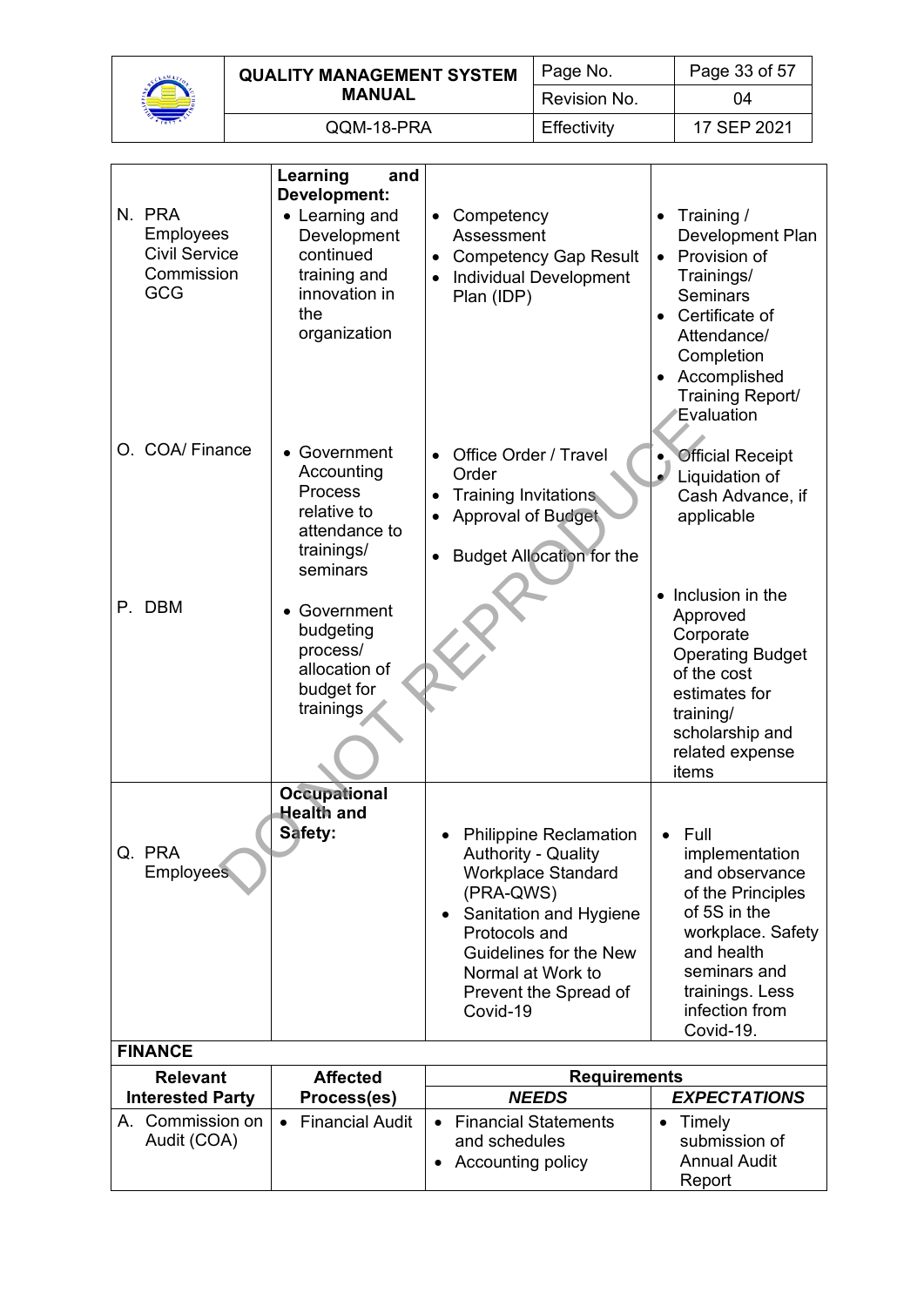| | **Learning and Development:** | | |
|---|---|---|---|
| N. PRA Employees Civil Service Commission GCG | • Learning and Development continued training and innovation in the organization | • Competency Assessment<br>• Competency Gap Result<br>• Individual Development Plan (IDP) | • Training / Development Plan<br>• Provision of Trainings/ Seminars<br>• Certificate of Attendance/ Completion<br>• Accomplished Training Report/ Evaluation |
| O. COA/ Finance | • Government Accounting Process relative to attendance to trainings/ seminars | • Office Order / Travel Order<br>• Training Invitations<br>• Approval of Budget<br>• Budget Allocation for the | • Official Receipt<br>• Liquidation of Cash Advance, if applicable |
| P. DBM | • Government budgeting process/ allocation of budget for trainings | | • Inclusion in the Approved Corporate Operating Budget of the cost estimates for training/ scholarship and related expense items |
| Q. PRA Employees | **Occupational Health and Safety:** | • Philippine Reclamation Authority - Quality Workplace Standard (PRA-QWS)<br>• Sanitation and Hygiene Protocols and Guidelines for the New Normal at Work to Prevent the Spread of Covid-19 | • Full implementation and observance of the Principles of 5S in the workplace. Safety and health seminars and trainings. Less infection from Covid-19. |

**FINANCE**

| Relevant Interested Party | Affected Process(es) | Requirements | |
|---|---|---|---|
| | | ***NEEDS*** | ***EXPECTATIONS*** |
| A. Commission on Audit (COA) | • Financial Audit | • Financial Statements and schedules<br>• Accounting policy | • Timely submission of Annual Audit Report |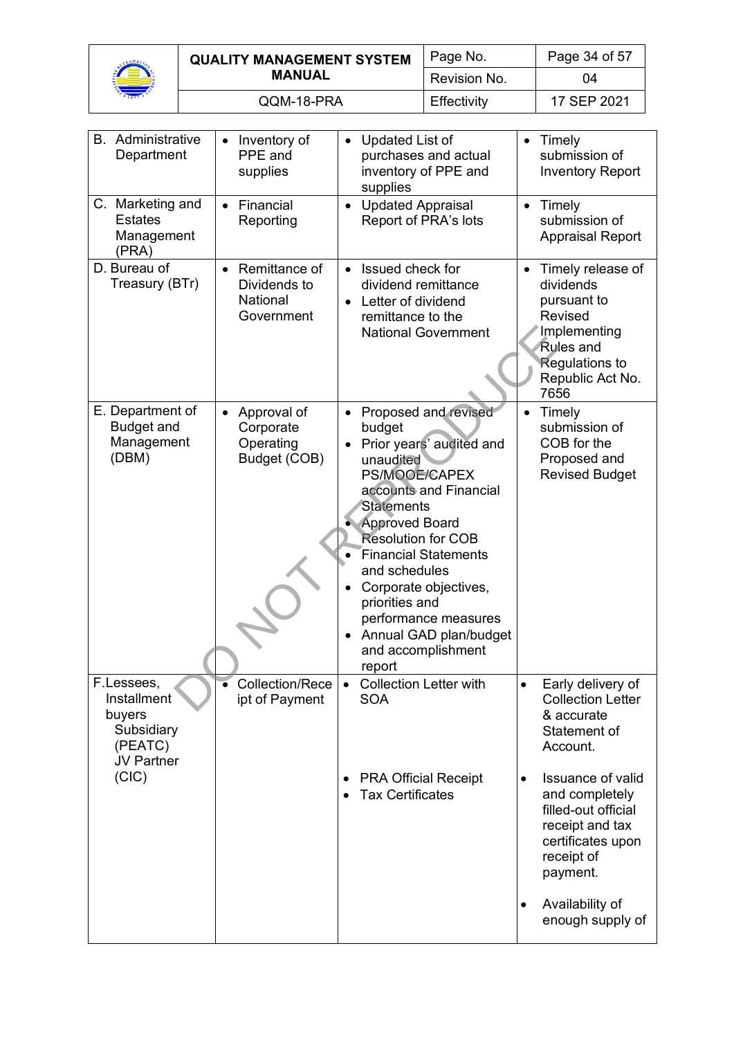| B. Administrative Department | • Inventory of PPE and supplies | • Updated List of purchases and actual inventory of PPE and supplies | • Timely submission of Inventory Report |
|---|---|---|---|
| C. Marketing and Estates Management (PRA) | • Financial Reporting | • Updated Appraisal Report of PRA's lots | • Timely submission of Appraisal Report |
| D. Bureau of Treasury (BTr) | • Remittance of Dividends to National Government | • Issued check for dividend remittance<br>• Letter of dividend remittance to the National Government | • Timely release of dividends pursuant to Revised Implementing Rules and Regulations to Republic Act No. 7656 |
| E. Department of Budget and Management (DBM) | • Approval of Corporate Operating Budget (COB) | • Proposed and revised budget<br>• Prior years' audited and unaudited PS/MOOE/CAPEX accounts and Financial Statements<br>• Approved Board Resolution for COB<br>• Financial Statements and schedules<br>• Corporate objectives, priorities and performance measures<br>• Annual GAD plan/budget and accomplishment report | • Timely submission of COB for the Proposed and Revised Budget |
| F. Lessees, Installment buyers Subsidiary (PEATC) JV Partner (CIC) | • Collection/Receipt of Payment | • Collection Letter with SOA<br><br>• PRA Official Receipt<br>• Tax Certificates | • Early delivery of Collection Letter & accurate Statement of Account.<br><br>• Issuance of valid and completely filled-out official receipt and tax certificates upon receipt of payment.<br><br>• Availability of enough supply of |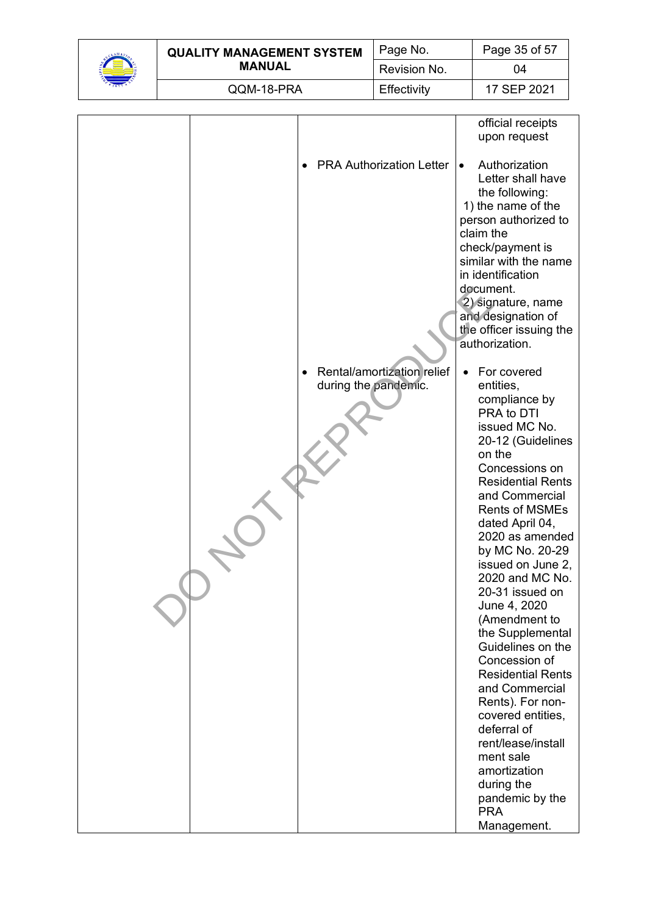| | | | |
|---|---|---|---|
| | | | official receipts upon request |
| | | • PRA Authorization Letter | • Authorization Letter shall have the following:<br>1) the name of the person authorized to claim the check/payment is similar with the name in identification document.<br>2) signature, name and designation of the officer issuing the authorization. |
| | | • Rental/amortization relief during the pandemic. | • For covered entities, compliance by PRA to DTI issued MC No. 20-12 (Guidelines on the Concessions on Residential Rents and Commercial Rents of MSMEs dated April 04, 2020 as amended by MC No. 20-29 issued on June 2, 2020 and MC No. 20-31 issued on June 4, 2020 (Amendment to the Supplemental Guidelines on the Concession of Residential Rents and Commercial Rents). For non-covered entities, deferral of rent/lease/installment sale amortization during the pandemic by the PRA Management. |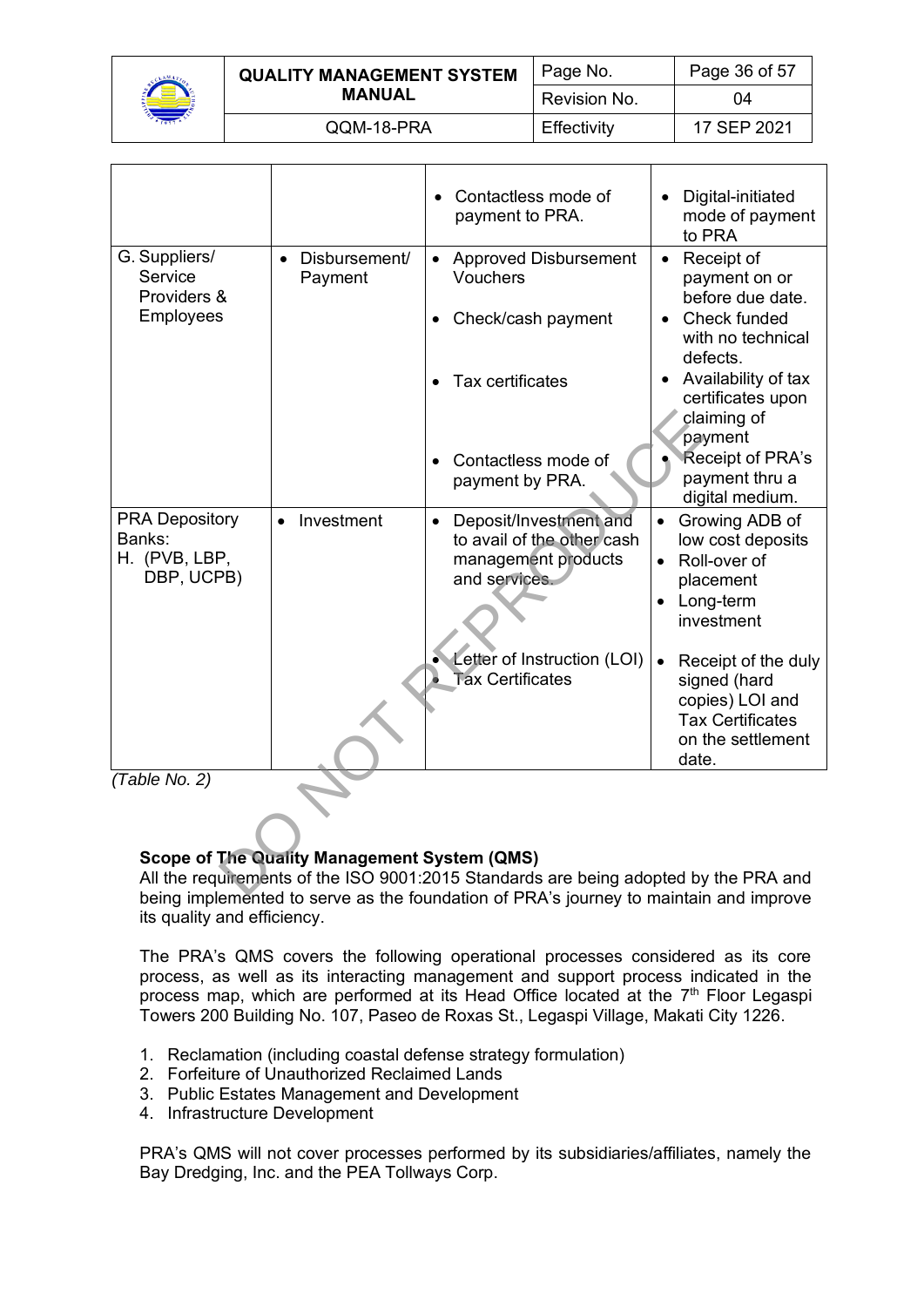| | | • Contactless mode of payment to PRA. | • Digital-initiated mode of payment to PRA |
|---|---|---|---|
| G. Suppliers/ Service Providers & Employees | • Disbursement/ Payment | • Approved Disbursement Vouchers<br>• Check/cash payment<br>• Tax certificates<br>• Contactless mode of payment by PRA. | • Receipt of payment on or before due date.<br>• Check funded with no technical defects.<br>• Availability of tax certificates upon claiming of payment<br>• Receipt of PRA's payment thru a digital medium. |
| PRA Depository Banks: H. (PVB, LBP, DBP, UCPB) | • Investment | • Deposit/Investment and to avail of the other cash management products and services.<br>• Letter of Instruction (LOI)<br>• Tax Certificates | • Growing ADB of low cost deposits<br>• Roll-over of placement<br>• Long-term investment<br>• Receipt of the duly signed (hard copies) LOI and Tax Certificates on the settlement date. |

*(Table No. 2)*

**Scope of The Quality Management System (QMS)**

All the requirements of the ISO 9001:2015 Standards are being adopted by the PRA and being implemented to serve as the foundation of PRA's journey to maintain and improve its quality and efficiency.

The PRA's QMS covers the following operational processes considered as its core process, as well as its interacting management and support process indicated in the process map, which are performed at its Head Office located at the 7th Floor Legaspi Towers 200 Building No. 107, Paseo de Roxas St., Legaspi Village, Makati City 1226.

1. Reclamation (including coastal defense strategy formulation)
2. Forfeiture of Unauthorized Reclaimed Lands
3. Public Estates Management and Development
4. Infrastructure Development

PRA's QMS will not cover processes performed by its subsidiaries/affiliates, namely the Bay Dredging, Inc. and the PEA Tollways Corp.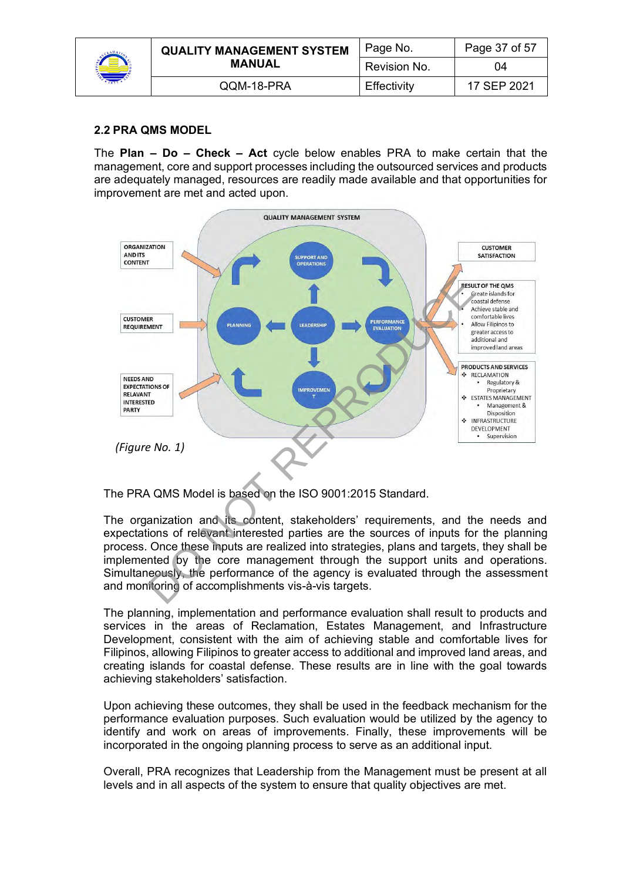## 2.2 PRA QMS MODEL

The **Plan – Do – Check – Act** cycle below enables PRA to make certain that the management, core and support processes including the outsourced services and products are adequately managed, resources are readily made available and that opportunities for improvement are met and acted upon.

*(Figure No. 1)*

The PRA QMS Model is based on the ISO 9001:2015 Standard.

The organization and its content, stakeholders' requirements, and the needs and expectations of relevant interested parties are the sources of inputs for the planning process. Once these inputs are realized into strategies, plans and targets, they shall be implemented by the core management through the support units and operations. Simultaneously, the performance of the agency is evaluated through the assessment and monitoring of accomplishments vis-à-vis targets.

The planning, implementation and performance evaluation shall result to products and services in the areas of Reclamation, Estates Management, and Infrastructure Development, consistent with the aim of achieving stable and comfortable lives for Filipinos, allowing Filipinos to greater access to additional and improved land areas, and creating islands for coastal defense. These results are in line with the goal towards achieving stakeholders' satisfaction.

Upon achieving these outcomes, they shall be used in the feedback mechanism for the performance evaluation purposes. Such evaluation would be utilized by the agency to identify and work on areas of improvements. Finally, these improvements will be incorporated in the ongoing planning process to serve as an additional input.

Overall, PRA recognizes that Leadership from the Management must be present at all levels and in all aspects of the system to ensure that quality objectives are met.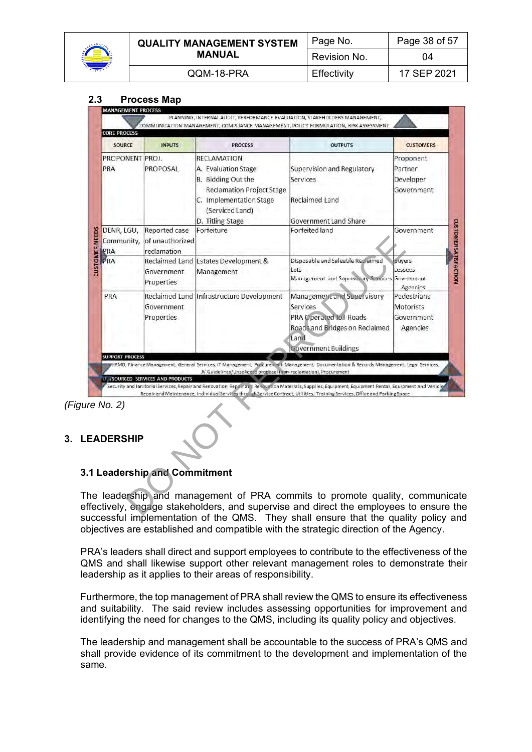## 2.3 Process Map

**MANAGEMENT PROCESS**

PLANNING, INTERNAL AUDIT, PERFORMANCE EVALUATION, STAKEHOLDERS MANAGEMENT, COMMUNICATION MANAGEMENT, COMPLIANCE MANAGEMENT, POLICY FORMULATION, RISK ASSESSMENT

**CORE PROCESS**

| SOURCE | INPUTS | PROCESS | OUTPUTS | CUSTOMERS |
|---|---|---|---|---|
| PROPONENT PRA | PROJ. PROPOSAL | RECLAMATION<br>A. Evaluation Stage<br>B. Bidding Out the Reclamation Project Stage<br>C. Implementation Stage (Serviced Land)<br>D. Titling Stage | Supervision and Regulatory Services<br><br>Reclaimed Land<br><br>Government Land Share | Proponent<br>Partner<br>Developer<br>Government |
| DENR, LGU, Community, PRA | Reported case of unauthorized reclamation | Forfeiture | Forfeited land | Government |
| PRA | Reclaimed Land Government Properties | Estates Development & Management | Disposable and Saleable Reclaimed Lots<br>Management and Supervisory Services | Buyers<br>Lessees<br>Government Agencies |
| PRA | Reclaimed Land Government Properties | Infrastructure Development | Management and Supervisory Services<br>PRA Operated Toll Roads<br>Roads and Bridges on Reclaimed Land<br>Government Buildings | Pedestrians<br>Motorists<br>Government Agencies |

CUSTOMER NEEDS → CUSTOMER SATISFACTION

**SUPPORT PROCESS**

HRMD, Finance Management, General Services, IT Management, Procurement Management, Documentation & Records Management, Legal Services, JV Guidelines/Unsolicited proposal (non-reclamation), Procurement

**OUTSOURCED SERVICES AND PRODUCTS**

Security and Janitorial Services, Repair and Renovation, Repair and Renovation Materials, Supplies, Equipment, Equipment Rental, Equipment and Vehicle Repair and Maintenance, Individual Services through Service Contract, Utilities, Training Services, Office and Parking Space

*(Figure No. 2)*

## 3. LEADERSHIP

### 3.1 Leadership and Commitment

The leadership and management of PRA commits to promote quality, communicate effectively, engage stakeholders, and supervise and direct the employees to ensure the successful implementation of the QMS. They shall ensure that the quality policy and objectives are established and compatible with the strategic direction of the Agency.

PRA's leaders shall direct and support employees to contribute to the effectiveness of the QMS and shall likewise support other relevant management roles to demonstrate their leadership as it applies to their areas of responsibility.

Furthermore, the top management of PRA shall review the QMS to ensure its effectiveness and suitability. The said review includes assessing opportunities for improvement and identifying the need for changes to the QMS, including its quality policy and objectives.

The leadership and management shall be accountable to the success of PRA's QMS and shall provide evidence of its commitment to the development and implementation of the same.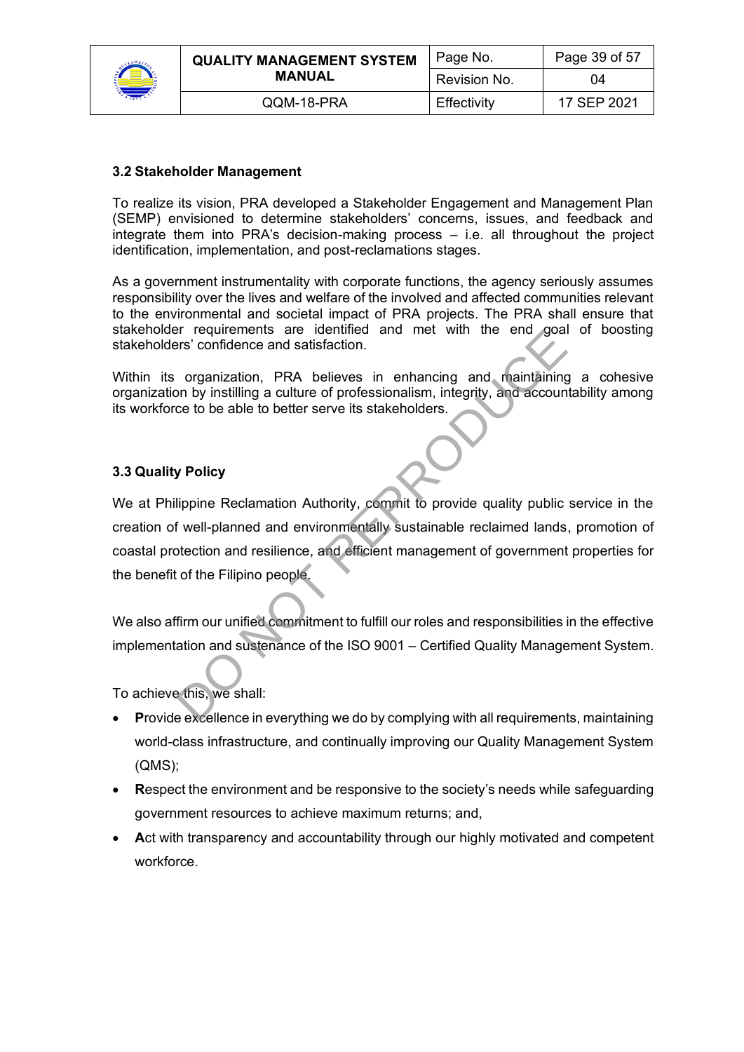### 3.2 Stakeholder Management

To realize its vision, PRA developed a Stakeholder Engagement and Management Plan (SEMP) envisioned to determine stakeholders' concerns, issues, and feedback and integrate them into PRA's decision-making process – i.e. all throughout the project identification, implementation, and post-reclamations stages.

As a government instrumentality with corporate functions, the agency seriously assumes responsibility over the lives and welfare of the involved and affected communities relevant to the environmental and societal impact of PRA projects. The PRA shall ensure that stakeholder requirements are identified and met with the end goal of boosting stakeholders' confidence and satisfaction.

Within its organization, PRA believes in enhancing and maintaining a cohesive organization by instilling a culture of professionalism, integrity, and accountability among its workforce to be able to better serve its stakeholders.

### 3.3 Quality Policy

We at Philippine Reclamation Authority, commit to provide quality public service in the creation of well-planned and environmentally sustainable reclaimed lands, promotion of coastal protection and resilience, and efficient management of government properties for the benefit of the Filipino people.

We also affirm our unified commitment to fulfill our roles and responsibilities in the effective implementation and sustenance of the ISO 9001 – Certified Quality Management System.

To achieve this, we shall:

- **P**rovide excellence in everything we do by complying with all requirements, maintaining world-class infrastructure, and continually improving our Quality Management System (QMS);
- **R**espect the environment and be responsive to the society's needs while safeguarding government resources to achieve maximum returns; and,
- **A**ct with transparency and accountability through our highly motivated and competent workforce.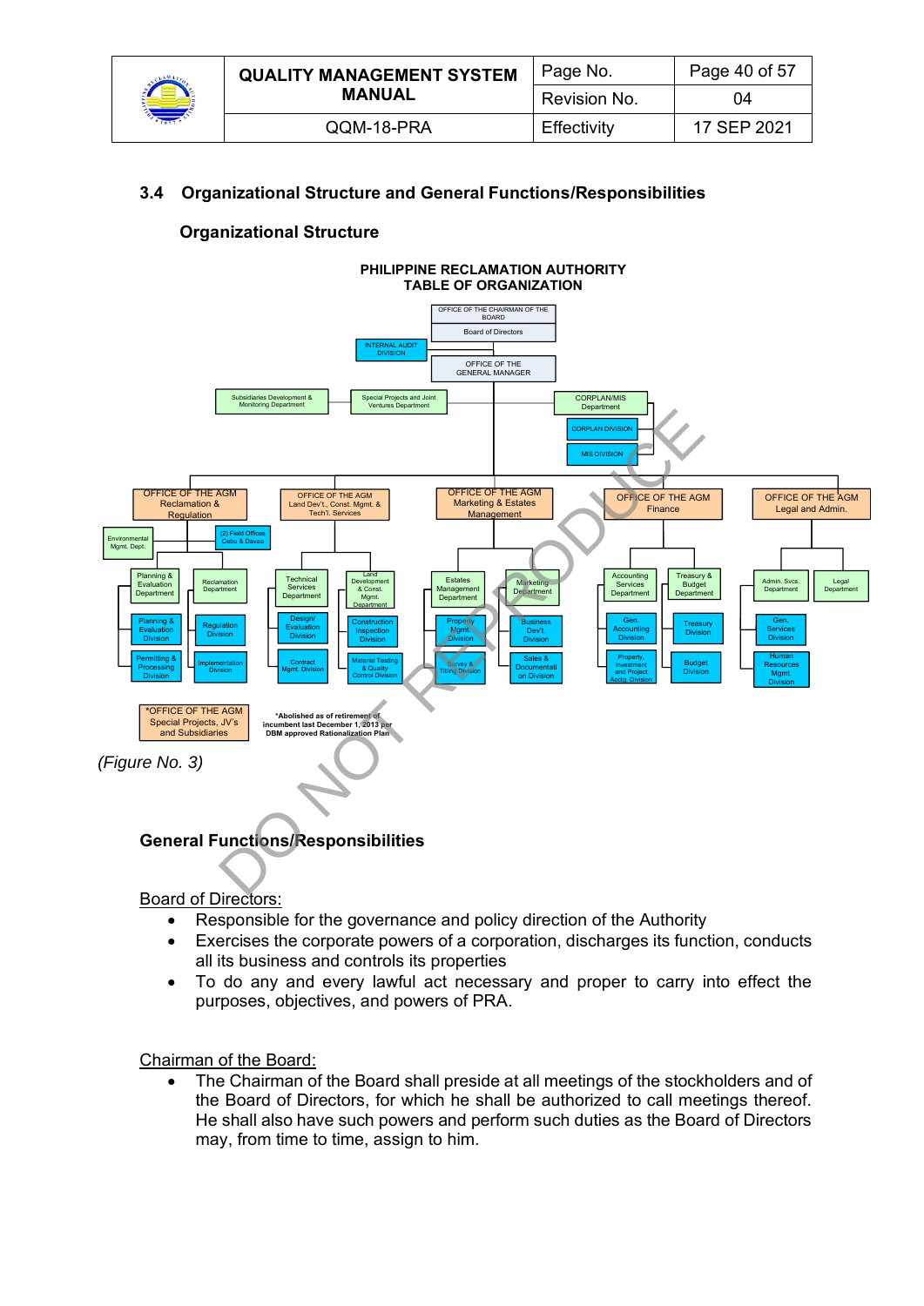### 3.4 Organizational Structure and General Functions/Responsibilities

#### Organizational Structure

**PHILIPPINE RECLAMATION AUTHORITY**
**TABLE OF ORGANIZATION**

- OFFICE OF THE CHAIRMAN OF THE BOARD
  - Board of Directors
- INTERNAL AUDIT DIVISION
- OFFICE OF THE GENERAL MANAGER
  - Subsidiaries Development & Monitoring Department
  - Special Projects and Joint Ventures Department
  - CORPLAN/MIS Department
    - CORPLAN DIVISION
    - MIS DIVISION
  - OFFICE OF THE AGM Reclamation & Regulation
    - Environmental Mgmt. Dept.
    - (2) Field Offices Cebu & Davao
    - Planning & Evaluation Department
      - Planning & Evaluation Division
      - Permitting & Processing Division
    - Reclamation Department
      - Regulation Division
      - Implementation Division
  - OFFICE OF THE AGM Land Dev't., Const. Mgmt. & Tech'l. Services
    - Technical Services Department
      - Design/ Evaluation Division
      - Contract Mgmt. Division
    - Land Development & Const. Mgmt. Department
      - Construction Inspection Division
      - Material Testing & Quality Control Division
  - OFFICE OF THE AGM Marketing & Estates Management
    - Estates Management Department
      - Property Mgmt. Division
      - Survey & Titling Division
    - Marketing Department
      - Business Dev't. Division
      - Sales & Documentation Division
  - OFFICE OF THE AGM Finance
    - Accounting Services Department
      - Gen. Accounting Division
      - Property, Investment and Project Acctg. Division
    - Treasury & Budget Department
      - Treasury Division
      - Budget Division
  - OFFICE OF THE AGM Legal and Admin.
    - Admin. Svcs. Department
      - Gen. Services Division
      - Human Resources Mgmt. Division
    - Legal Department

*OFFICE OF THE AGM Special Projects, JV's and Subsidiaries

*Abolished as of retirement of incumbent last December 1, 2013 per DBM approved Rationalization Plan

*(Figure No. 3)*

#### General Functions/Responsibilities

Board of Directors:

- Responsible for the governance and policy direction of the Authority
- Exercises the corporate powers of a corporation, discharges its function, conducts all its business and controls its properties
- To do any and every lawful act necessary and proper to carry into effect the purposes, objectives, and powers of PRA.

Chairman of the Board:

- The Chairman of the Board shall preside at all meetings of the stockholders and of the Board of Directors, for which he shall be authorized to call meetings thereof. He shall also have such powers and perform such duties as the Board of Directors may, from time to time, assign to him.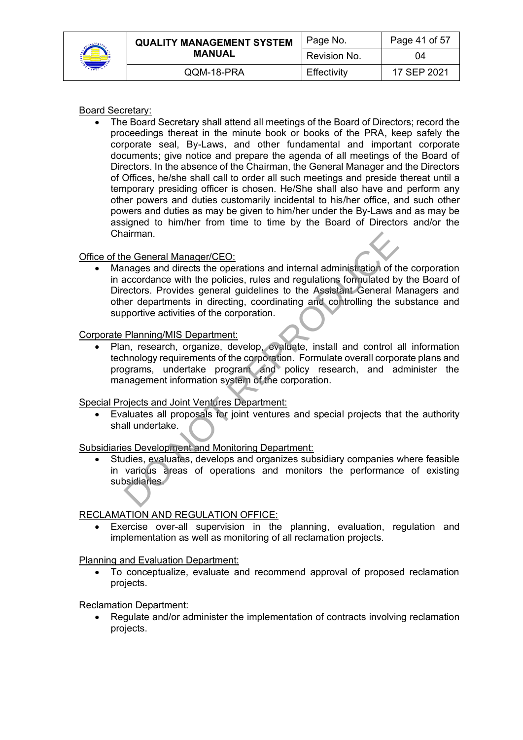Board Secretary:

- The Board Secretary shall attend all meetings of the Board of Directors; record the proceedings thereat in the minute book or books of the PRA, keep safely the corporate seal, By-Laws, and other fundamental and important corporate documents; give notice and prepare the agenda of all meetings of the Board of Directors. In the absence of the Chairman, the General Manager and the Directors of Offices, he/she shall call to order all such meetings and preside thereat until a temporary presiding officer is chosen. He/She shall also have and perform any other powers and duties customarily incidental to his/her office, and such other powers and duties as may be given to him/her under the By-Laws and as may be assigned to him/her from time to time by the Board of Directors and/or the Chairman.

Office of the General Manager/CEO:

- Manages and directs the operations and internal administration of the corporation in accordance with the policies, rules and regulations formulated by the Board of Directors. Provides general guidelines to the Assistant General Managers and other departments in directing, coordinating and controlling the substance and supportive activities of the corporation.

Corporate Planning/MIS Department:

- Plan, research, organize, develop, evaluate, install and control all information technology requirements of the corporation. Formulate overall corporate plans and programs, undertake program and policy research, and administer the management information system of the corporation.

Special Projects and Joint Ventures Department:

- Evaluates all proposals for joint ventures and special projects that the authority shall undertake.

Subsidiaries Development and Monitoring Department:

- Studies, evaluates, develops and organizes subsidiary companies where feasible in various areas of operations and monitors the performance of existing subsidiaries.

RECLAMATION AND REGULATION OFFICE:

- Exercise over-all supervision in the planning, evaluation, regulation and implementation as well as monitoring of all reclamation projects.

Planning and Evaluation Department:

- To conceptualize, evaluate and recommend approval of proposed reclamation projects.

Reclamation Department:

- Regulate and/or administer the implementation of contracts involving reclamation projects.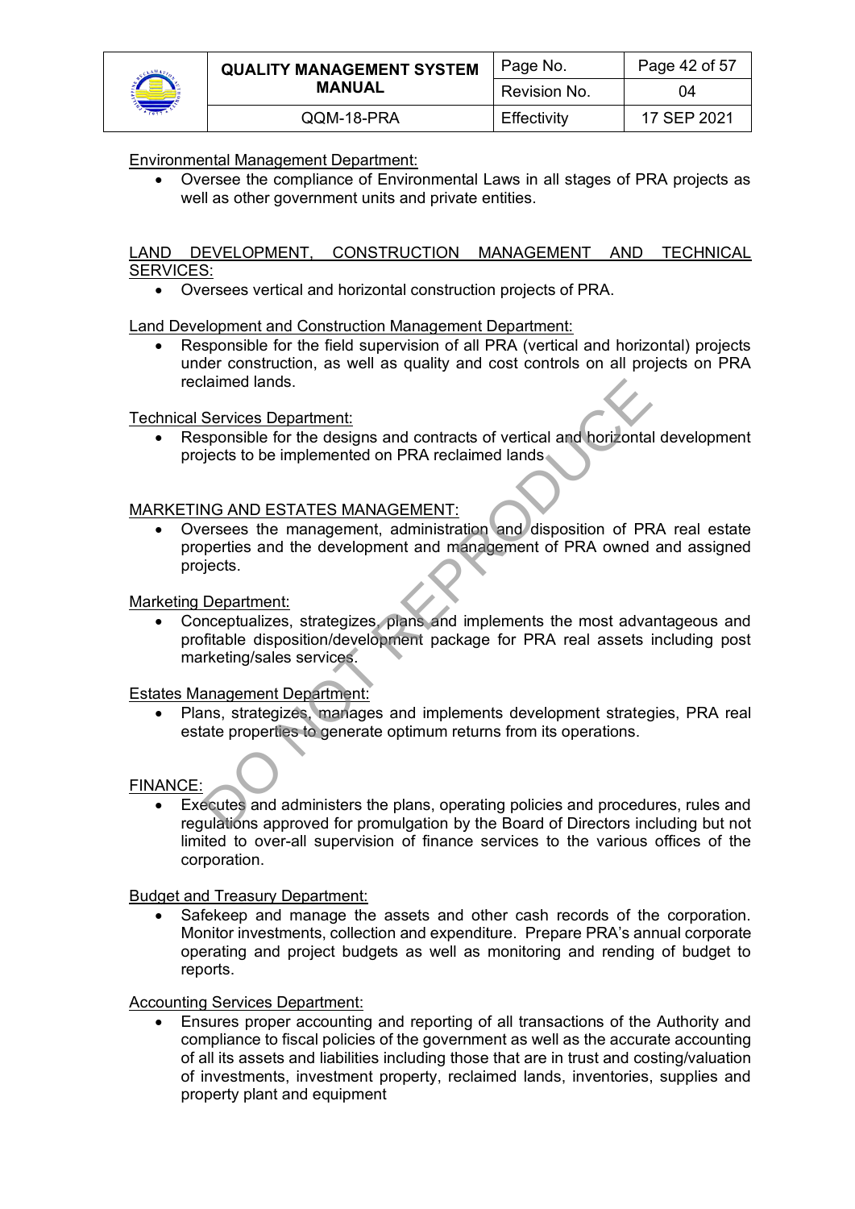Environmental Management Department:

- Oversee the compliance of Environmental Laws in all stages of PRA projects as well as other government units and private entities.

LAND DEVELOPMENT, CONSTRUCTION MANAGEMENT AND TECHNICAL SERVICES:

- Oversees vertical and horizontal construction projects of PRA.

Land Development and Construction Management Department:

- Responsible for the field supervision of all PRA (vertical and horizontal) projects under construction, as well as quality and cost controls on all projects on PRA reclaimed lands.

Technical Services Department:

- Responsible for the designs and contracts of vertical and horizontal development projects to be implemented on PRA reclaimed lands.

MARKETING AND ESTATES MANAGEMENT:

- Oversees the management, administration and disposition of PRA real estate properties and the development and management of PRA owned and assigned projects.

Marketing Department:

- Conceptualizes, strategizes, plans and implements the most advantageous and profitable disposition/development package for PRA real assets including post marketing/sales services.

Estates Management Department:

- Plans, strategizes, manages and implements development strategies, PRA real estate properties to generate optimum returns from its operations.

FINANCE:

- Executes and administers the plans, operating policies and procedures, rules and regulations approved for promulgation by the Board of Directors including but not limited to over-all supervision of finance services to the various offices of the corporation.

Budget and Treasury Department:

- Safekeep and manage the assets and other cash records of the corporation. Monitor investments, collection and expenditure. Prepare PRA's annual corporate operating and project budgets as well as monitoring and rending of budget to reports.

Accounting Services Department:

- Ensures proper accounting and reporting of all transactions of the Authority and compliance to fiscal policies of the government as well as the accurate accounting of all its assets and liabilities including those that are in trust and costing/valuation of investments, investment property, reclaimed lands, inventories, supplies and property plant and equipment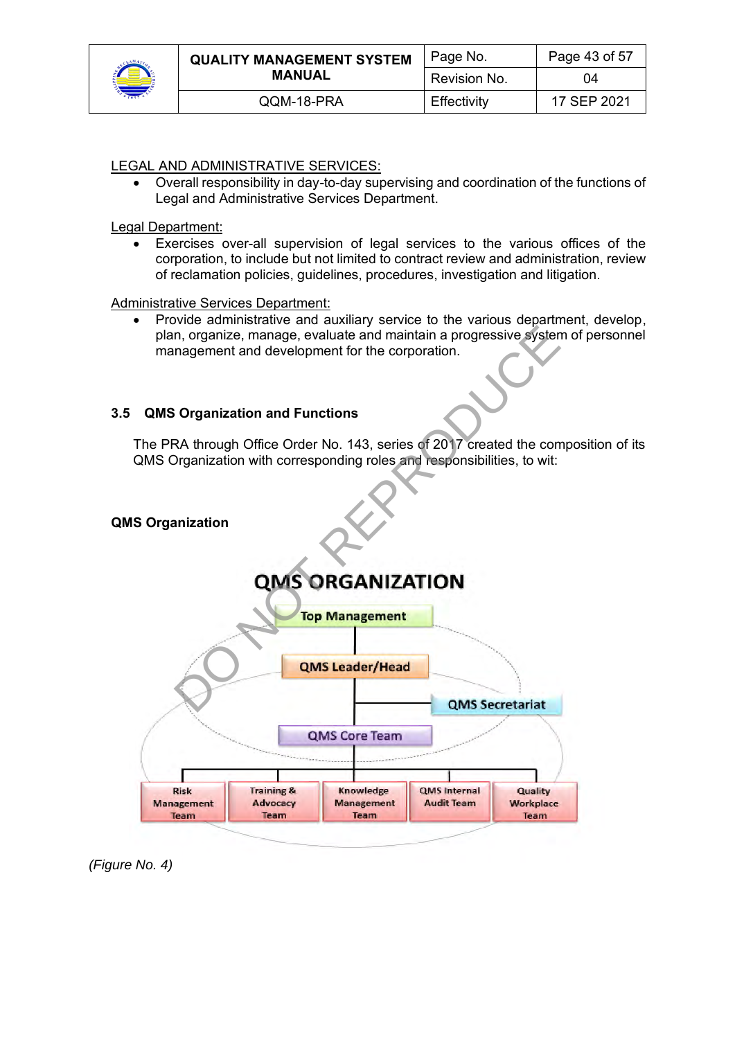LEGAL AND ADMINISTRATIVE SERVICES:

- Overall responsibility in day-to-day supervising and coordination of the functions of Legal and Administrative Services Department.

Legal Department:

- Exercises over-all supervision of legal services to the various offices of the corporation, to include but not limited to contract review and administration, review of reclamation policies, guidelines, procedures, investigation and litigation.

Administrative Services Department:

- Provide administrative and auxiliary service to the various department, develop, plan, organize, manage, evaluate and maintain a progressive system of personnel management and development for the corporation.

### 3.5 QMS Organization and Functions

The PRA through Office Order No. 143, series of 2017 created the composition of its QMS Organization with corresponding roles and responsibilities, to wit:

**QMS Organization**

QMS ORGANIZATION

- Top Management
  - QMS Leader/Head
    - QMS Secretariat
    - QMS Core Team
      - Risk Management Team
      - Training & Advocacy Team
      - Knowledge Management Team
      - QMS Internal Audit Team
      - Quality Workplace Team

*(Figure No. 4)*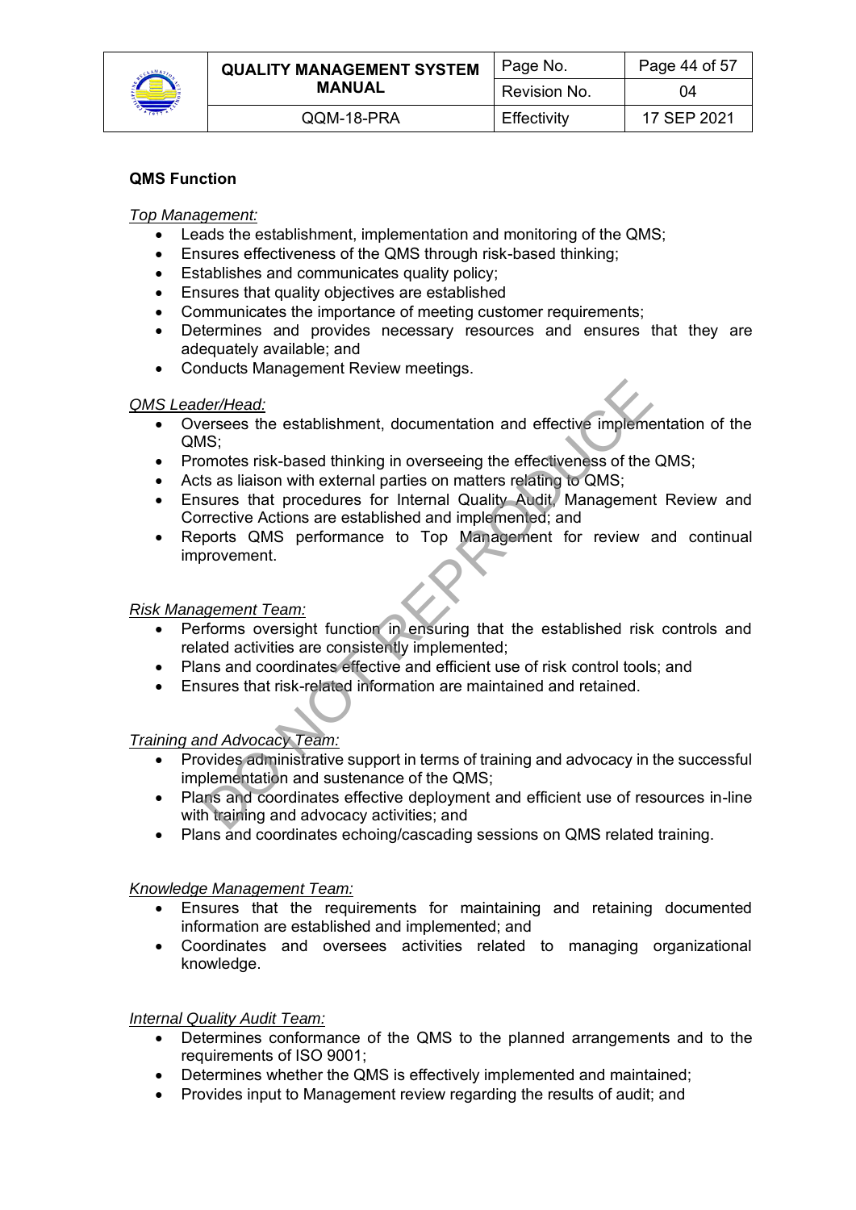**QMS Function**

*Top Management:*

- Leads the establishment, implementation and monitoring of the QMS;
- Ensures effectiveness of the QMS through risk-based thinking;
- Establishes and communicates quality policy;
- Ensures that quality objectives are established
- Communicates the importance of meeting customer requirements;
- Determines and provides necessary resources and ensures that they are adequately available; and
- Conducts Management Review meetings.

*QMS Leader/Head:*

- Oversees the establishment, documentation and effective implementation of the QMS;
- Promotes risk-based thinking in overseeing the effectiveness of the QMS;
- Acts as liaison with external parties on matters relating to QMS;
- Ensures that procedures for Internal Quality Audit, Management Review and Corrective Actions are established and implemented; and
- Reports QMS performance to Top Management for review and continual improvement.

*Risk Management Team:*

- Performs oversight function in ensuring that the established risk controls and related activities are consistently implemented;
- Plans and coordinates effective and efficient use of risk control tools; and
- Ensures that risk-related information are maintained and retained.

*Training and Advocacy Team:*

- Provides administrative support in terms of training and advocacy in the successful implementation and sustenance of the QMS;
- Plans and coordinates effective deployment and efficient use of resources in-line with training and advocacy activities; and
- Plans and coordinates echoing/cascading sessions on QMS related training.

*Knowledge Management Team:*

- Ensures that the requirements for maintaining and retaining documented information are established and implemented; and
- Coordinates and oversees activities related to managing organizational knowledge.

*Internal Quality Audit Team:*

- Determines conformance of the QMS to the planned arrangements and to the requirements of ISO 9001;
- Determines whether the QMS is effectively implemented and maintained;
- Provides input to Management review regarding the results of audit; and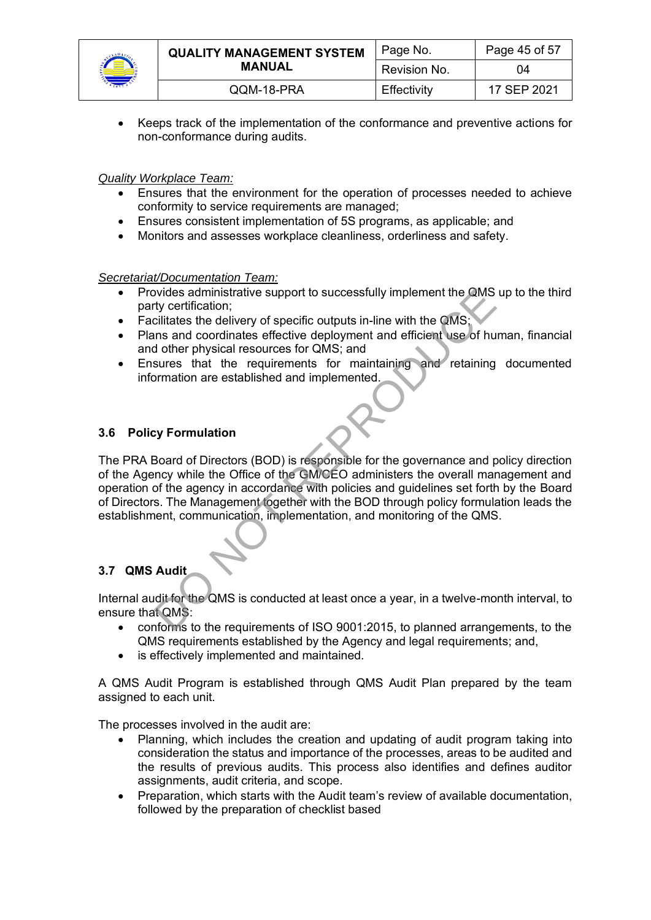- Keeps track of the implementation of the conformance and preventive actions for non-conformance during audits.

*Quality Workplace Team:*

- Ensures that the environment for the operation of processes needed to achieve conformity to service requirements are managed;
- Ensures consistent implementation of 5S programs, as applicable; and
- Monitors and assesses workplace cleanliness, orderliness and safety.

*Secretariat/Documentation Team:*

- Provides administrative support to successfully implement the QMS up to the third party certification;
- Facilitates the delivery of specific outputs in-line with the QMS;
- Plans and coordinates effective deployment and efficient use of human, financial and other physical resources for QMS; and
- Ensures that the requirements for maintaining and retaining documented information are established and implemented.

### 3.6 Policy Formulation

The PRA Board of Directors (BOD) is responsible for the governance and policy direction of the Agency while the Office of the GM/CEO administers the overall management and operation of the agency in accordance with policies and guidelines set forth by the Board of Directors. The Management together with the BOD through policy formulation leads the establishment, communication, implementation, and monitoring of the QMS.

### 3.7 QMS Audit

Internal audit for the QMS is conducted at least once a year, in a twelve-month interval, to ensure that QMS:

- conforms to the requirements of ISO 9001:2015, to planned arrangements, to the QMS requirements established by the Agency and legal requirements; and,
- is effectively implemented and maintained.

A QMS Audit Program is established through QMS Audit Plan prepared by the team assigned to each unit.

The processes involved in the audit are:

- Planning, which includes the creation and updating of audit program taking into consideration the status and importance of the processes, areas to be audited and the results of previous audits. This process also identifies and defines auditor assignments, audit criteria, and scope.
- Preparation, which starts with the Audit team's review of available documentation, followed by the preparation of checklist based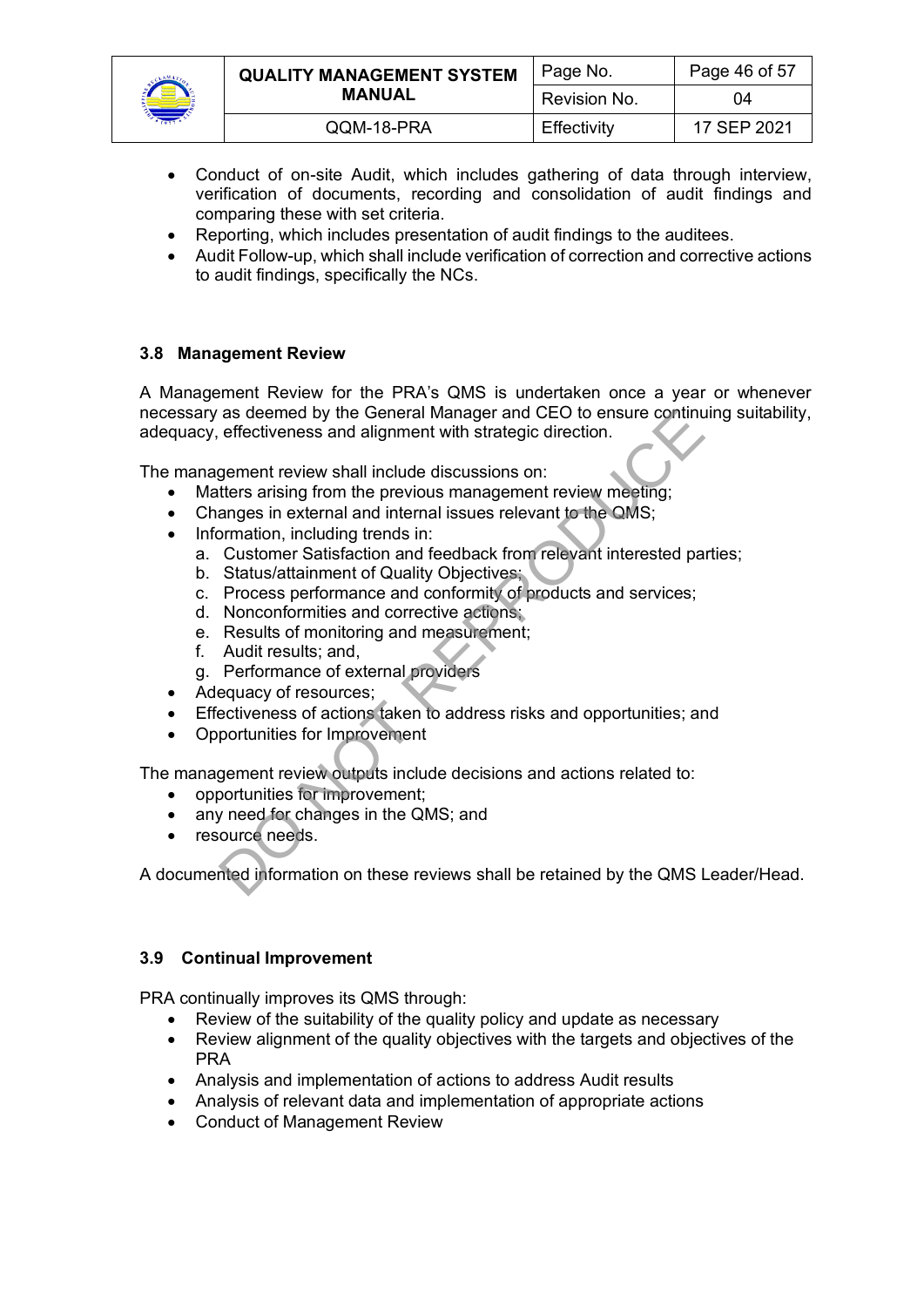- Conduct of on-site Audit, which includes gathering of data through interview, verification of documents, recording and consolidation of audit findings and comparing these with set criteria.
- Reporting, which includes presentation of audit findings to the auditees.
- Audit Follow-up, which shall include verification of correction and corrective actions to audit findings, specifically the NCs.

### 3.8 Management Review

A Management Review for the PRA's QMS is undertaken once a year or whenever necessary as deemed by the General Manager and CEO to ensure continuing suitability, adequacy, effectiveness and alignment with strategic direction.

The management review shall include discussions on:

- Matters arising from the previous management review meeting;
- Changes in external and internal issues relevant to the QMS;
- Information, including trends in:
  a. Customer Satisfaction and feedback from relevant interested parties;
  b. Status/attainment of Quality Objectives;
  c. Process performance and conformity of products and services;
  d. Nonconformities and corrective actions;
  e. Results of monitoring and measurement;
  f. Audit results; and,
  g. Performance of external providers
- Adequacy of resources;
- Effectiveness of actions taken to address risks and opportunities; and
- Opportunities for Improvement

The management review outputs include decisions and actions related to:

- opportunities for improvement;
- any need for changes in the QMS; and
- resource needs.

A documented information on these reviews shall be retained by the QMS Leader/Head.

### 3.9 Continual Improvement

PRA continually improves its QMS through:

- Review of the suitability of the quality policy and update as necessary
- Review alignment of the quality objectives with the targets and objectives of the PRA
- Analysis and implementation of actions to address Audit results
- Analysis of relevant data and implementation of appropriate actions
- Conduct of Management Review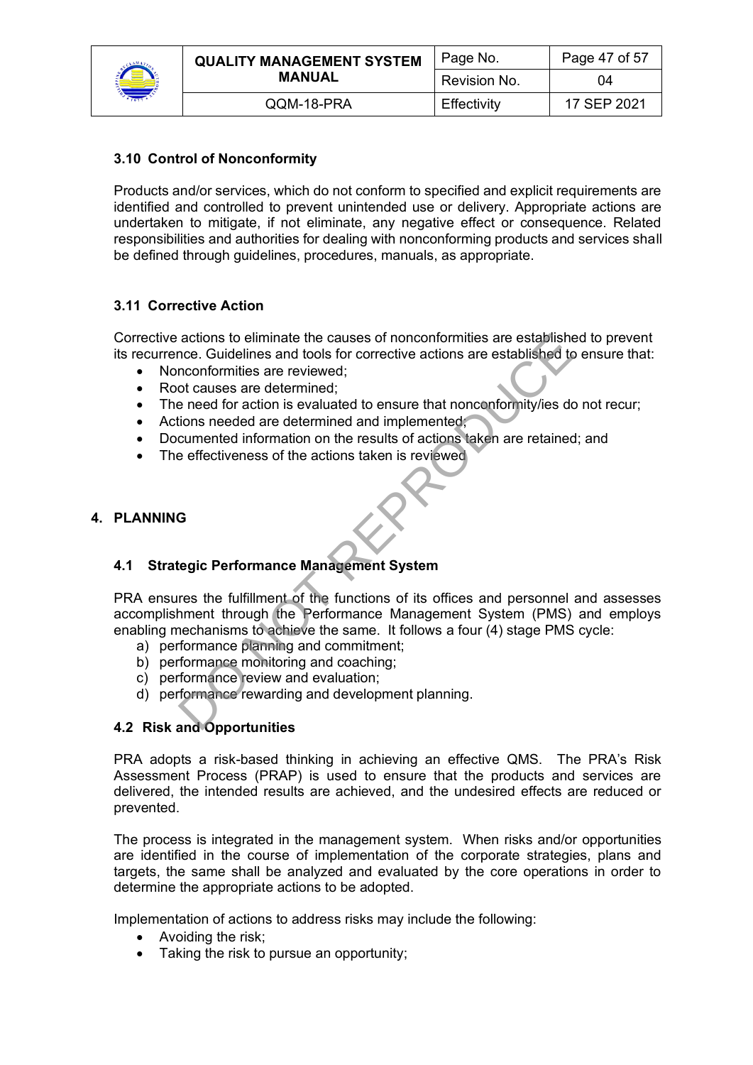### 3.10 Control of Nonconformity

Products and/or services, which do not conform to specified and explicit requirements are identified and controlled to prevent unintended use or delivery. Appropriate actions are undertaken to mitigate, if not eliminate, any negative effect or consequence. Related responsibilities and authorities for dealing with nonconforming products and services shall be defined through guidelines, procedures, manuals, as appropriate.

### 3.11 Corrective Action

Corrective actions to eliminate the causes of nonconformities are established to prevent its recurrence. Guidelines and tools for corrective actions are established to ensure that:

- Nonconformities are reviewed;
- Root causes are determined;
- The need for action is evaluated to ensure that nonconformity/ies do not recur;
- Actions needed are determined and implemented;
- Documented information on the results of actions taken are retained; and
- The effectiveness of the actions taken is reviewed

## 4. PLANNING

### 4.1 Strategic Performance Management System

PRA ensures the fulfillment of the functions of its offices and personnel and assesses accomplishment through the Performance Management System (PMS) and employs enabling mechanisms to achieve the same. It follows a four (4) stage PMS cycle:

a) performance planning and commitment;
b) performance monitoring and coaching;
c) performance review and evaluation;
d) performance rewarding and development planning.

### 4.2 Risk and Opportunities

PRA adopts a risk-based thinking in achieving an effective QMS. The PRA's Risk Assessment Process (PRAP) is used to ensure that the products and services are delivered, the intended results are achieved, and the undesired effects are reduced or prevented.

The process is integrated in the management system. When risks and/or opportunities are identified in the course of implementation of the corporate strategies, plans and targets, the same shall be analyzed and evaluated by the core operations in order to determine the appropriate actions to be adopted.

Implementation of actions to address risks may include the following:

- Avoiding the risk;
- Taking the risk to pursue an opportunity;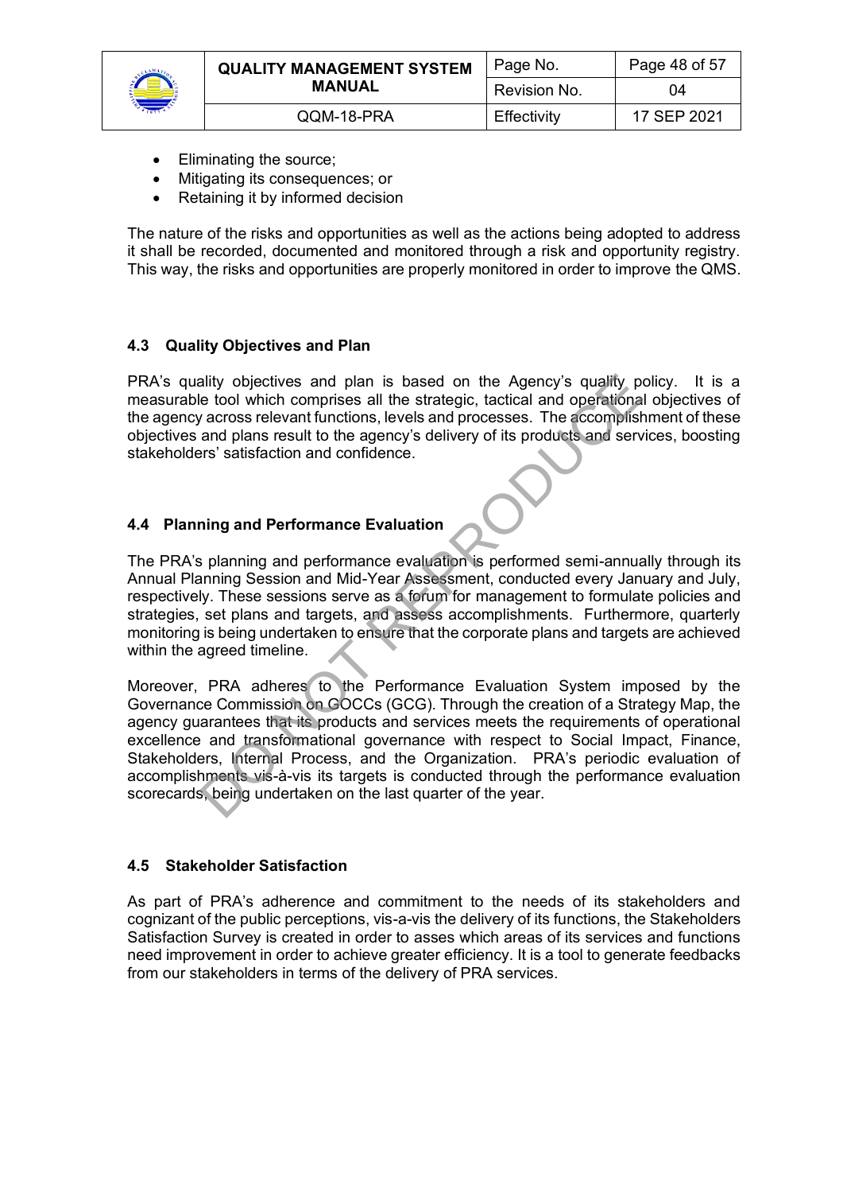- Eliminating the source;
- Mitigating its consequences; or
- Retaining it by informed decision

The nature of the risks and opportunities as well as the actions being adopted to address it shall be recorded, documented and monitored through a risk and opportunity registry. This way, the risks and opportunities are properly monitored in order to improve the QMS.

### 4.3 Quality Objectives and Plan

PRA's quality objectives and plan is based on the Agency's quality policy. It is a measurable tool which comprises all the strategic, tactical and operational objectives of the agency across relevant functions, levels and processes. The accomplishment of these objectives and plans result to the agency's delivery of its products and services, boosting stakeholders' satisfaction and confidence.

### 4.4 Planning and Performance Evaluation

The PRA's planning and performance evaluation is performed semi-annually through its Annual Planning Session and Mid-Year Assessment, conducted every January and July, respectively. These sessions serve as a forum for management to formulate policies and strategies, set plans and targets, and assess accomplishments. Furthermore, quarterly monitoring is being undertaken to ensure that the corporate plans and targets are achieved within the agreed timeline.

Moreover, PRA adheres to the Performance Evaluation System imposed by the Governance Commission on GOCCs (GCG). Through the creation of a Strategy Map, the agency guarantees that its products and services meets the requirements of operational excellence and transformational governance with respect to Social Impact, Finance, Stakeholders, Internal Process, and the Organization. PRA's periodic evaluation of accomplishments vis-à-vis its targets is conducted through the performance evaluation scorecards, being undertaken on the last quarter of the year.

### 4.5 Stakeholder Satisfaction

As part of PRA's adherence and commitment to the needs of its stakeholders and cognizant of the public perceptions, vis-a-vis the delivery of its functions, the Stakeholders Satisfaction Survey is created in order to asses which areas of its services and functions need improvement in order to achieve greater efficiency. It is a tool to generate feedbacks from our stakeholders in terms of the delivery of PRA services.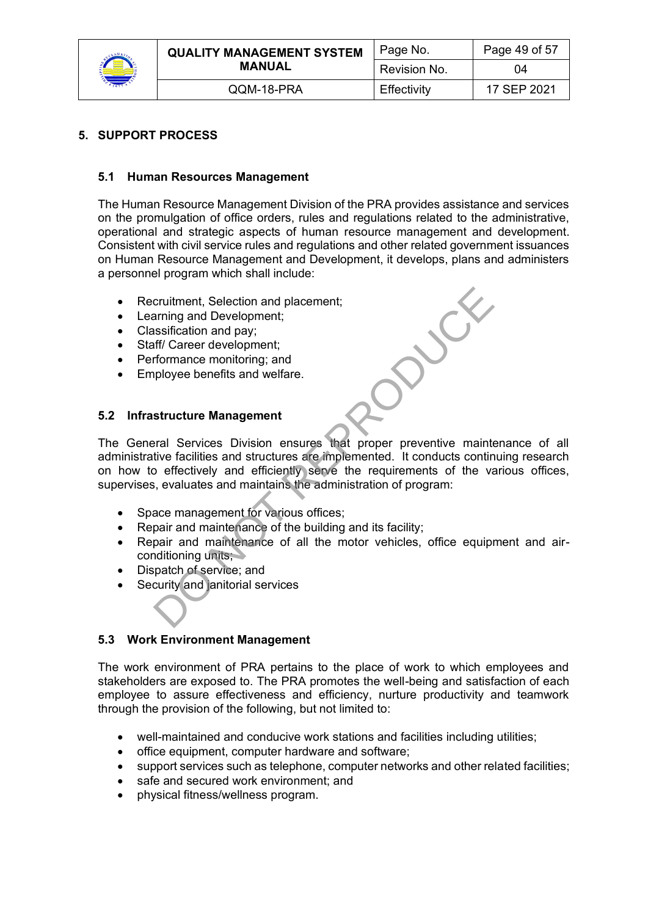## 5. SUPPORT PROCESS

### 5.1 Human Resources Management

The Human Resource Management Division of the PRA provides assistance and services on the promulgation of office orders, rules and regulations related to the administrative, operational and strategic aspects of human resource management and development. Consistent with civil service rules and regulations and other related government issuances on Human Resource Management and Development, it develops, plans and administers a personnel program which shall include:

- Recruitment, Selection and placement;
- Learning and Development;
- Classification and pay;
- Staff/ Career development;
- Performance monitoring; and
- Employee benefits and welfare.

### 5.2 Infrastructure Management

The General Services Division ensures that proper preventive maintenance of all administrative facilities and structures are implemented. It conducts continuing research on how to effectively and efficiently serve the requirements of the various offices, supervises, evaluates and maintains the administration of program:

- Space management for various offices;
- Repair and maintenance of the building and its facility;
- Repair and maintenance of all the motor vehicles, office equipment and air-conditioning units;
- Dispatch of service; and
- Security and janitorial services

### 5.3 Work Environment Management

The work environment of PRA pertains to the place of work to which employees and stakeholders are exposed to. The PRA promotes the well-being and satisfaction of each employee to assure effectiveness and efficiency, nurture productivity and teamwork through the provision of the following, but not limited to:

- well-maintained and conducive work stations and facilities including utilities;
- office equipment, computer hardware and software;
- support services such as telephone, computer networks and other related facilities;
- safe and secured work environment; and
- physical fitness/wellness program.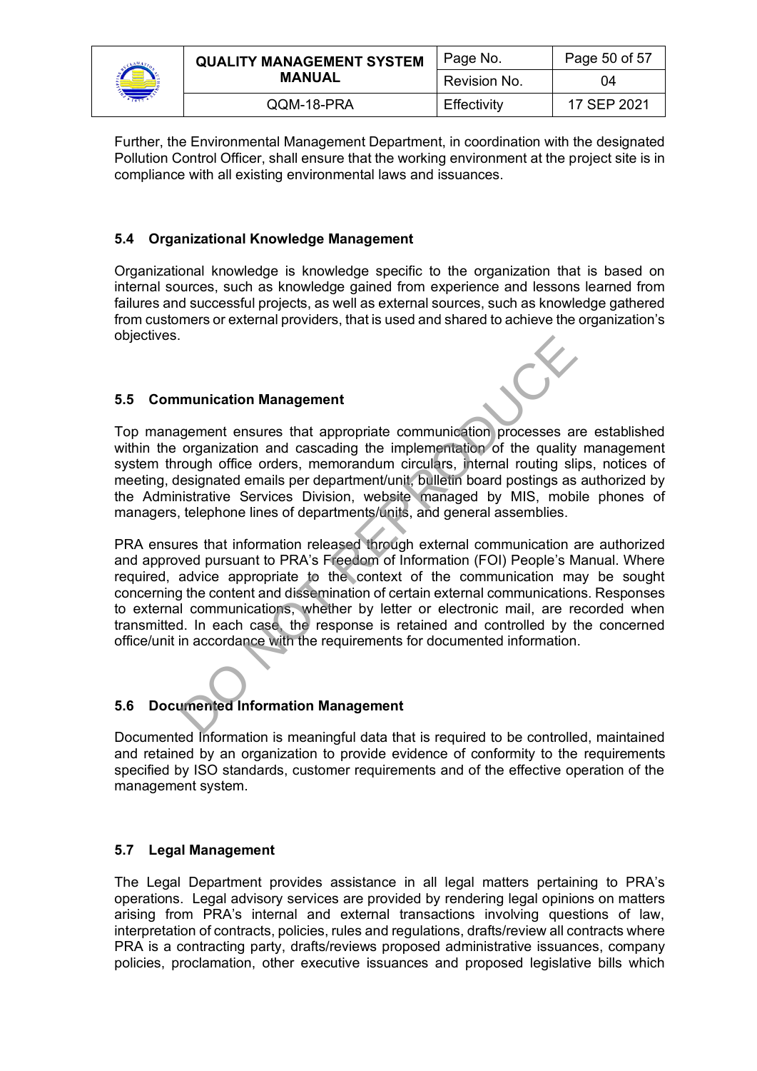Further, the Environmental Management Department, in coordination with the designated Pollution Control Officer, shall ensure that the working environment at the project site is in compliance with all existing environmental laws and issuances.

### 5.4 Organizational Knowledge Management

Organizational knowledge is knowledge specific to the organization that is based on internal sources, such as knowledge gained from experience and lessons learned from failures and successful projects, as well as external sources, such as knowledge gathered from customers or external providers, that is used and shared to achieve the organization's objectives.

### 5.5 Communication Management

Top management ensures that appropriate communication processes are established within the organization and cascading the implementation of the quality management system through office orders, memorandum circulars, internal routing slips, notices of meeting, designated emails per department/unit, bulletin board postings as authorized by the Administrative Services Division, website managed by MIS, mobile phones of managers, telephone lines of departments/units, and general assemblies.

PRA ensures that information released through external communication are authorized and approved pursuant to PRA's Freedom of Information (FOI) People's Manual. Where required, advice appropriate to the context of the communication may be sought concerning the content and dissemination of certain external communications. Responses to external communications, whether by letter or electronic mail, are recorded when transmitted. In each case, the response is retained and controlled by the concerned office/unit in accordance with the requirements for documented information.

### 5.6 Documented Information Management

Documented Information is meaningful data that is required to be controlled, maintained and retained by an organization to provide evidence of conformity to the requirements specified by ISO standards, customer requirements and of the effective operation of the management system.

### 5.7 Legal Management

The Legal Department provides assistance in all legal matters pertaining to PRA's operations. Legal advisory services are provided by rendering legal opinions on matters arising from PRA's internal and external transactions involving questions of law, interpretation of contracts, policies, rules and regulations, drafts/review all contracts where PRA is a contracting party, drafts/reviews proposed administrative issuances, company policies, proclamation, other executive issuances and proposed legislative bills which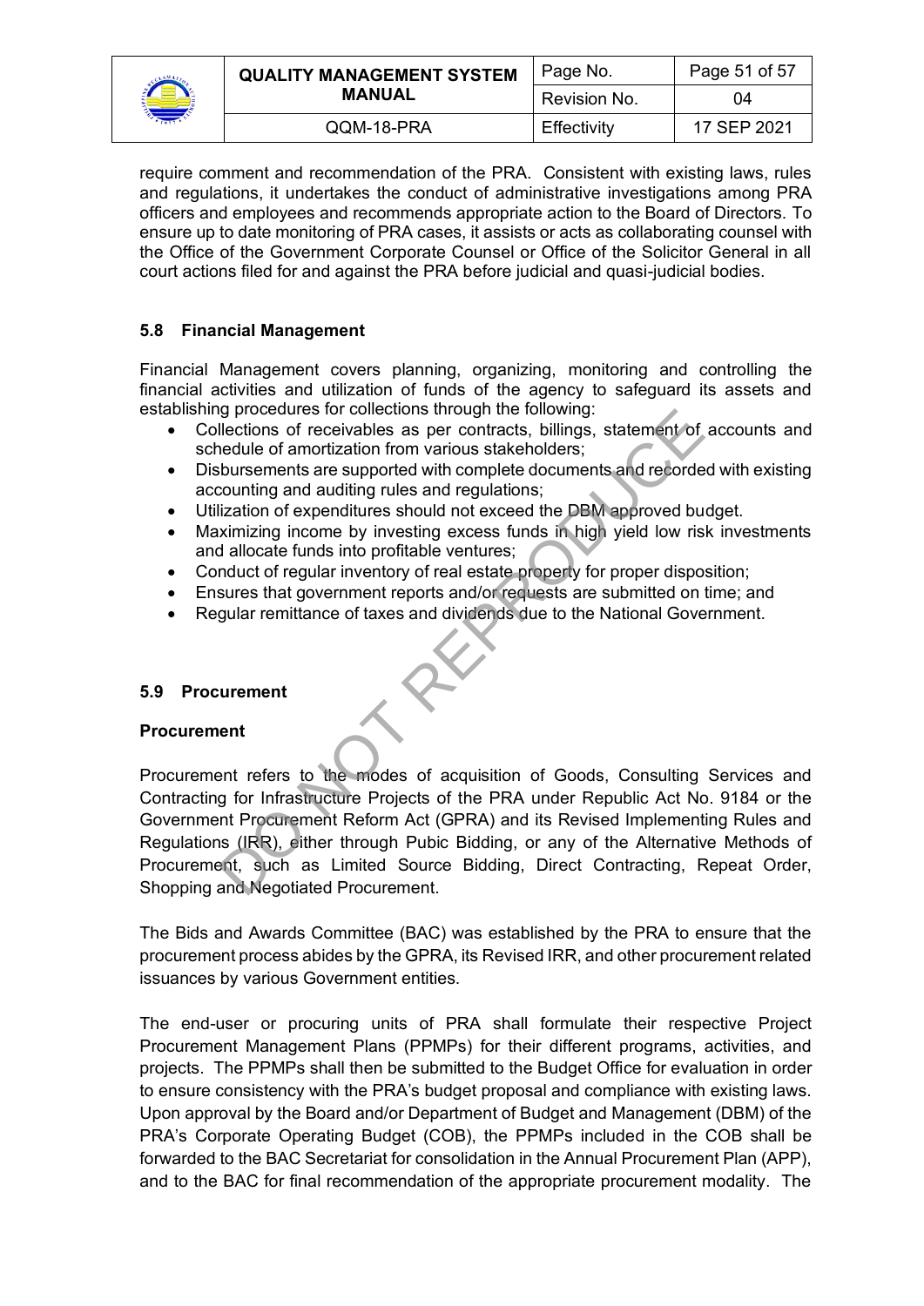require comment and recommendation of the PRA. Consistent with existing laws, rules and regulations, it undertakes the conduct of administrative investigations among PRA officers and employees and recommends appropriate action to the Board of Directors. To ensure up to date monitoring of PRA cases, it assists or acts as collaborating counsel with the Office of the Government Corporate Counsel or Office of the Solicitor General in all court actions filed for and against the PRA before judicial and quasi-judicial bodies.

### 5.8 Financial Management

Financial Management covers planning, organizing, monitoring and controlling the financial activities and utilization of funds of the agency to safeguard its assets and establishing procedures for collections through the following:

- Collections of receivables as per contracts, billings, statement of accounts and schedule of amortization from various stakeholders;
- Disbursements are supported with complete documents and recorded with existing accounting and auditing rules and regulations;
- Utilization of expenditures should not exceed the DBM approved budget.
- Maximizing income by investing excess funds in high yield low risk investments and allocate funds into profitable ventures;
- Conduct of regular inventory of real estate property for proper disposition;
- Ensures that government reports and/or requests are submitted on time; and
- Regular remittance of taxes and dividends due to the National Government.

### 5.9 Procurement

**Procurement**

Procurement refers to the modes of acquisition of Goods, Consulting Services and Contracting for Infrastructure Projects of the PRA under Republic Act No. 9184 or the Government Procurement Reform Act (GPRA) and its Revised Implementing Rules and Regulations (IRR), either through Pubic Bidding, or any of the Alternative Methods of Procurement, such as Limited Source Bidding, Direct Contracting, Repeat Order, Shopping and Negotiated Procurement.

The Bids and Awards Committee (BAC) was established by the PRA to ensure that the procurement process abides by the GPRA, its Revised IRR, and other procurement related issuances by various Government entities.

The end-user or procuring units of PRA shall formulate their respective Project Procurement Management Plans (PPMPs) for their different programs, activities, and projects. The PPMPs shall then be submitted to the Budget Office for evaluation in order to ensure consistency with the PRA's budget proposal and compliance with existing laws. Upon approval by the Board and/or Department of Budget and Management (DBM) of the PRA's Corporate Operating Budget (COB), the PPMPs included in the COB shall be forwarded to the BAC Secretariat for consolidation in the Annual Procurement Plan (APP), and to the BAC for final recommendation of the appropriate procurement modality. The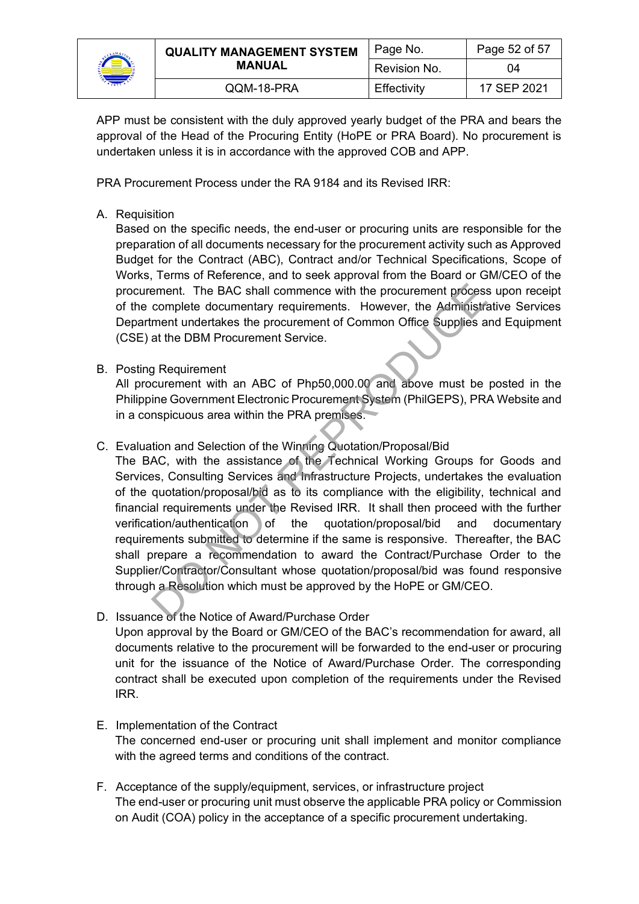APP must be consistent with the duly approved yearly budget of the PRA and bears the approval of the Head of the Procuring Entity (HoPE or PRA Board). No procurement is undertaken unless it is in accordance with the approved COB and APP.

PRA Procurement Process under the RA 9184 and its Revised IRR:

A. Requisition

   Based on the specific needs, the end-user or procuring units are responsible for the preparation of all documents necessary for the procurement activity such as Approved Budget for the Contract (ABC), Contract and/or Technical Specifications, Scope of Works, Terms of Reference, and to seek approval from the Board or GM/CEO of the procurement. The BAC shall commence with the procurement process upon receipt of the complete documentary requirements. However, the Administrative Services Department undertakes the procurement of Common Office Supplies and Equipment (CSE) at the DBM Procurement Service.

B. Posting Requirement

   All procurement with an ABC of Php50,000.00 and above must be posted in the Philippine Government Electronic Procurement System (PhilGEPS), PRA Website and in a conspicuous area within the PRA premises.

C. Evaluation and Selection of the Winning Quotation/Proposal/Bid

   The BAC, with the assistance of the Technical Working Groups for Goods and Services, Consulting Services and Infrastructure Projects, undertakes the evaluation of the quotation/proposal/bid as to its compliance with the eligibility, technical and financial requirements under the Revised IRR. It shall then proceed with the further verification/authentication of the quotation/proposal/bid and documentary requirements submitted to determine if the same is responsive. Thereafter, the BAC shall prepare a recommendation to award the Contract/Purchase Order to the Supplier/Contractor/Consultant whose quotation/proposal/bid was found responsive through a Resolution which must be approved by the HoPE or GM/CEO.

D. Issuance of the Notice of Award/Purchase Order

   Upon approval by the Board or GM/CEO of the BAC's recommendation for award, all documents relative to the procurement will be forwarded to the end-user or procuring unit for the issuance of the Notice of Award/Purchase Order. The corresponding contract shall be executed upon completion of the requirements under the Revised IRR.

E. Implementation of the Contract

   The concerned end-user or procuring unit shall implement and monitor compliance with the agreed terms and conditions of the contract.

F. Acceptance of the supply/equipment, services, or infrastructure project

   The end-user or procuring unit must observe the applicable PRA policy or Commission on Audit (COA) policy in the acceptance of a specific procurement undertaking.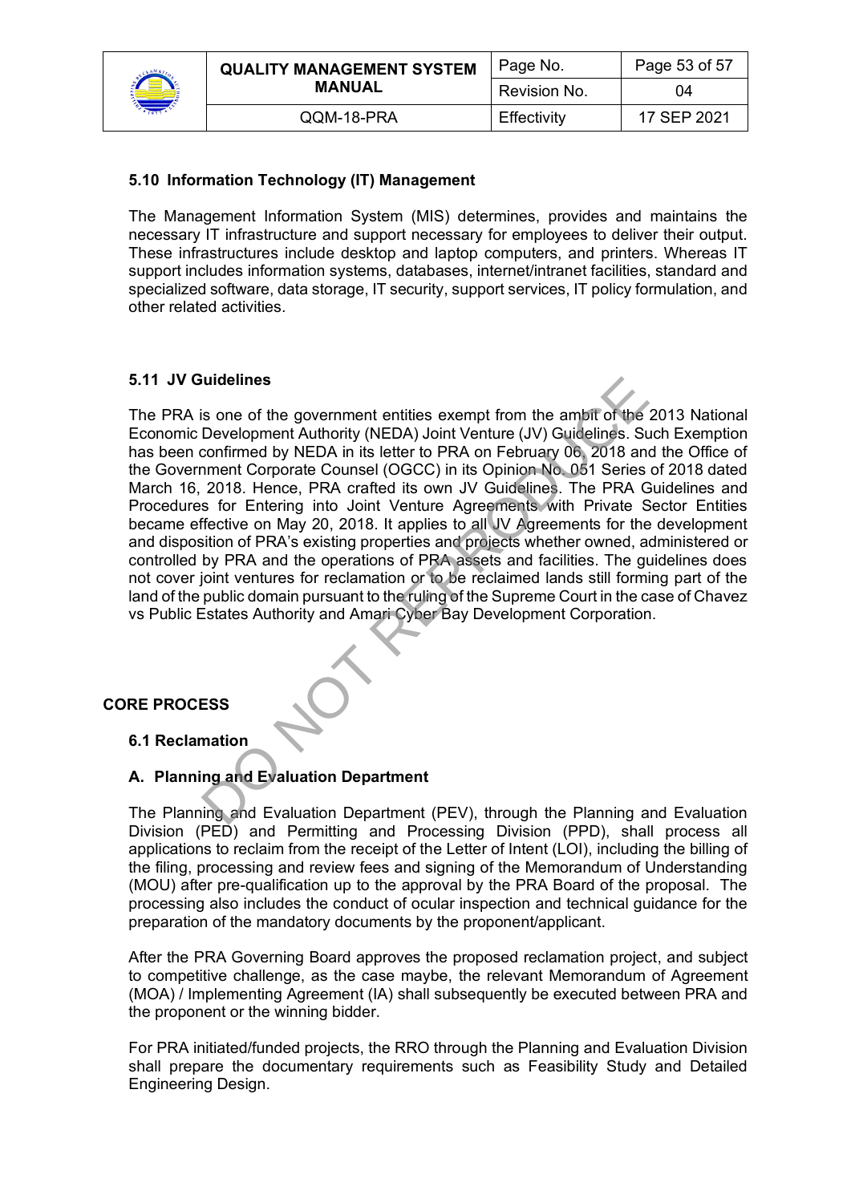### 5.10 Information Technology (IT) Management

The Management Information System (MIS) determines, provides and maintains the necessary IT infrastructure and support necessary for employees to deliver their output. These infrastructures include desktop and laptop computers, and printers. Whereas IT support includes information systems, databases, internet/intranet facilities, standard and specialized software, data storage, IT security, support services, IT policy formulation, and other related activities.

### 5.11 JV Guidelines

The PRA is one of the government entities exempt from the ambit of the 2013 National Economic Development Authority (NEDA) Joint Venture (JV) Guidelines. Such Exemption has been confirmed by NEDA in its letter to PRA on February 06, 2018 and the Office of the Government Corporate Counsel (OGCC) in its Opinion No. 051 Series of 2018 dated March 16, 2018. Hence, PRA crafted its own JV Guidelines. The PRA Guidelines and Procedures for Entering into Joint Venture Agreements with Private Sector Entities became effective on May 20, 2018. It applies to all JV Agreements for the development and disposition of PRA's existing properties and projects whether owned, administered or controlled by PRA and the operations of PRA assets and facilities. The guidelines does not cover joint ventures for reclamation or to be reclaimed lands still forming part of the land of the public domain pursuant to the ruling of the Supreme Court in the case of Chavez vs Public Estates Authority and Amari Cyber Bay Development Corporation.

## CORE PROCESS

### 6.1 Reclamation

#### A. Planning and Evaluation Department

The Planning and Evaluation Department (PEV), through the Planning and Evaluation Division (PED) and Permitting and Processing Division (PPD), shall process all applications to reclaim from the receipt of the Letter of Intent (LOI), including the billing of the filing, processing and review fees and signing of the Memorandum of Understanding (MOU) after pre-qualification up to the approval by the PRA Board of the proposal. The processing also includes the conduct of ocular inspection and technical guidance for the preparation of the mandatory documents by the proponent/applicant.

After the PRA Governing Board approves the proposed reclamation project, and subject to competitive challenge, as the case maybe, the relevant Memorandum of Agreement (MOA) / Implementing Agreement (IA) shall subsequently be executed between PRA and the proponent or the winning bidder.

For PRA initiated/funded projects, the RRO through the Planning and Evaluation Division shall prepare the documentary requirements such as Feasibility Study and Detailed Engineering Design.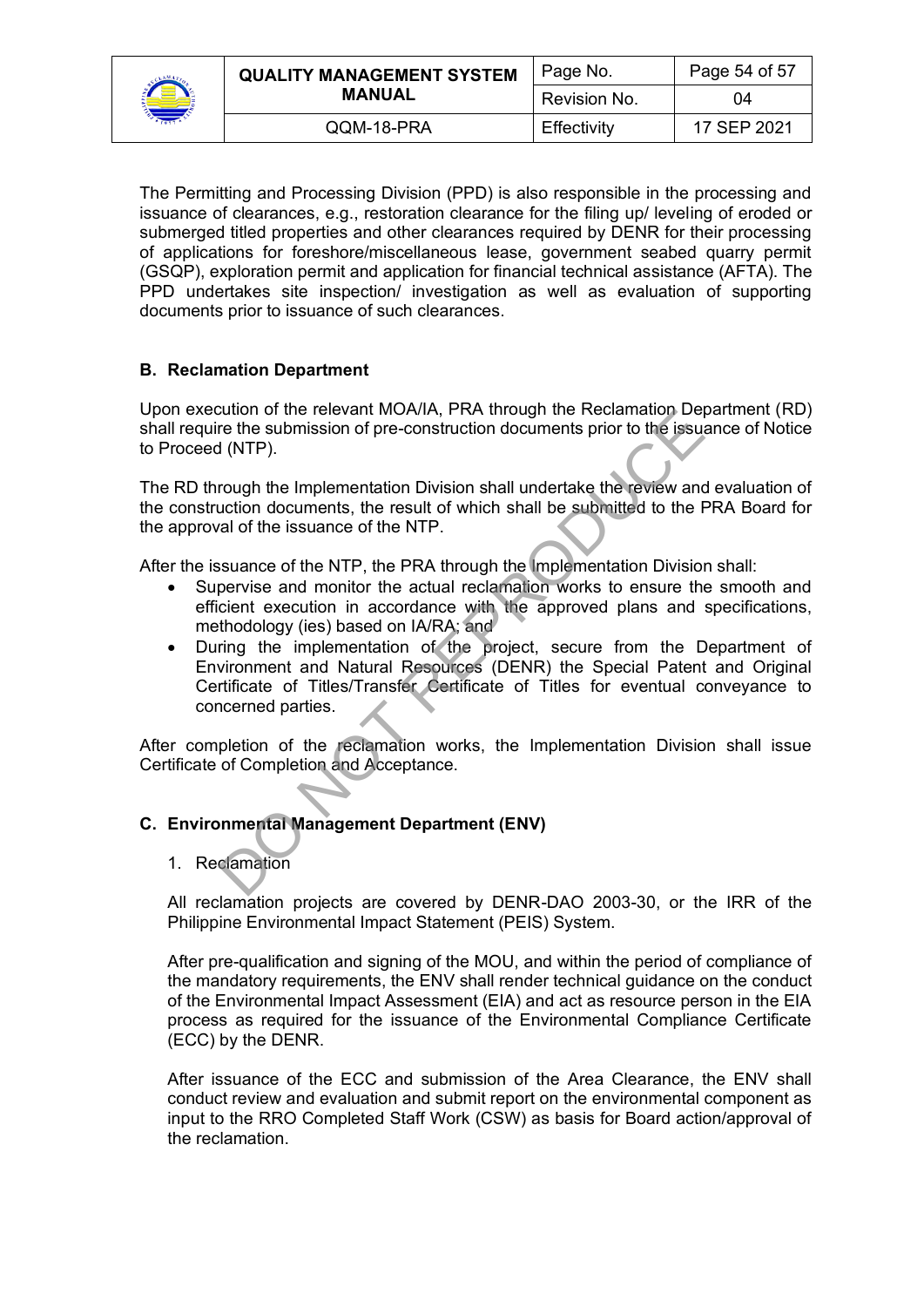The Permitting and Processing Division (PPD) is also responsible in the processing and issuance of clearances, e.g., restoration clearance for the filing up/ leveling of eroded or submerged titled properties and other clearances required by DENR for their processing of applications for foreshore/miscellaneous lease, government seabed quarry permit (GSQP), exploration permit and application for financial technical assistance (AFTA). The PPD undertakes site inspection/ investigation as well as evaluation of supporting documents prior to issuance of such clearances.

**B. Reclamation Department**

Upon execution of the relevant MOA/IA, PRA through the Reclamation Department (RD) shall require the submission of pre-construction documents prior to the issuance of Notice to Proceed (NTP).

The RD through the Implementation Division shall undertake the review and evaluation of the construction documents, the result of which shall be submitted to the PRA Board for the approval of the issuance of the NTP.

After the issuance of the NTP, the PRA through the Implementation Division shall:

- Supervise and monitor the actual reclamation works to ensure the smooth and efficient execution in accordance with the approved plans and specifications, methodology (ies) based on IA/RA; and
- During the implementation of the project, secure from the Department of Environment and Natural Resources (DENR) the Special Patent and Original Certificate of Titles/Transfer Certificate of Titles for eventual conveyance to concerned parties.

After completion of the reclamation works, the Implementation Division shall issue Certificate of Completion and Acceptance.

**C. Environmental Management Department (ENV)**

1. Reclamation

All reclamation projects are covered by DENR-DAO 2003-30, or the IRR of the Philippine Environmental Impact Statement (PEIS) System.

After pre-qualification and signing of the MOU, and within the period of compliance of the mandatory requirements, the ENV shall render technical guidance on the conduct of the Environmental Impact Assessment (EIA) and act as resource person in the EIA process as required for the issuance of the Environmental Compliance Certificate (ECC) by the DENR.

After issuance of the ECC and submission of the Area Clearance, the ENV shall conduct review and evaluation and submit report on the environmental component as input to the RRO Completed Staff Work (CSW) as basis for Board action/approval of the reclamation.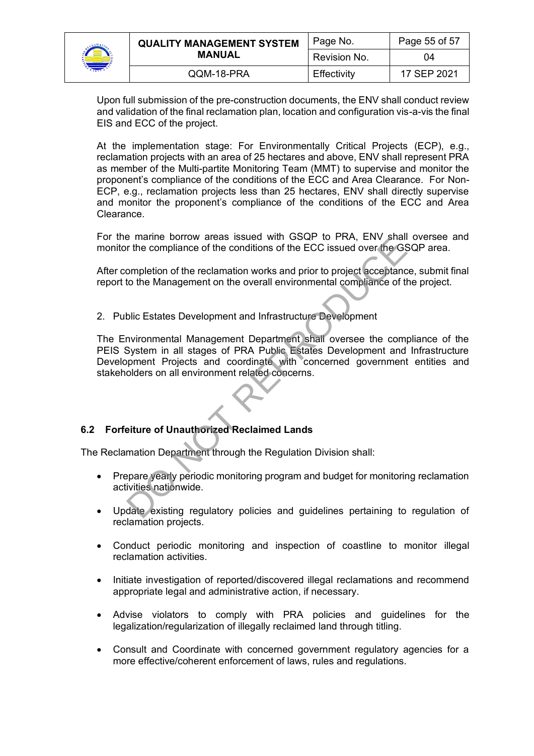Upon full submission of the pre-construction documents, the ENV shall conduct review and validation of the final reclamation plan, location and configuration vis-a-vis the final EIS and ECC of the project.

At the implementation stage: For Environmentally Critical Projects (ECP), e.g., reclamation projects with an area of 25 hectares and above, ENV shall represent PRA as member of the Multi-partite Monitoring Team (MMT) to supervise and monitor the proponent's compliance of the conditions of the ECC and Area Clearance. For Non-ECP, e.g., reclamation projects less than 25 hectares, ENV shall directly supervise and monitor the proponent's compliance of the conditions of the ECC and Area Clearance.

For the marine borrow areas issued with GSQP to PRA, ENV shall oversee and monitor the compliance of the conditions of the ECC issued over the GSQP area.

After completion of the reclamation works and prior to project acceptance, submit final report to the Management on the overall environmental compliance of the project.

2. Public Estates Development and Infrastructure Development

The Environmental Management Department shall oversee the compliance of the PEIS System in all stages of PRA Public Estates Development and Infrastructure Development Projects and coordinate with concerned government entities and stakeholders on all environment related concerns.

### 6.2 Forfeiture of Unauthorized Reclaimed Lands

The Reclamation Department through the Regulation Division shall:

- Prepare yearly periodic monitoring program and budget for monitoring reclamation activities nationwide.
- Update existing regulatory policies and guidelines pertaining to regulation of reclamation projects.
- Conduct periodic monitoring and inspection of coastline to monitor illegal reclamation activities.
- Initiate investigation of reported/discovered illegal reclamations and recommend appropriate legal and administrative action, if necessary.
- Advise violators to comply with PRA policies and guidelines for the legalization/regularization of illegally reclaimed land through titling.
- Consult and Coordinate with concerned government regulatory agencies for a more effective/coherent enforcement of laws, rules and regulations.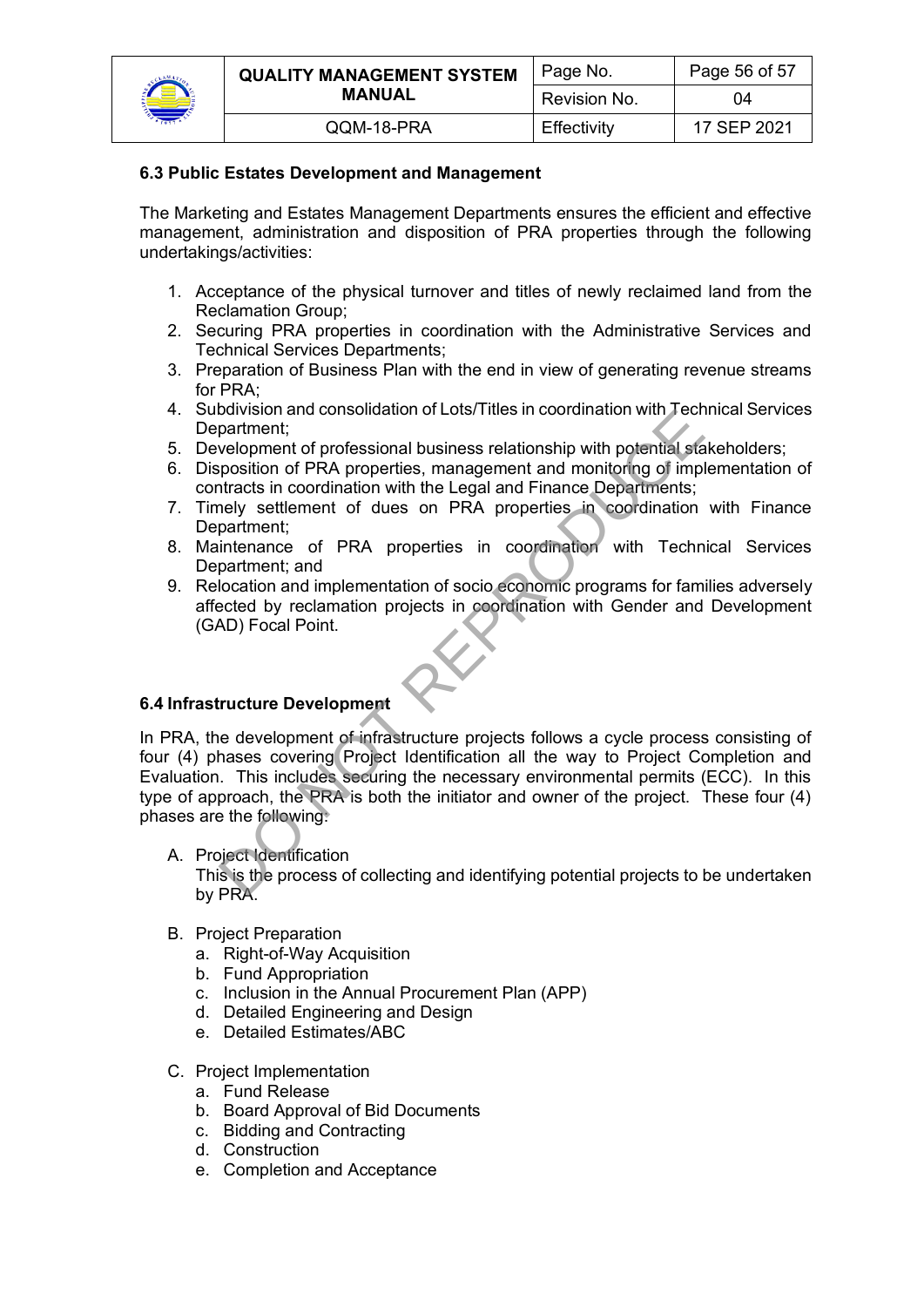### 6.3 Public Estates Development and Management

The Marketing and Estates Management Departments ensures the efficient and effective management, administration and disposition of PRA properties through the following undertakings/activities:

1. Acceptance of the physical turnover and titles of newly reclaimed land from the Reclamation Group;
2. Securing PRA properties in coordination with the Administrative Services and Technical Services Departments;
3. Preparation of Business Plan with the end in view of generating revenue streams for PRA;
4. Subdivision and consolidation of Lots/Titles in coordination with Technical Services Department;
5. Development of professional business relationship with potential stakeholders;
6. Disposition of PRA properties, management and monitoring of implementation of contracts in coordination with the Legal and Finance Departments;
7. Timely settlement of dues on PRA properties in coordination with Finance Department;
8. Maintenance of PRA properties in coordination with Technical Services Department; and
9. Relocation and implementation of socio economic programs for families adversely affected by reclamation projects in coordination with Gender and Development (GAD) Focal Point.

### 6.4 Infrastructure Development

In PRA, the development of infrastructure projects follows a cycle process consisting of four (4) phases covering Project Identification all the way to Project Completion and Evaluation. This includes securing the necessary environmental permits (ECC). In this type of approach, the PRA is both the initiator and owner of the project. These four (4) phases are the following:

A. Project Identification
   This is the process of collecting and identifying potential projects to be undertaken by PRA.

B. Project Preparation
   a. Right-of-Way Acquisition
   b. Fund Appropriation
   c. Inclusion in the Annual Procurement Plan (APP)
   d. Detailed Engineering and Design
   e. Detailed Estimates/ABC

C. Project Implementation
   a. Fund Release
   b. Board Approval of Bid Documents
   c. Bidding and Contracting
   d. Construction
   e. Completion and Acceptance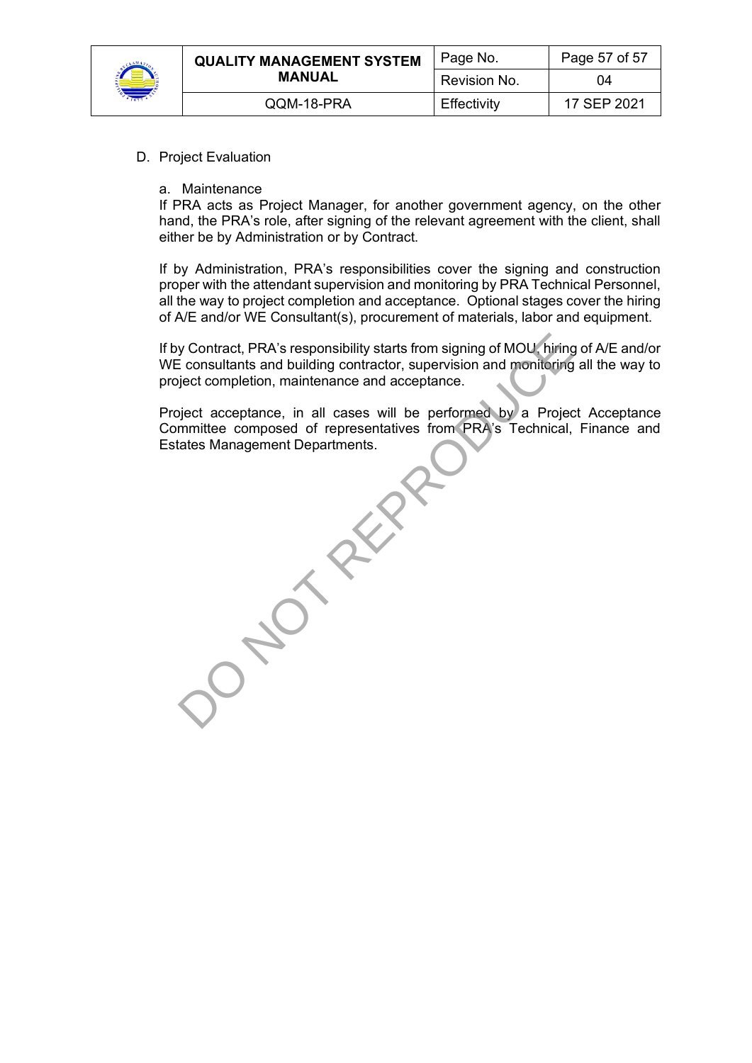D. Project Evaluation

a. Maintenance

If PRA acts as Project Manager, for another government agency, on the other hand, the PRA's role, after signing of the relevant agreement with the client, shall either be by Administration or by Contract.

If by Administration, PRA's responsibilities cover the signing and construction proper with the attendant supervision and monitoring by PRA Technical Personnel, all the way to project completion and acceptance. Optional stages cover the hiring of A/E and/or WE Consultant(s), procurement of materials, labor and equipment.

If by Contract, PRA's responsibility starts from signing of MOU, hiring of A/E and/or WE consultants and building contractor, supervision and monitoring all the way to project completion, maintenance and acceptance.

Project acceptance, in all cases will be performed by a Project Acceptance Committee composed of representatives from PRA's Technical, Finance and Estates Management Departments.